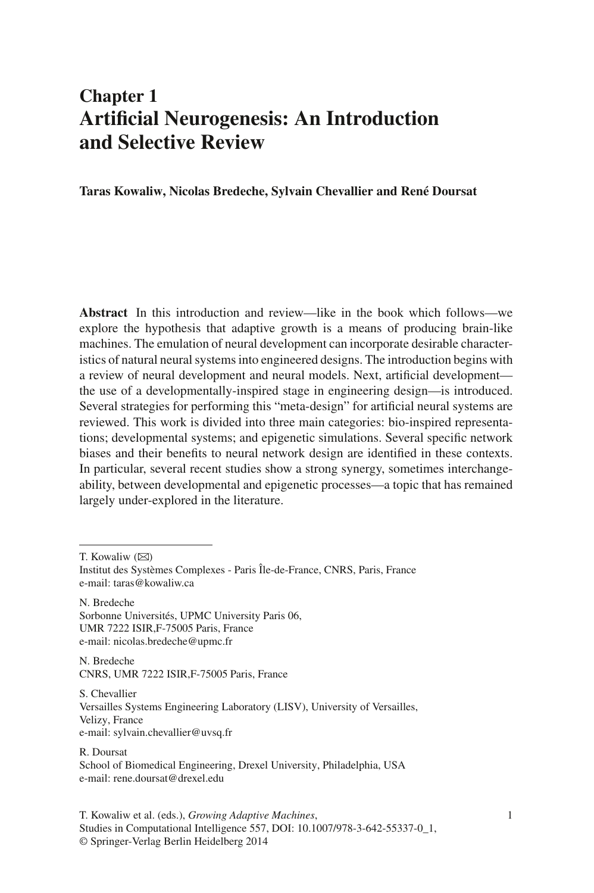# Chapter 1
# Artificial Neurogenesis: An Introduction and Selective Review

**Taras Kowaliw, Nicolas Bredeche, Sylvain Chevallier and René Doursat**

**Abstract** In this introduction and review—like in the book which follows—we explore the hypothesis that adaptive growth is a means of producing brain-like machines. The emulation of neural development can incorporate desirable characteristics of natural neural systems into engineered designs. The introduction begins with a review of neural development and neural models. Next, artificial development—the use of a developmentally-inspired stage in engineering design—is introduced. Several strategies for performing this "meta-design" for artificial neural systems are reviewed. This work is divided into three main categories: bio-inspired representations; developmental systems; and epigenetic simulations. Several specific network biases and their benefits to neural network design are identified in these contexts. In particular, several recent studies show a strong synergy, sometimes interchangeability, between developmental and epigenetic processes—a topic that has remained largely under-explored in the literature.

---

T. Kowaliw (✉)
Institut des Systèmes Complexes - Paris Île-de-France, CNRS, Paris, France
e-mail: taras@kowaliw.ca

N. Bredeche
Sorbonne Universités, UPMC University Paris 06,
UMR 7222 ISIR,F-75005 Paris, France
e-mail: nicolas.bredeche@upmc.fr

N. Bredeche
CNRS, UMR 7222 ISIR,F-75005 Paris, France

S. Chevallier
Versailles Systems Engineering Laboratory (LISV), University of Versailles,
Velizy, France
e-mail: sylvain.chevallier@uvsq.fr

R. Doursat
School of Biomedical Engineering, Drexel University, Philadelphia, USA
e-mail: rene.doursat@drexel.edu

T. Kowaliw et al. (eds.), *Growing Adaptive Machines*,
Studies in Computational Intelligence 557, DOI: 10.1007/978-3-642-55337-0_1,
© Springer-Verlag Berlin Heidelberg 2014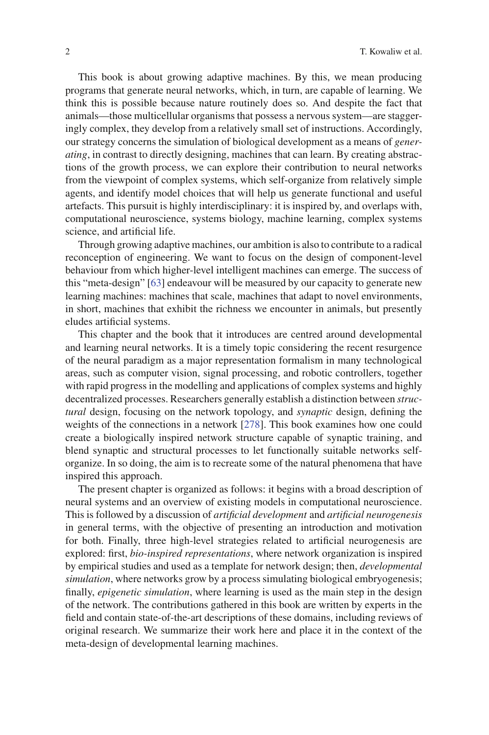This book is about growing adaptive machines. By this, we mean producing programs that generate neural networks, which, in turn, are capable of learning. We think this is possible because nature routinely does so. And despite the fact that animals—those multicellular organisms that possess a nervous system—are staggeringly complex, they develop from a relatively small set of instructions. Accordingly, our strategy concerns the simulation of biological development as a means of *generating*, in contrast to directly designing, machines that can learn. By creating abstractions of the growth process, we can explore their contribution to neural networks from the viewpoint of complex systems, which self-organize from relatively simple agents, and identify model choices that will help us generate functional and useful artefacts. This pursuit is highly interdisciplinary: it is inspired by, and overlaps with, computational neuroscience, systems biology, machine learning, complex systems science, and artificial life.

Through growing adaptive machines, our ambition is also to contribute to a radical reconception of engineering. We want to focus on the design of component-level behaviour from which higher-level intelligent machines can emerge. The success of this "meta-design" [63] endeavour will be measured by our capacity to generate new learning machines: machines that scale, machines that adapt to novel environments, in short, machines that exhibit the richness we encounter in animals, but presently eludes artificial systems.

This chapter and the book that it introduces are centred around developmental and learning neural networks. It is a timely topic considering the recent resurgence of the neural paradigm as a major representation formalism in many technological areas, such as computer vision, signal processing, and robotic controllers, together with rapid progress in the modelling and applications of complex systems and highly decentralized processes. Researchers generally establish a distinction between *structural* design, focusing on the network topology, and *synaptic* design, defining the weights of the connections in a network [278]. This book examines how one could create a biologically inspired network structure capable of synaptic training, and blend synaptic and structural processes to let functionally suitable networks self-organize. In so doing, the aim is to recreate some of the natural phenomena that have inspired this approach.

The present chapter is organized as follows: it begins with a broad description of neural systems and an overview of existing models in computational neuroscience. This is followed by a discussion of *artificial development* and *artificial neurogenesis* in general terms, with the objective of presenting an introduction and motivation for both. Finally, three high-level strategies related to artificial neurogenesis are explored: first, *bio-inspired representations*, where network organization is inspired by empirical studies and used as a template for network design; then, *developmental simulation*, where networks grow by a process simulating biological embryogenesis; finally, *epigenetic simulation*, where learning is used as the main step in the design of the network. The contributions gathered in this book are written by experts in the field and contain state-of-the-art descriptions of these domains, including reviews of original research. We summarize their work here and place it in the context of the meta-design of developmental learning machines.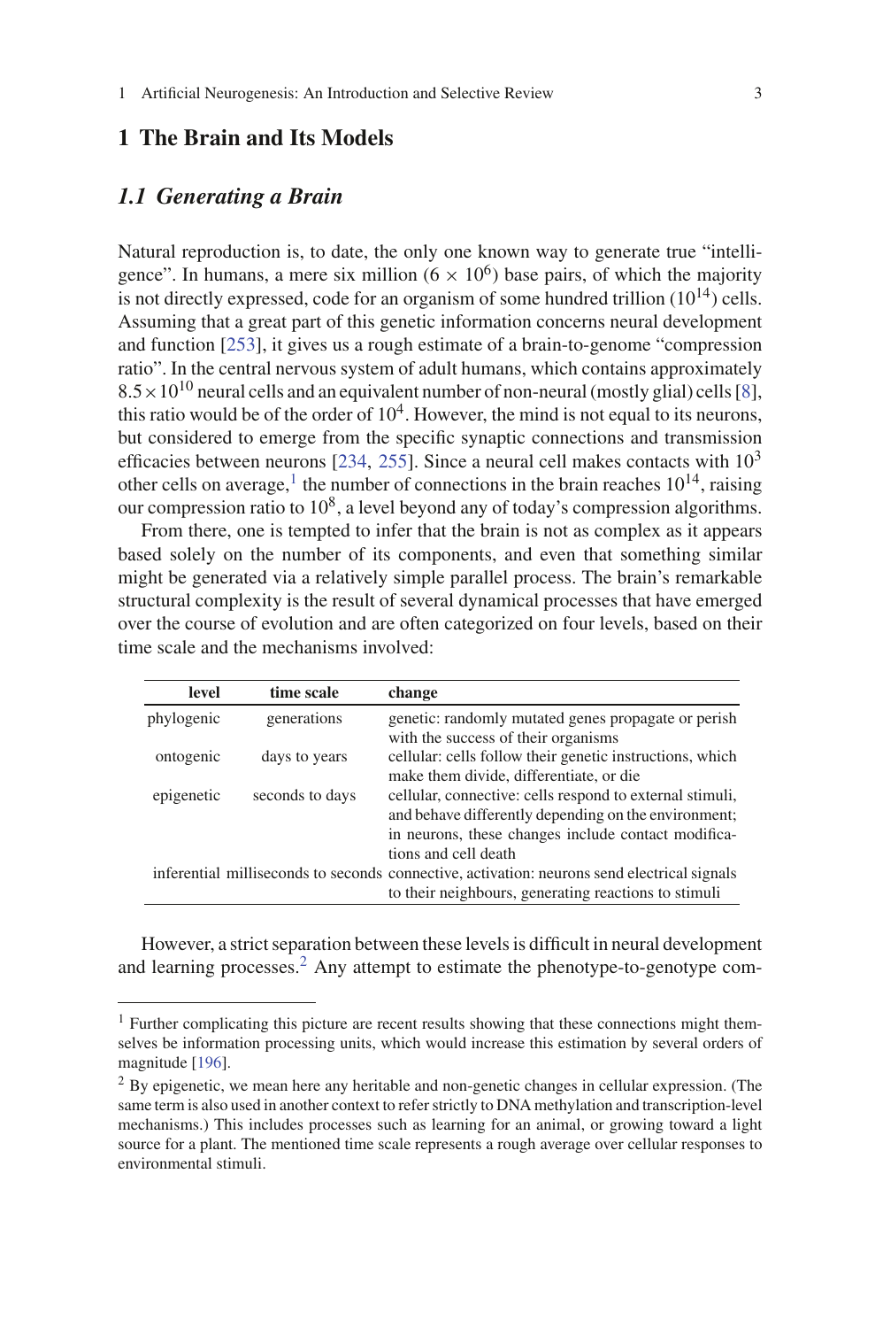# 1 The Brain and Its Models

## 1.1 Generating a Brain

Natural reproduction is, to date, the only one known way to generate true "intelligence". In humans, a mere six million ($6 \times 10^6$) base pairs, of which the majority is not directly expressed, code for an organism of some hundred trillion ($10^{14}$) cells. Assuming that a great part of this genetic information concerns neural development and function [253], it gives us a rough estimate of a brain-to-genome "compression ratio". In the central nervous system of adult humans, which contains approximately $8.5 \times 10^{10}$ neural cells and an equivalent number of non-neural (mostly glial) cells [8], this ratio would be of the order of $10^4$. However, the mind is not equal to its neurons, but considered to emerge from the specific synaptic connections and transmission efficacies between neurons [234, 255]. Since a neural cell makes contacts with $10^3$ other cells on average,[1] the number of connections in the brain reaches $10^{14}$, raising our compression ratio to $10^8$, a level beyond any of today's compression algorithms.

From there, one is tempted to infer that the brain is not as complex as it appears based solely on the number of its components, and even that something similar might be generated via a relatively simple parallel process. The brain's remarkable structural complexity is the result of several dynamical processes that have emerged over the course of evolution and are often categorized on four levels, based on their time scale and the mechanisms involved:

| level | time scale | change |
|---|---|---|
| phylogenic | generations | genetic: randomly mutated genes propagate or perish with the success of their organisms |
| ontogenic | days to years | cellular: cells follow their genetic instructions, which make them divide, differentiate, or die |
| epigenetic | seconds to days | cellular, connective: cells respond to external stimuli, and behave differently depending on the environment; in neurons, these changes include contact modifications and cell death |
| inferential | milliseconds to seconds | connective, activation: neurons send electrical signals to their neighbours, generating reactions to stimuli |

However, a strict separation between these levels is difficult in neural development and learning processes.[2] Any attempt to estimate the phenotype-to-genotype com-

---

[1] Further complicating this picture are recent results showing that these connections might themselves be information processing units, which would increase this estimation by several orders of magnitude [196].

[2] By epigenetic, we mean here any heritable and non-genetic changes in cellular expression. (The same term is also used in another context to refer strictly to DNA methylation and transcription-level mechanisms.) This includes processes such as learning for an animal, or growing toward a light source for a plant. The mentioned time scale represents a rough average over cellular responses to environmental stimuli.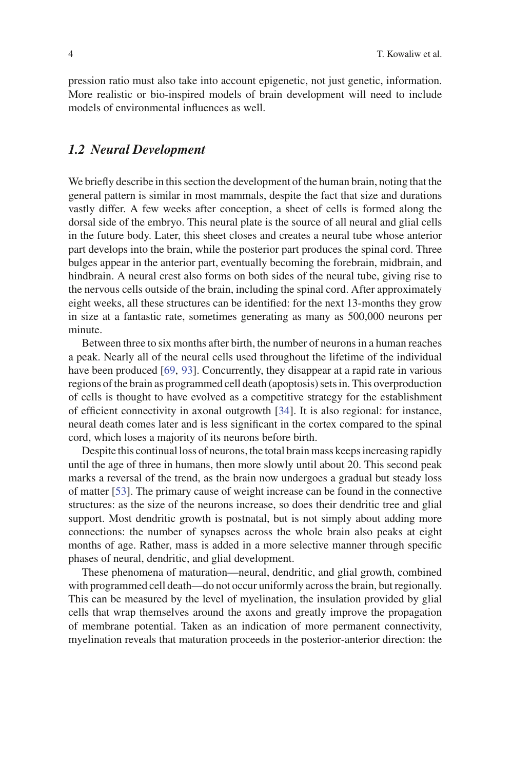pression ratio must also take into account epigenetic, not just genetic, information. More realistic or bio-inspired models of brain development will need to include models of environmental influences as well.

## *1.2 Neural Development*

We briefly describe in this section the development of the human brain, noting that the general pattern is similar in most mammals, despite the fact that size and durations vastly differ. A few weeks after conception, a sheet of cells is formed along the dorsal side of the embryo. This neural plate is the source of all neural and glial cells in the future body. Later, this sheet closes and creates a neural tube whose anterior part develops into the brain, while the posterior part produces the spinal cord. Three bulges appear in the anterior part, eventually becoming the forebrain, midbrain, and hindbrain. A neural crest also forms on both sides of the neural tube, giving rise to the nervous cells outside of the brain, including the spinal cord. After approximately eight weeks, all these structures can be identified: for the next 13-months they grow in size at a fantastic rate, sometimes generating as many as 500,000 neurons per minute.

Between three to six months after birth, the number of neurons in a human reaches a peak. Nearly all of the neural cells used throughout the lifetime of the individual have been produced [69, 93]. Concurrently, they disappear at a rapid rate in various regions of the brain as programmed cell death (apoptosis) sets in. This overproduction of cells is thought to have evolved as a competitive strategy for the establishment of efficient connectivity in axonal outgrowth [34]. It is also regional: for instance, neural death comes later and is less significant in the cortex compared to the spinal cord, which loses a majority of its neurons before birth.

Despite this continual loss of neurons, the total brain mass keeps increasing rapidly until the age of three in humans, then more slowly until about 20. This second peak marks a reversal of the trend, as the brain now undergoes a gradual but steady loss of matter [53]. The primary cause of weight increase can be found in the connective structures: as the size of the neurons increase, so does their dendritic tree and glial support. Most dendritic growth is postnatal, but is not simply about adding more connections: the number of synapses across the whole brain also peaks at eight months of age. Rather, mass is added in a more selective manner through specific phases of neural, dendritic, and glial development.

These phenomena of maturation—neural, dendritic, and glial growth, combined with programmed cell death—do not occur uniformly across the brain, but regionally. This can be measured by the level of myelination, the insulation provided by glial cells that wrap themselves around the axons and greatly improve the propagation of membrane potential. Taken as an indication of more permanent connectivity, myelination reveals that maturation proceeds in the posterior-anterior direction: the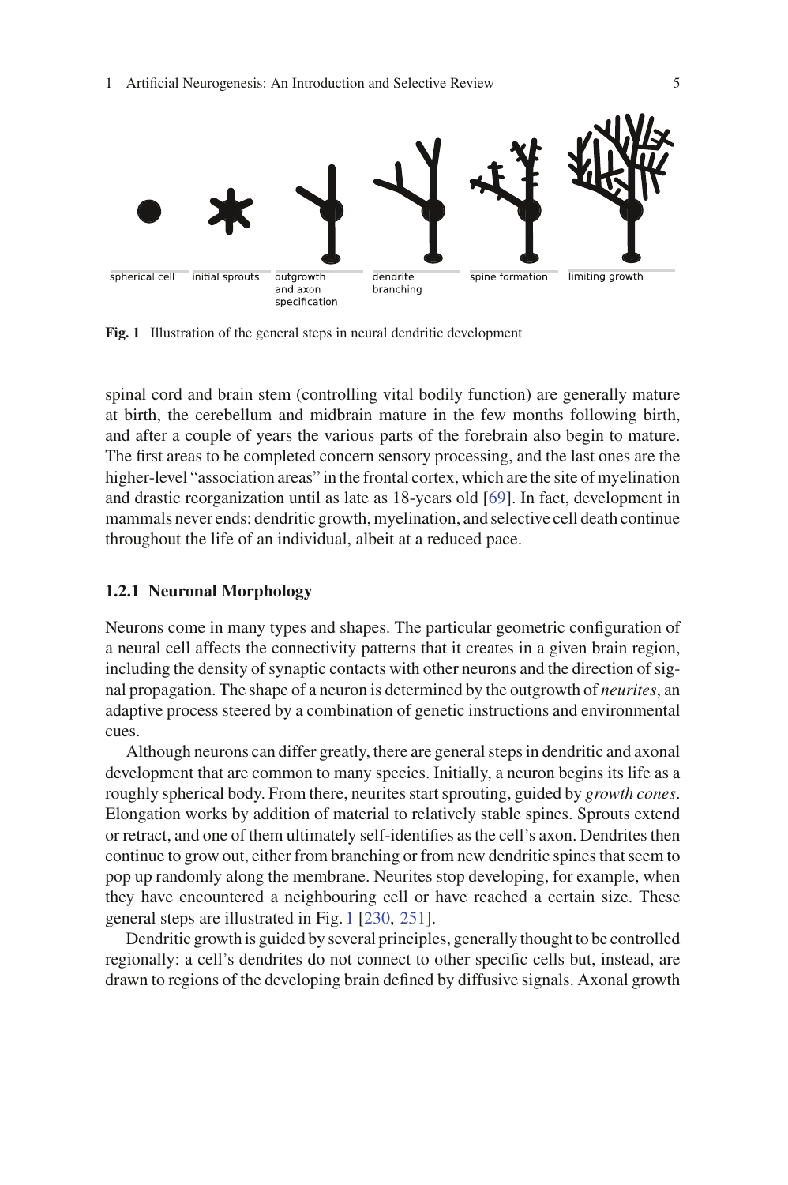spherical cell initial sprouts outgrowth and axon specification dendrite branching spine formation limiting growth

**Fig. 1** Illustration of the general steps in neural dendritic development

spinal cord and brain stem (controlling vital bodily function) are generally mature at birth, the cerebellum and midbrain mature in the few months following birth, and after a couple of years the various parts of the forebrain also begin to mature. The first areas to be completed concern sensory processing, and the last ones are the higher-level "association areas" in the frontal cortex, which are the site of myelination and drastic reorganization until as late as 18-years old [69]. In fact, development in mammals never ends: dendritic growth, myelination, and selective cell death continue throughout the life of an individual, albeit at a reduced pace.

### 1.2.1 Neuronal Morphology

Neurons come in many types and shapes. The particular geometric configuration of a neural cell affects the connectivity patterns that it creates in a given brain region, including the density of synaptic contacts with other neurons and the direction of signal propagation. The shape of a neuron is determined by the outgrowth of *neurites*, an adaptive process steered by a combination of genetic instructions and environmental cues.

Although neurons can differ greatly, there are general steps in dendritic and axonal development that are common to many species. Initially, a neuron begins its life as a roughly spherical body. From there, neurites start sprouting, guided by *growth cones*. Elongation works by addition of material to relatively stable spines. Sprouts extend or retract, and one of them ultimately self-identifies as the cell's axon. Dendrites then continue to grow out, either from branching or from new dendritic spines that seem to pop up randomly along the membrane. Neurites stop developing, for example, when they have encountered a neighbouring cell or have reached a certain size. These general steps are illustrated in Fig. 1 [230, 251].

Dendritic growth is guided by several principles, generally thought to be controlled regionally: a cell's dendrites do not connect to other specific cells but, instead, are drawn to regions of the developing brain defined by diffusive signals. Axonal growth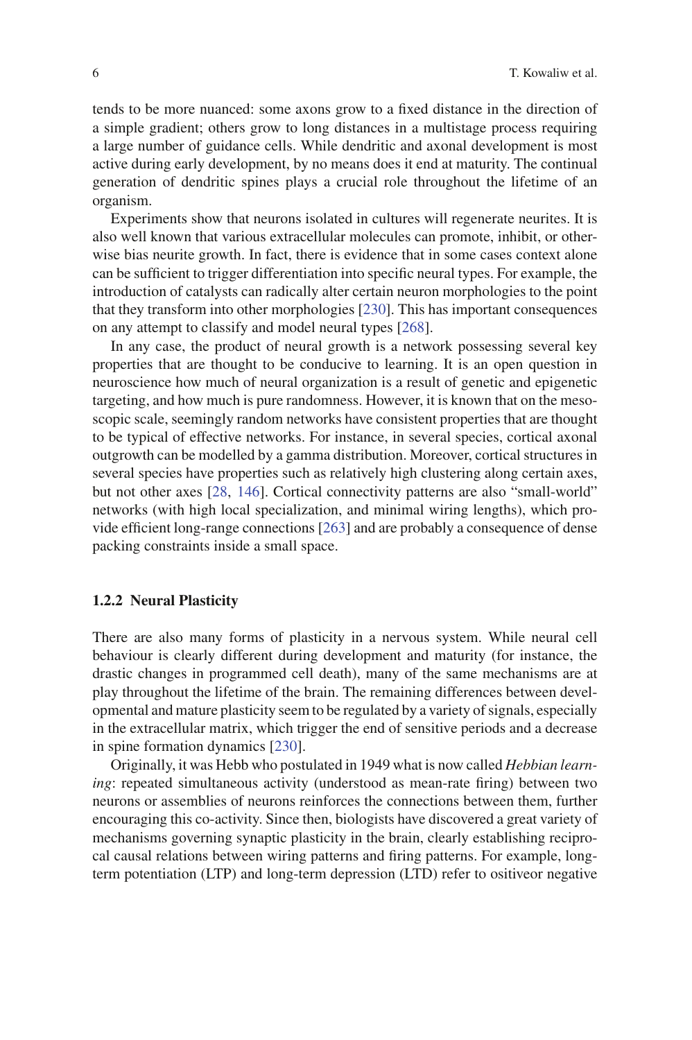tends to be more nuanced: some axons grow to a fixed distance in the direction of a simple gradient; others grow to long distances in a multistage process requiring a large number of guidance cells. While dendritic and axonal development is most active during early development, by no means does it end at maturity. The continual generation of dendritic spines plays a crucial role throughout the lifetime of an organism.

Experiments show that neurons isolated in cultures will regenerate neurites. It is also well known that various extracellular molecules can promote, inhibit, or otherwise bias neurite growth. In fact, there is evidence that in some cases context alone can be sufficient to trigger differentiation into specific neural types. For example, the introduction of catalysts can radically alter certain neuron morphologies to the point that they transform into other morphologies [230]. This has important consequences on any attempt to classify and model neural types [268].

In any case, the product of neural growth is a network possessing several key properties that are thought to be conducive to learning. It is an open question in neuroscience how much of neural organization is a result of genetic and epigenetic targeting, and how much is pure randomness. However, it is known that on the mesoscopic scale, seemingly random networks have consistent properties that are thought to be typical of effective networks. For instance, in several species, cortical axonal outgrowth can be modelled by a gamma distribution. Moreover, cortical structures in several species have properties such as relatively high clustering along certain axes, but not other axes [28, 146]. Cortical connectivity patterns are also "small-world" networks (with high local specialization, and minimal wiring lengths), which provide efficient long-range connections [263] and are probably a consequence of dense packing constraints inside a small space.

### 1.2.2 Neural Plasticity

There are also many forms of plasticity in a nervous system. While neural cell behaviour is clearly different during development and maturity (for instance, the drastic changes in programmed cell death), many of the same mechanisms are at play throughout the lifetime of the brain. The remaining differences between developmental and mature plasticity seem to be regulated by a variety of signals, especially in the extracellular matrix, which trigger the end of sensitive periods and a decrease in spine formation dynamics [230].

Originally, it was Hebb who postulated in 1949 what is now called *Hebbian learning*: repeated simultaneous activity (understood as mean-rate firing) between two neurons or assemblies of neurons reinforces the connections between them, further encouraging this co-activity. Since then, biologists have discovered a great variety of mechanisms governing synaptic plasticity in the brain, clearly establishing reciprocal causal relations between wiring patterns and firing patterns. For example, long-term potentiation (LTP) and long-term depression (LTD) refer to ositiveor negative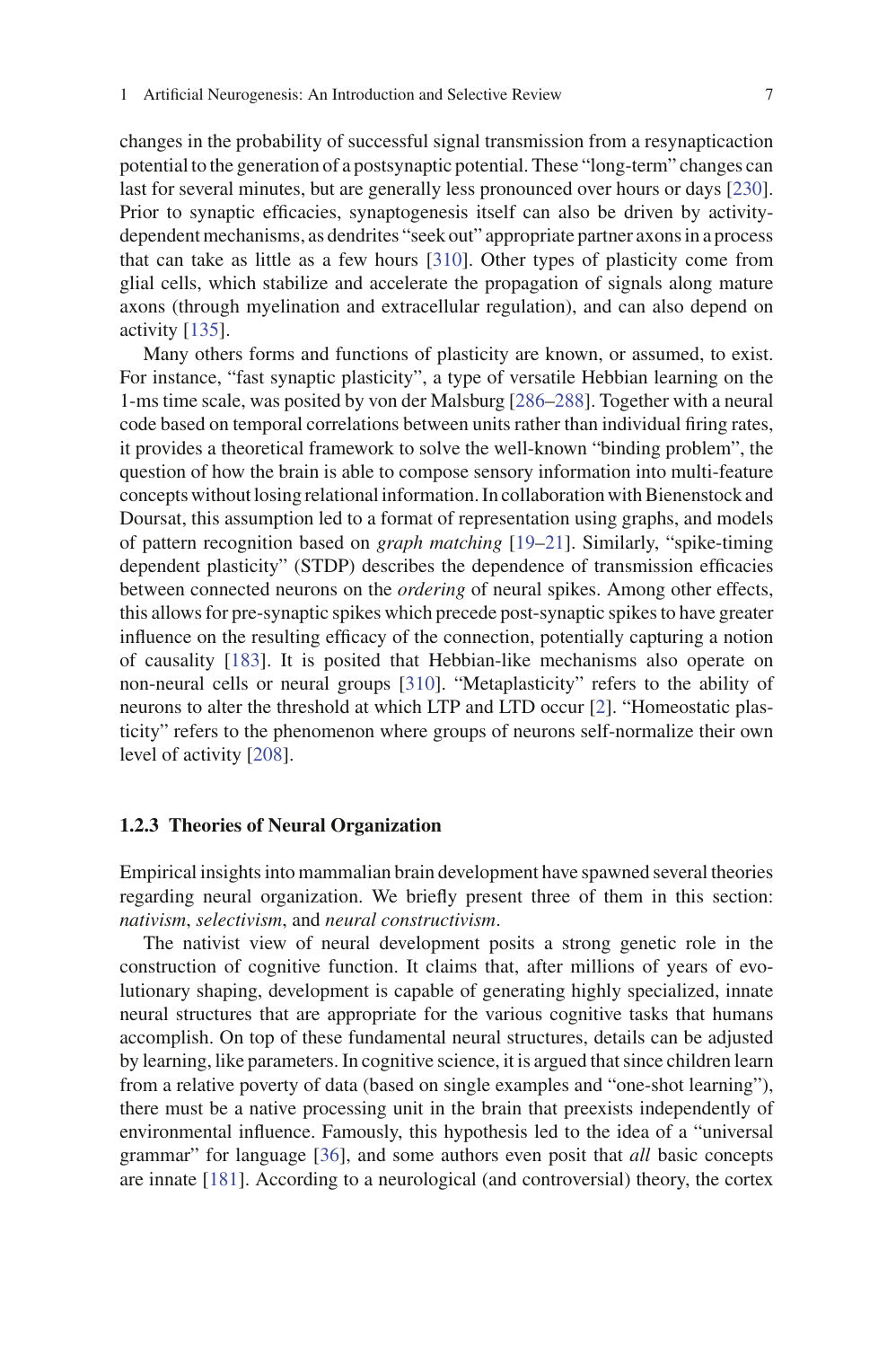changes in the probability of successful signal transmission from a resynapticaction potential to the generation of a postsynaptic potential. These "long-term" changes can last for several minutes, but are generally less pronounced over hours or days [230]. Prior to synaptic efficacies, synaptogenesis itself can also be driven by activity-dependent mechanisms, as dendrites "seek out" appropriate partner axons in a process that can take as little as a few hours [310]. Other types of plasticity come from glial cells, which stabilize and accelerate the propagation of signals along mature axons (through myelination and extracellular regulation), and can also depend on activity [135].

Many others forms and functions of plasticity are known, or assumed, to exist. For instance, "fast synaptic plasticity", a type of versatile Hebbian learning on the 1-ms time scale, was posited by von der Malsburg [286–288]. Together with a neural code based on temporal correlations between units rather than individual firing rates, it provides a theoretical framework to solve the well-known "binding problem", the question of how the brain is able to compose sensory information into multi-feature concepts without losing relational information. In collaboration with Bienenstock and Doursat, this assumption led to a format of representation using graphs, and models of pattern recognition based on *graph matching* [19–21]. Similarly, "spike-timing dependent plasticity" (STDP) describes the dependence of transmission efficacies between connected neurons on the *ordering* of neural spikes. Among other effects, this allows for pre-synaptic spikes which precede post-synaptic spikes to have greater influence on the resulting efficacy of the connection, potentially capturing a notion of causality [183]. It is posited that Hebbian-like mechanisms also operate on non-neural cells or neural groups [310]. "Metaplasticity" refers to the ability of neurons to alter the threshold at which LTP and LTD occur [2]. "Homeostatic plasticity" refers to the phenomenon where groups of neurons self-normalize their own level of activity [208].

### 1.2.3 Theories of Neural Organization

Empirical insights into mammalian brain development have spawned several theories regarding neural organization. We briefly present three of them in this section: *nativism*, *selectivism*, and *neural constructivism*.

The nativist view of neural development posits a strong genetic role in the construction of cognitive function. It claims that, after millions of years of evolutionary shaping, development is capable of generating highly specialized, innate neural structures that are appropriate for the various cognitive tasks that humans accomplish. On top of these fundamental neural structures, details can be adjusted by learning, like parameters. In cognitive science, it is argued that since children learn from a relative poverty of data (based on single examples and "one-shot learning"), there must be a native processing unit in the brain that preexists independently of environmental influence. Famously, this hypothesis led to the idea of a "universal grammar" for language [36], and some authors even posit that *all* basic concepts are innate [181]. According to a neurological (and controversial) theory, the cortex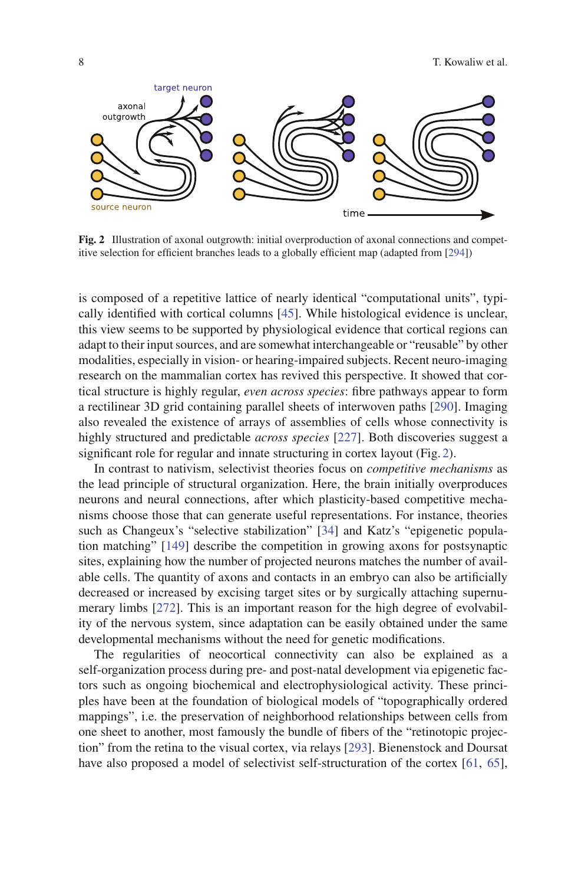Fig. 2 Illustration of axonal outgrowth: initial overproduction of axonal connections and competitive selection for efficient branches leads to a globally efficient map (adapted from [294])

is composed of a repetitive lattice of nearly identical "computational units", typically identified with cortical columns [45]. While histological evidence is unclear, this view seems to be supported by physiological evidence that cortical regions can adapt to their input sources, and are somewhat interchangeable or "reusable" by other modalities, especially in vision- or hearing-impaired subjects. Recent neuro-imaging research on the mammalian cortex has revived this perspective. It showed that cortical structure is highly regular, *even across species*: fibre pathways appear to form a rectilinear 3D grid containing parallel sheets of interwoven paths [290]. Imaging also revealed the existence of arrays of assemblies of cells whose connectivity is highly structured and predictable *across species* [227]. Both discoveries suggest a significant role for regular and innate structuring in cortex layout (Fig. 2).

In contrast to nativism, selectivist theories focus on *competitive mechanisms* as the lead principle of structural organization. Here, the brain initially overproduces neurons and neural connections, after which plasticity-based competitive mechanisms choose those that can generate useful representations. For instance, theories such as Changeux's "selective stabilization" [34] and Katz's "epigenetic population matching" [149] describe the competition in growing axons for postsynaptic sites, explaining how the number of projected neurons matches the number of available cells. The quantity of axons and contacts in an embryo can also be artificially decreased or increased by excising target sites or by surgically attaching supernumerary limbs [272]. This is an important reason for the high degree of evolvability of the nervous system, since adaptation can be easily obtained under the same developmental mechanisms without the need for genetic modifications.

The regularities of neocortical connectivity can also be explained as a self-organization process during pre- and post-natal development via epigenetic factors such as ongoing biochemical and electrophysiological activity. These principles have been at the foundation of biological models of "topographically ordered mappings", i.e. the preservation of neighborhood relationships between cells from one sheet to another, most famously the bundle of fibers of the "retinotopic projection" from the retina to the visual cortex, via relays [293]. Bienenstock and Doursat have also proposed a model of selectivist self-structuration of the cortex [61, 65],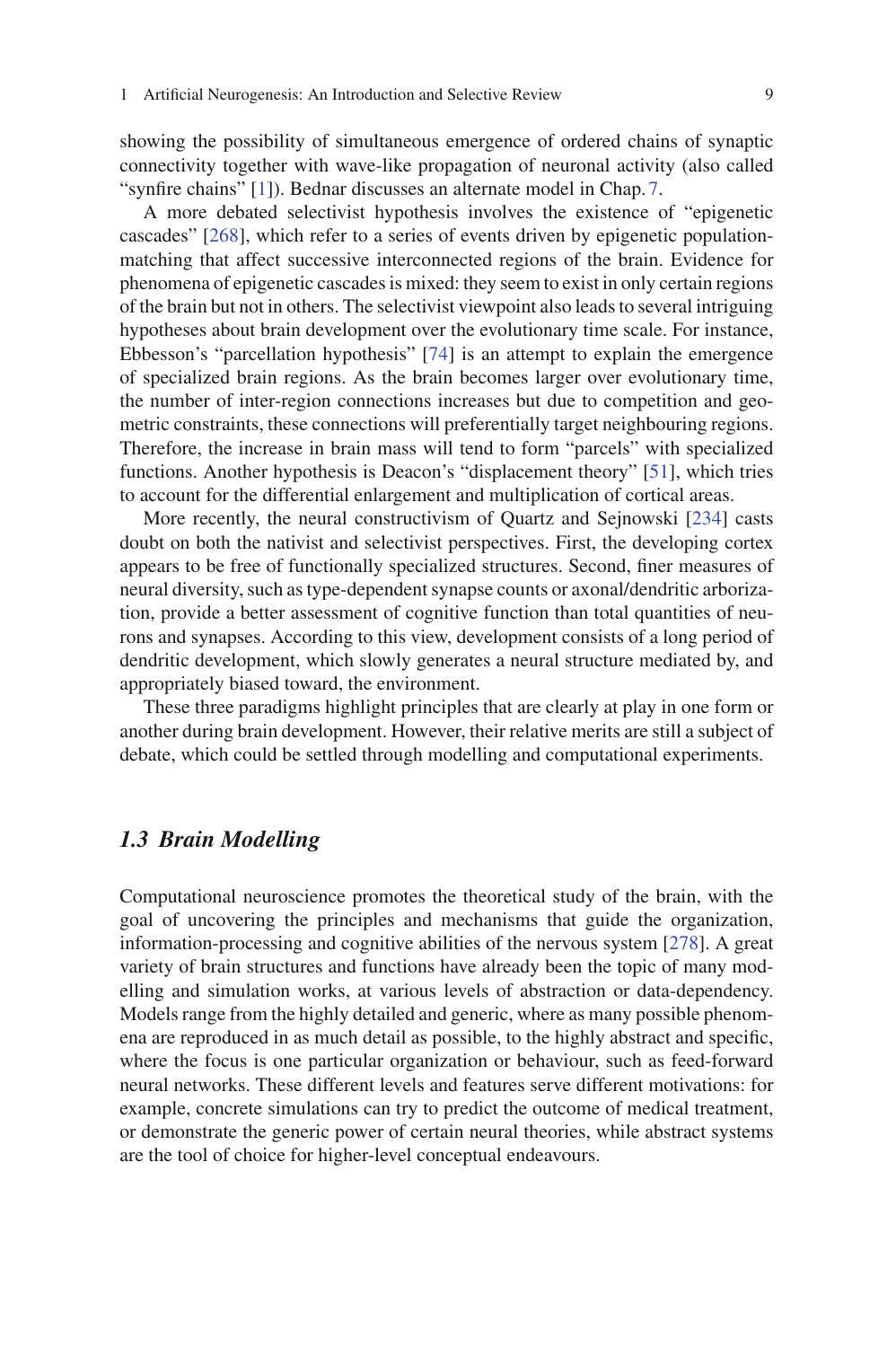showing the possibility of simultaneous emergence of ordered chains of synaptic connectivity together with wave-like propagation of neuronal activity (also called "synfire chains" [1]). Bednar discusses an alternate model in Chap. 7.

A more debated selectivist hypothesis involves the existence of "epigenetic cascades" [268], which refer to a series of events driven by epigenetic population-matching that affect successive interconnected regions of the brain. Evidence for phenomena of epigenetic cascades is mixed: they seem to exist in only certain regions of the brain but not in others. The selectivist viewpoint also leads to several intriguing hypotheses about brain development over the evolutionary time scale. For instance, Ebbesson's "parcellation hypothesis" [74] is an attempt to explain the emergence of specialized brain regions. As the brain becomes larger over evolutionary time, the number of inter-region connections increases but due to competition and geometric constraints, these connections will preferentially target neighbouring regions. Therefore, the increase in brain mass will tend to form "parcels" with specialized functions. Another hypothesis is Deacon's "displacement theory" [51], which tries to account for the differential enlargement and multiplication of cortical areas.

More recently, the neural constructivism of Quartz and Sejnowski [234] casts doubt on both the nativist and selectivist perspectives. First, the developing cortex appears to be free of functionally specialized structures. Second, finer measures of neural diversity, such as type-dependent synapse counts or axonal/dendritic arborization, provide a better assessment of cognitive function than total quantities of neurons and synapses. According to this view, development consists of a long period of dendritic development, which slowly generates a neural structure mediated by, and appropriately biased toward, the environment.

These three paradigms highlight principles that are clearly at play in one form or another during brain development. However, their relative merits are still a subject of debate, which could be settled through modelling and computational experiments.

## *1.3 Brain Modelling*

Computational neuroscience promotes the theoretical study of the brain, with the goal of uncovering the principles and mechanisms that guide the organization, information-processing and cognitive abilities of the nervous system [278]. A great variety of brain structures and functions have already been the topic of many modelling and simulation works, at various levels of abstraction or data-dependency. Models range from the highly detailed and generic, where as many possible phenomena are reproduced in as much detail as possible, to the highly abstract and specific, where the focus is one particular organization or behaviour, such as feed-forward neural networks. These different levels and features serve different motivations: for example, concrete simulations can try to predict the outcome of medical treatment, or demonstrate the generic power of certain neural theories, while abstract systems are the tool of choice for higher-level conceptual endeavours.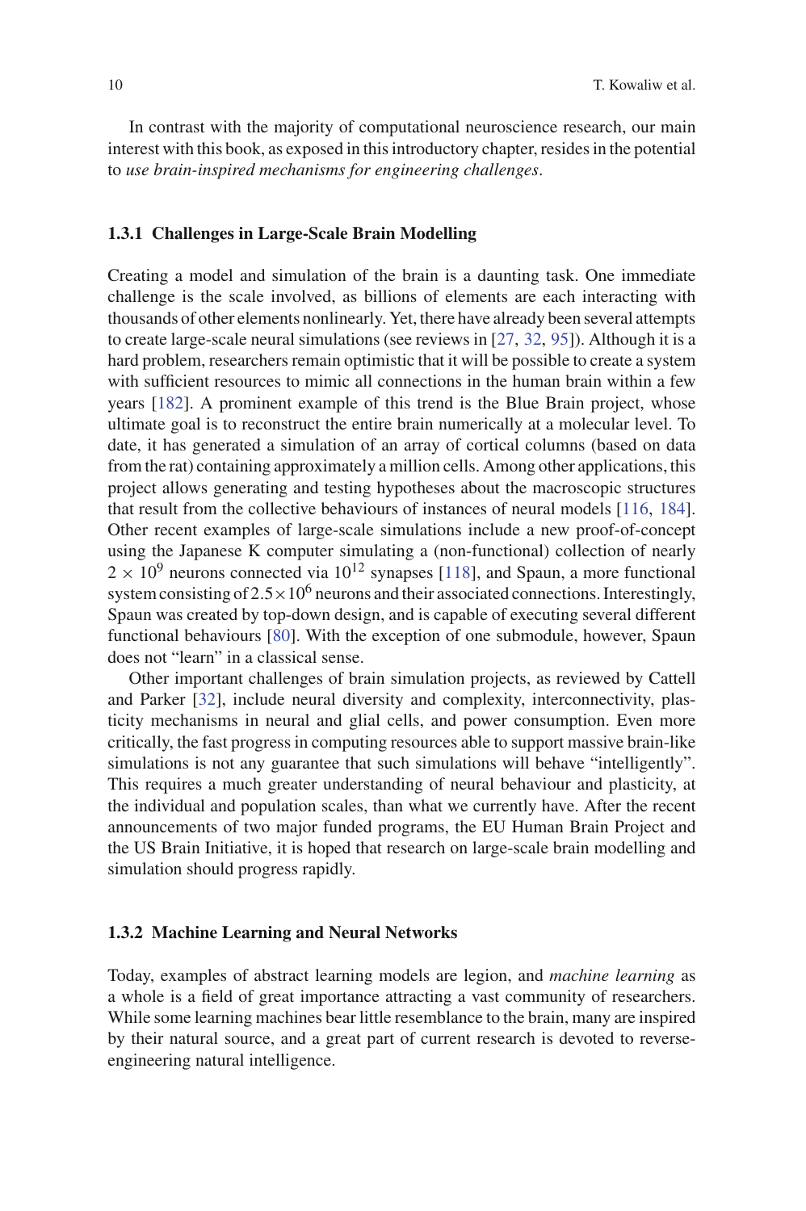In contrast with the majority of computational neuroscience research, our main interest with this book, as exposed in this introductory chapter, resides in the potential to *use brain-inspired mechanisms for engineering challenges*.

### 1.3.1 Challenges in Large-Scale Brain Modelling

Creating a model and simulation of the brain is a daunting task. One immediate challenge is the scale involved, as billions of elements are each interacting with thousands of other elements nonlinearly. Yet, there have already been several attempts to create large-scale neural simulations (see reviews in [27, 32, 95]). Although it is a hard problem, researchers remain optimistic that it will be possible to create a system with sufficient resources to mimic all connections in the human brain within a few years [182]. A prominent example of this trend is the Blue Brain project, whose ultimate goal is to reconstruct the entire brain numerically at a molecular level. To date, it has generated a simulation of an array of cortical columns (based on data from the rat) containing approximately a million cells. Among other applications, this project allows generating and testing hypotheses about the macroscopic structures that result from the collective behaviours of instances of neural models [116, 184]. Other recent examples of large-scale simulations include a new proof-of-concept using the Japanese K computer simulating a (non-functional) collection of nearly $2 \times 10^9$ neurons connected via $10^{12}$ synapses [118], and Spaun, a more functional system consisting of $2.5 \times 10^6$ neurons and their associated connections. Interestingly, Spaun was created by top-down design, and is capable of executing several different functional behaviours [80]. With the exception of one submodule, however, Spaun does not "learn" in a classical sense.

Other important challenges of brain simulation projects, as reviewed by Cattell and Parker [32], include neural diversity and complexity, interconnectivity, plasticity mechanisms in neural and glial cells, and power consumption. Even more critically, the fast progress in computing resources able to support massive brain-like simulations is not any guarantee that such simulations will behave "intelligently". This requires a much greater understanding of neural behaviour and plasticity, at the individual and population scales, than what we currently have. After the recent announcements of two major funded programs, the EU Human Brain Project and the US Brain Initiative, it is hoped that research on large-scale brain modelling and simulation should progress rapidly.

### 1.3.2 Machine Learning and Neural Networks

Today, examples of abstract learning models are legion, and *machine learning* as a whole is a field of great importance attracting a vast community of researchers. While some learning machines bear little resemblance to the brain, many are inspired by their natural source, and a great part of current research is devoted to reverse-engineering natural intelligence.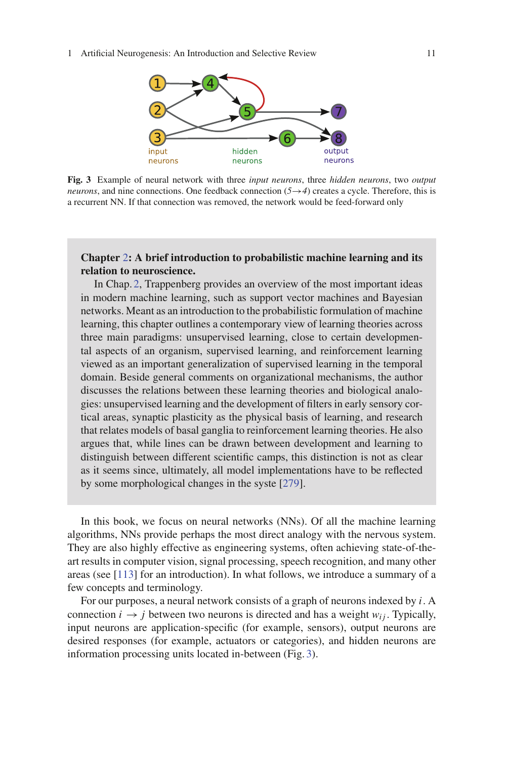**Fig. 3** Example of neural network with three *input neurons*, three *hidden neurons*, two *output neurons*, and nine connections. One feedback connection ($5 \rightarrow 4$) creates a cycle. Therefore, this is a recurrent NN. If that connection was removed, the network would be feed-forward only

> **Chapter 2: A brief introduction to probabilistic machine learning and its relation to neuroscience.**
>
> In Chap. 2, Trappenberg provides an overview of the most important ideas in modern machine learning, such as support vector machines and Bayesian networks. Meant as an introduction to the probabilistic formulation of machine learning, this chapter outlines a contemporary view of learning theories across three main paradigms: unsupervised learning, close to certain developmental aspects of an organism, supervised learning, and reinforcement learning viewed as an important generalization of supervised learning in the temporal domain. Beside general comments on organizational mechanisms, the author discusses the relations between these learning theories and biological analogies: unsupervised learning and the development of filters in early sensory cortical areas, synaptic plasticity as the physical basis of learning, and research that relates models of basal ganglia to reinforcement learning theories. He also argues that, while lines can be drawn between development and learning to distinguish between different scientific camps, this distinction is not as clear as it seems since, ultimately, all model implementations have to be reflected by some morphological changes in the syste [279].

In this book, we focus on neural networks (NNs). Of all the machine learning algorithms, NNs provide perhaps the most direct analogy with the nervous system. They are also highly effective as engineering systems, often achieving state-of-the-art results in computer vision, signal processing, speech recognition, and many other areas (see [113] for an introduction). In what follows, we introduce a summary of a few concepts and terminology.

For our purposes, a neural network consists of a graph of neurons indexed by $i$. A connection $i \rightarrow j$ between two neurons is directed and has a weight $w_{ij}$. Typically, input neurons are application-specific (for example, sensors), output neurons are desired responses (for example, actuators or categories), and hidden neurons are information processing units located in-between (Fig. 3).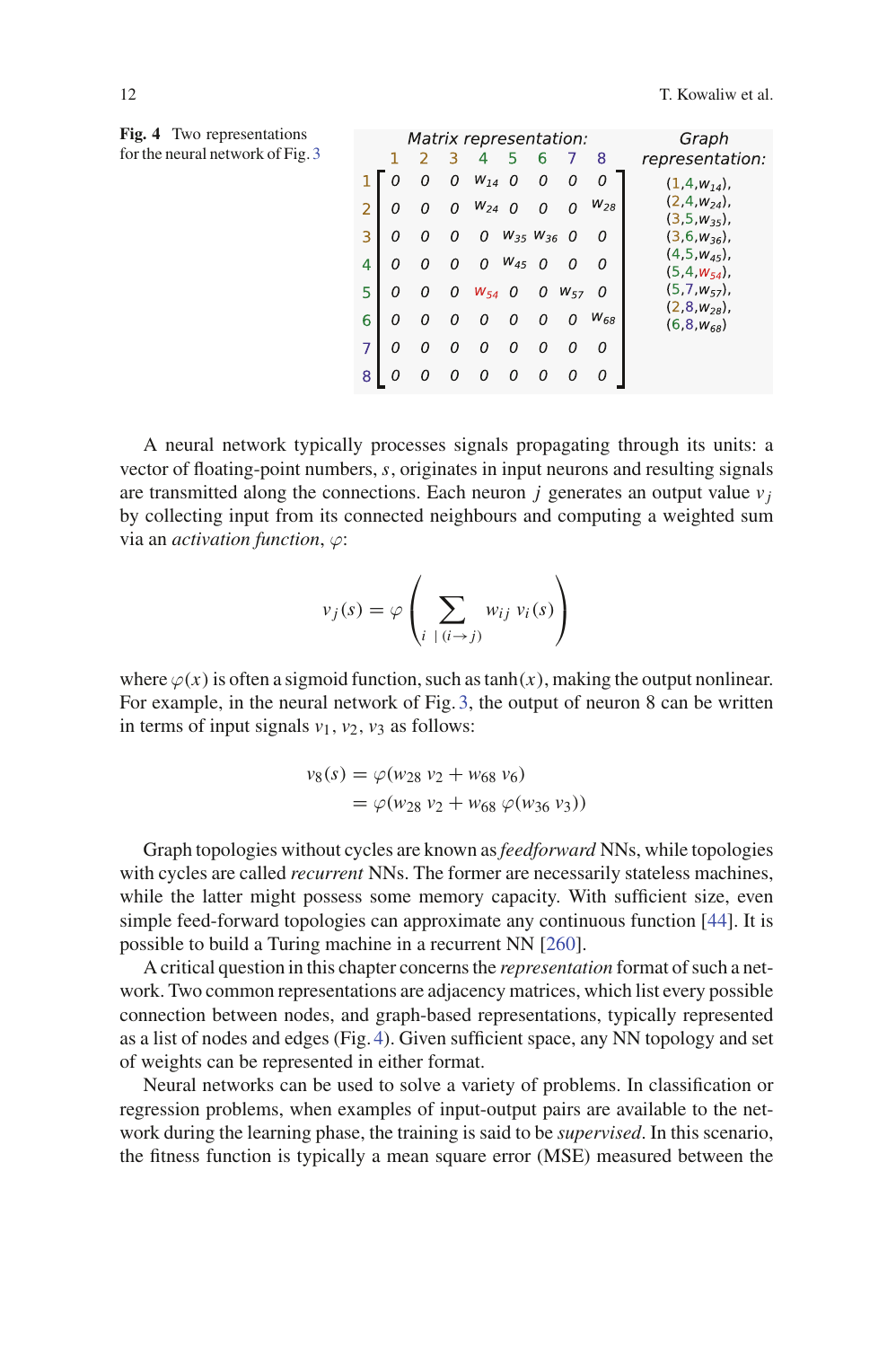**Fig. 4** Two representations for the neural network of Fig. 3

*Matrix representation:*

$$
\begin{array}{c|cccccccc}
 & 1 & 2 & 3 & 4 & 5 & 6 & 7 & 8 \\
\hline
1 & 0 & 0 & 0 & w_{14} & 0 & 0 & 0 & 0 \\
2 & 0 & 0 & 0 & w_{24} & 0 & 0 & 0 & w_{28} \\
3 & 0 & 0 & 0 & 0 & w_{35} & w_{36} & 0 & 0 \\
4 & 0 & 0 & 0 & 0 & w_{45} & 0 & 0 & 0 \\
5 & 0 & 0 & 0 & w_{54} & 0 & 0 & w_{57} & 0 \\
6 & 0 & 0 & 0 & 0 & 0 & 0 & 0 & w_{68} \\
7 & 0 & 0 & 0 & 0 & 0 & 0 & 0 & 0 \\
8 & 0 & 0 & 0 & 0 & 0 & 0 & 0 & 0
\end{array}
$$

*Graph representation:*

$(1,4,w_{14})$, $(2,4,w_{24})$, $(3,5,w_{35})$, $(3,6,w_{36})$, $(4,5,w_{45})$, $(5,4,w_{54})$, $(5,7,w_{57})$, $(2,8,w_{28})$, $(6,8,w_{68})$

A neural network typically processes signals propagating through its units: a vector of floating-point numbers, $s$, originates in input neurons and resulting signals are transmitted along the connections. Each neuron $j$ generates an output value $v_j$ by collecting input from its connected neighbours and computing a weighted sum via an *activation function*, $\varphi$:

$$v_j(s) = \varphi\left(\sum_{i \mid (i \to j)} w_{ij}\, v_i(s)\right)$$

where $\varphi(x)$ is often a sigmoid function, such as $\tanh(x)$, making the output nonlinear. For example, in the neural network of Fig. 3, the output of neuron 8 can be written in terms of input signals $v_1, v_2, v_3$ as follows:

$$
\begin{aligned}
v_8(s) &= \varphi(w_{28}\, v_2 + w_{68}\, v_6) \\
&= \varphi(w_{28}\, v_2 + w_{68}\, \varphi(w_{36}\, v_3))
\end{aligned}
$$

Graph topologies without cycles are known as *feedforward* NNs, while topologies with cycles are called *recurrent* NNs. The former are necessarily stateless machines, while the latter might possess some memory capacity. With sufficient size, even simple feed-forward topologies can approximate any continuous function [44]. It is possible to build a Turing machine in a recurrent NN [260].

A critical question in this chapter concerns the *representation* format of such a network. Two common representations are adjacency matrices, which list every possible connection between nodes, and graph-based representations, typically represented as a list of nodes and edges (Fig. 4). Given sufficient space, any NN topology and set of weights can be represented in either format.

Neural networks can be used to solve a variety of problems. In classification or regression problems, when examples of input-output pairs are available to the network during the learning phase, the training is said to be *supervised*. In this scenario, the fitness function is typically a mean square error (MSE) measured between the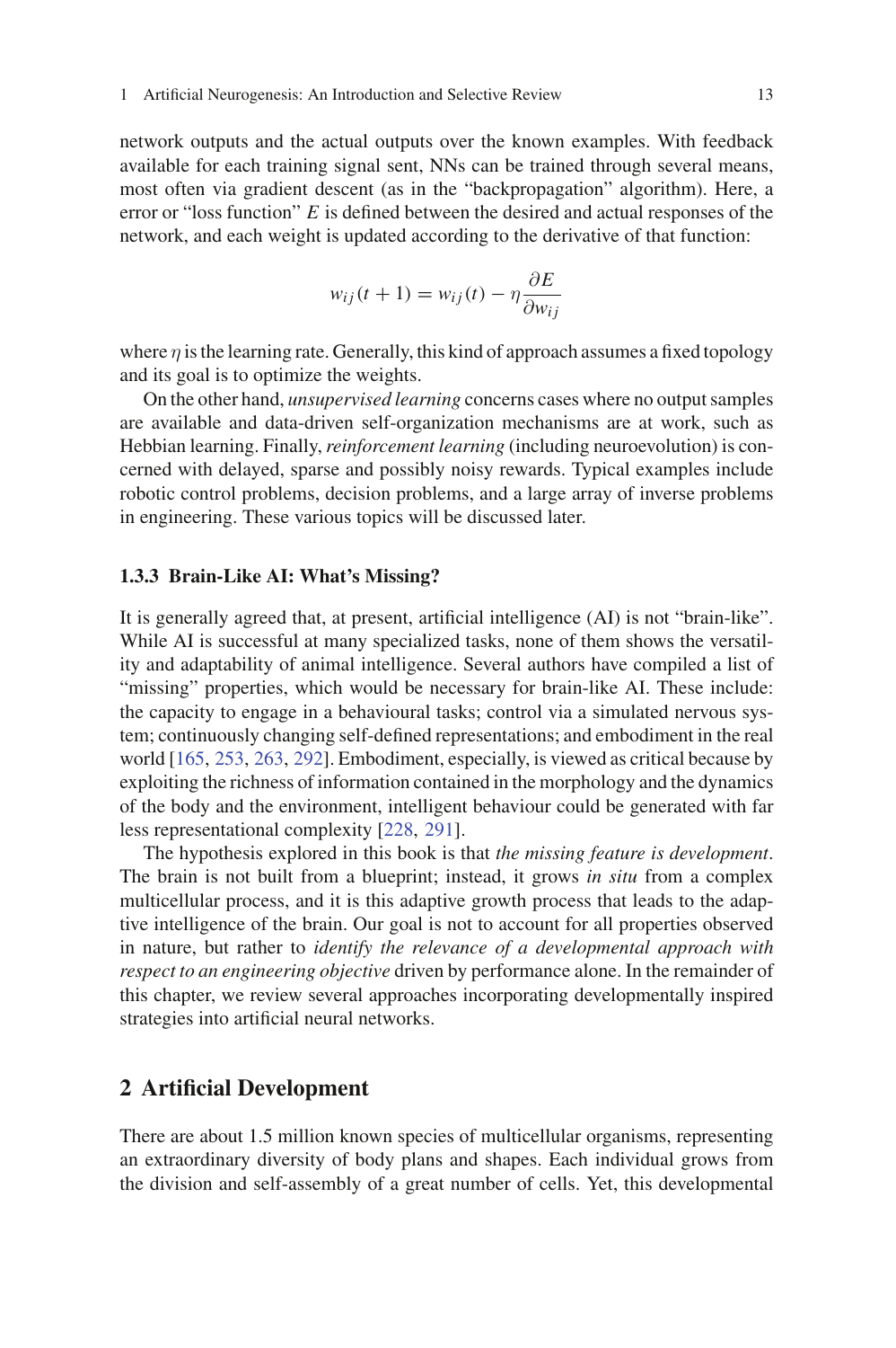network outputs and the actual outputs over the known examples. With feedback available for each training signal sent, NNs can be trained through several means, most often via gradient descent (as in the "backpropagation" algorithm). Here, a error or "loss function" $E$ is defined between the desired and actual responses of the network, and each weight is updated according to the derivative of that function:

$$w_{ij}(t+1) = w_{ij}(t) - \eta \frac{\partial E}{\partial w_{ij}}$$

where $\eta$ is the learning rate. Generally, this kind of approach assumes a fixed topology and its goal is to optimize the weights.

On the other hand, *unsupervised learning* concerns cases where no output samples are available and data-driven self-organization mechanisms are at work, such as Hebbian learning. Finally, *reinforcement learning* (including neuroevolution) is concerned with delayed, sparse and possibly noisy rewards. Typical examples include robotic control problems, decision problems, and a large array of inverse problems in engineering. These various topics will be discussed later.

### 1.3.3 Brain-Like AI: What's Missing?

It is generally agreed that, at present, artificial intelligence (AI) is not "brain-like". While AI is successful at many specialized tasks, none of them shows the versatility and adaptability of animal intelligence. Several authors have compiled a list of "missing" properties, which would be necessary for brain-like AI. These include: the capacity to engage in a behavioural tasks; control via a simulated nervous system; continuously changing self-defined representations; and embodiment in the real world [165, 253, 263, 292]. Embodiment, especially, is viewed as critical because by exploiting the richness of information contained in the morphology and the dynamics of the body and the environment, intelligent behaviour could be generated with far less representational complexity [228, 291].

The hypothesis explored in this book is that *the missing feature is development*. The brain is not built from a blueprint; instead, it grows *in situ* from a complex multicellular process, and it is this adaptive growth process that leads to the adaptive intelligence of the brain. Our goal is not to account for all properties observed in nature, but rather to *identify the relevance of a developmental approach with respect to an engineering objective* driven by performance alone. In the remainder of this chapter, we review several approaches incorporating developmentally inspired strategies into artificial neural networks.

## 2 Artificial Development

There are about 1.5 million known species of multicellular organisms, representing an extraordinary diversity of body plans and shapes. Each individual grows from the division and self-assembly of a great number of cells. Yet, this developmental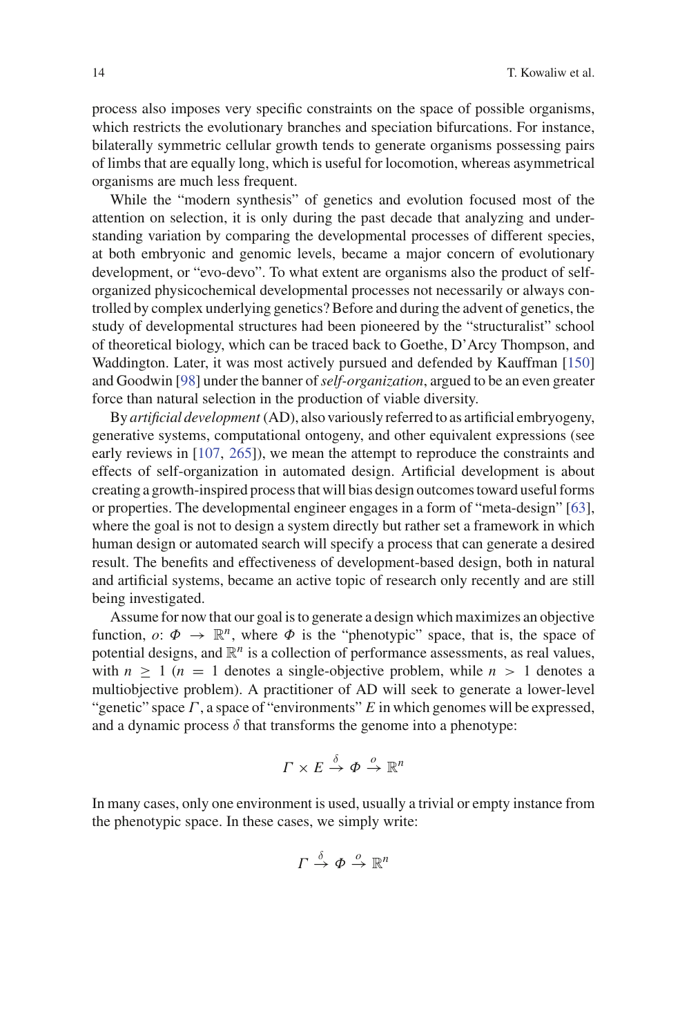process also imposes very specific constraints on the space of possible organisms, which restricts the evolutionary branches and speciation bifurcations. For instance, bilaterally symmetric cellular growth tends to generate organisms possessing pairs of limbs that are equally long, which is useful for locomotion, whereas asymmetrical organisms are much less frequent.

While the "modern synthesis" of genetics and evolution focused most of the attention on selection, it is only during the past decade that analyzing and understanding variation by comparing the developmental processes of different species, at both embryonic and genomic levels, became a major concern of evolutionary development, or "evo-devo". To what extent are organisms also the product of self-organized physicochemical developmental processes not necessarily or always controlled by complex underlying genetics? Before and during the advent of genetics, the study of developmental structures had been pioneered by the "structuralist" school of theoretical biology, which can be traced back to Goethe, D'Arcy Thompson, and Waddington. Later, it was most actively pursued and defended by Kauffman [150] and Goodwin [98] under the banner of *self-organization*, argued to be an even greater force than natural selection in the production of viable diversity.

By *artificial development* (AD), also variously referred to as artificial embryogeny, generative systems, computational ontogeny, and other equivalent expressions (see early reviews in [107, 265]), we mean the attempt to reproduce the constraints and effects of self-organization in automated design. Artificial development is about creating a growth-inspired process that will bias design outcomes toward useful forms or properties. The developmental engineer engages in a form of "meta-design" [63], where the goal is not to design a system directly but rather set a framework in which human design or automated search will specify a process that can generate a desired result. The benefits and effectiveness of development-based design, both in natural and artificial systems, became an active topic of research only recently and are still being investigated.

Assume for now that our goal is to generate a design which maximizes an objective function, $o\colon \Phi \to \mathbb{R}^n$, where $\Phi$ is the "phenotypic" space, that is, the space of potential designs, and $\mathbb{R}^n$ is a collection of performance assessments, as real values, with $n \geq 1$ ($n = 1$ denotes a single-objective problem, while $n > 1$ denotes a multiobjective problem). A practitioner of AD will seek to generate a lower-level "genetic" space $\Gamma$, a space of "environments" $E$ in which genomes will be expressed, and a dynamic process $\delta$ that transforms the genome into a phenotype:

$$\Gamma \times E \xrightarrow{\delta} \Phi \xrightarrow{o} \mathbb{R}^n$$

In many cases, only one environment is used, usually a trivial or empty instance from the phenotypic space. In these cases, we simply write:

$$\Gamma \xrightarrow{\delta} \Phi \xrightarrow{o} \mathbb{R}^n$$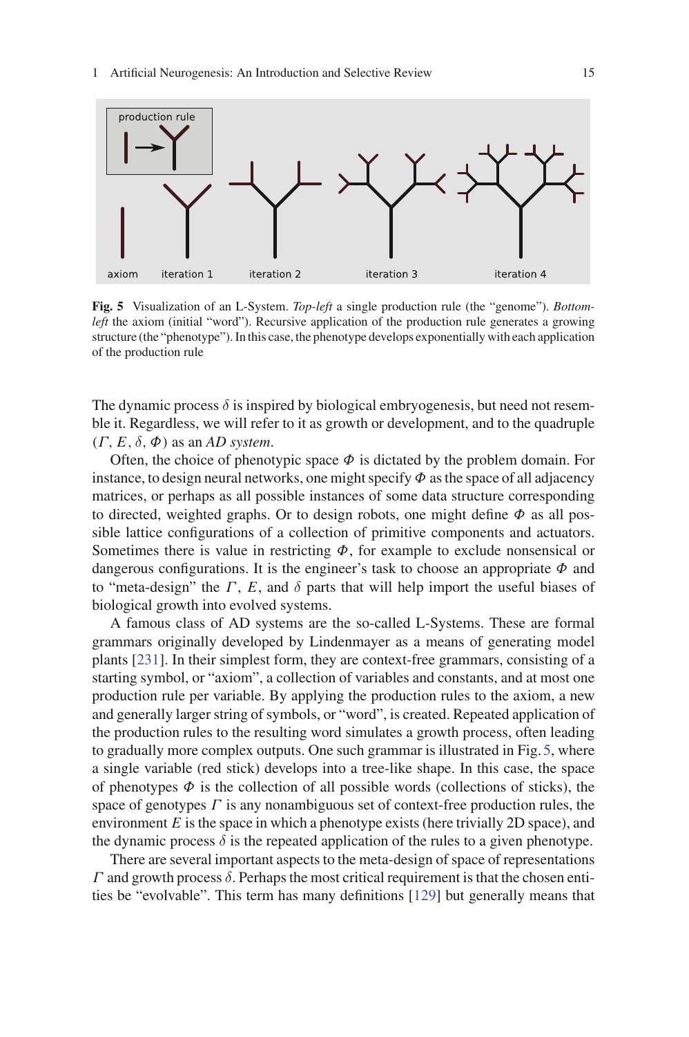**Fig. 5** Visualization of an L-System. *Top-left* a single production rule (the "genome"). *Bottom-left* the axiom (initial "word"). Recursive application of the production rule generates a growing structure (the "phenotype"). In this case, the phenotype develops exponentially with each application of the production rule

The dynamic process $\delta$ is inspired by biological embryogenesis, but need not resemble it. Regardless, we will refer to it as growth or development, and to the quadruple $(\Gamma, E, \delta, \Phi)$ as an *AD system*.

Often, the choice of phenotypic space $\Phi$ is dictated by the problem domain. For instance, to design neural networks, one might specify $\Phi$ as the space of all adjacency matrices, or perhaps as all possible instances of some data structure corresponding to directed, weighted graphs. Or to design robots, one might define $\Phi$ as all possible lattice configurations of a collection of primitive components and actuators. Sometimes there is value in restricting $\Phi$, for example to exclude nonsensical or dangerous configurations. It is the engineer's task to choose an appropriate $\Phi$ and to "meta-design" the $\Gamma$, $E$, and $\delta$ parts that will help import the useful biases of biological growth into evolved systems.

A famous class of AD systems are the so-called L-Systems. These are formal grammars originally developed by Lindenmayer as a means of generating model plants [231]. In their simplest form, they are context-free grammars, consisting of a starting symbol, or "axiom", a collection of variables and constants, and at most one production rule per variable. By applying the production rules to the axiom, a new and generally larger string of symbols, or "word", is created. Repeated application of the production rules to the resulting word simulates a growth process, often leading to gradually more complex outputs. One such grammar is illustrated in Fig. 5, where a single variable (red stick) develops into a tree-like shape. In this case, the space of phenotypes $\Phi$ is the collection of all possible words (collections of sticks), the space of genotypes $\Gamma$ is any nonambiguous set of context-free production rules, the environment $E$ is the space in which a phenotype exists (here trivially 2D space), and the dynamic process $\delta$ is the repeated application of the rules to a given phenotype.

There are several important aspects to the meta-design of space of representations $\Gamma$ and growth process $\delta$. Perhaps the most critical requirement is that the chosen entities be "evolvable". This term has many definitions [129] but generally means that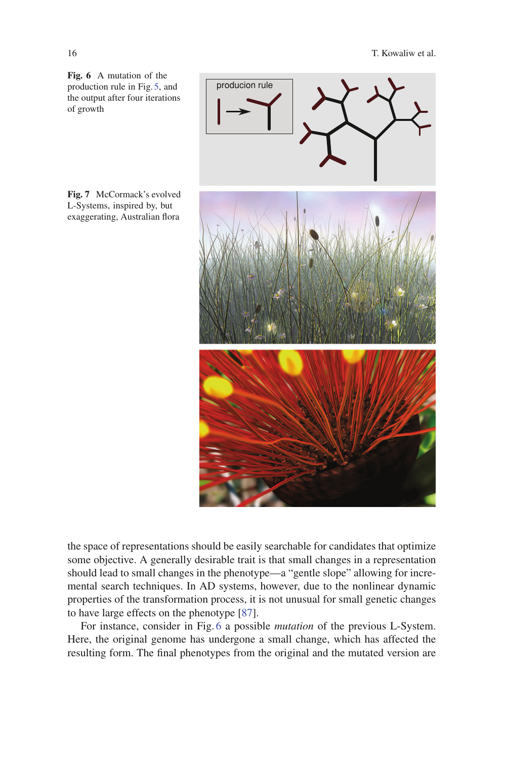**Fig. 6** A mutation of the production rule in Fig. 5, and the output after four iterations of growth

**Fig. 7** McCormack's evolved L-Systems, inspired by, but exaggerating, Australian flora

the space of representations should be easily searchable for candidates that optimize some objective. A generally desirable trait is that small changes in a representation should lead to small changes in the phenotype—a "gentle slope" allowing for incremental search techniques. In AD systems, however, due to the nonlinear dynamic properties of the transformation process, it is not unusual for small genetic changes to have large effects on the phenotype [87].

For instance, consider in Fig. 6 a possible *mutation* of the previous L-System. Here, the original genome has undergone a small change, which has affected the resulting form. The final phenotypes from the original and the mutated version are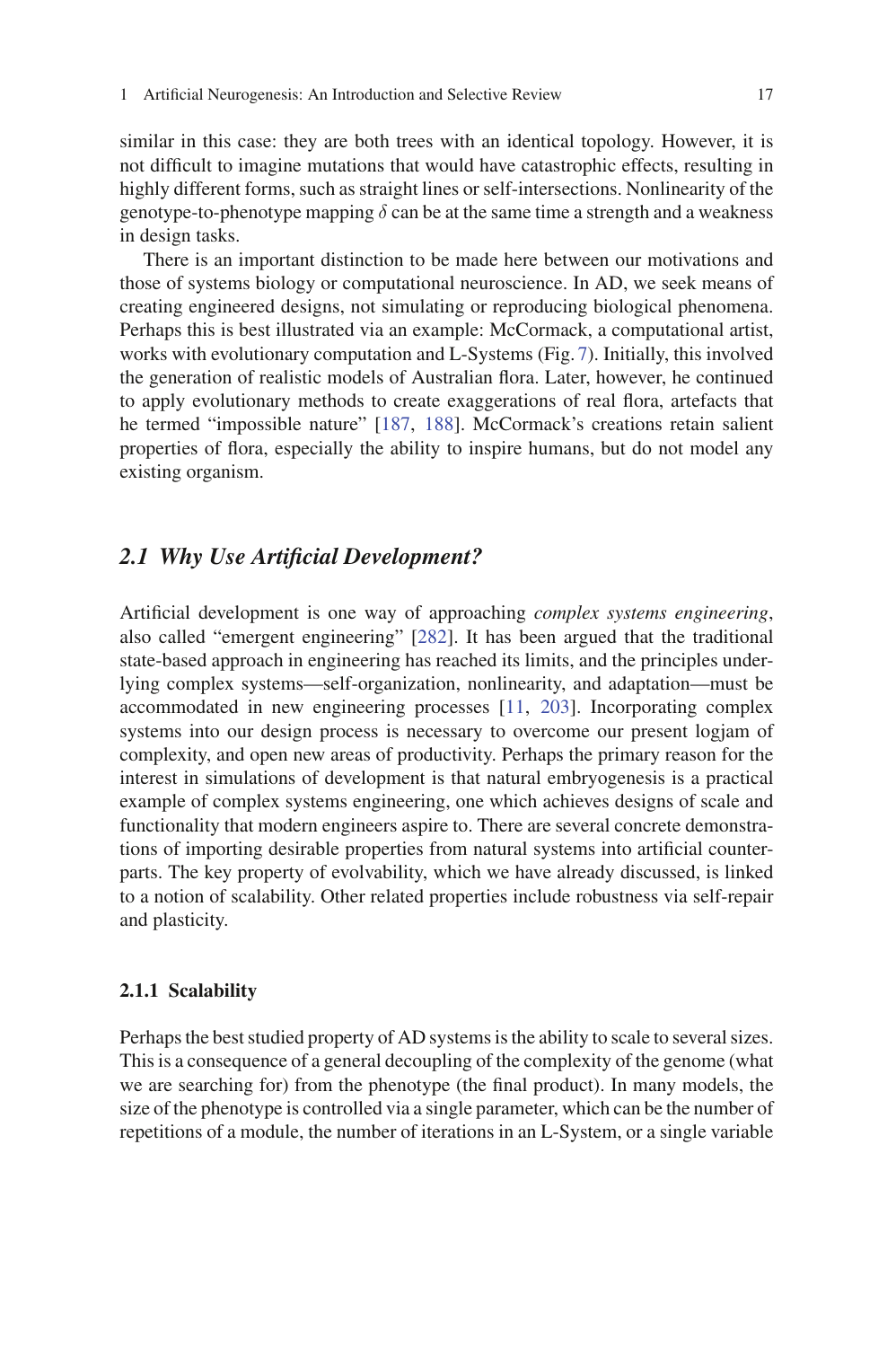similar in this case: they are both trees with an identical topology. However, it is not difficult to imagine mutations that would have catastrophic effects, resulting in highly different forms, such as straight lines or self-intersections. Nonlinearity of the genotype-to-phenotype mapping $\delta$ can be at the same time a strength and a weakness in design tasks.

There is an important distinction to be made here between our motivations and those of systems biology or computational neuroscience. In AD, we seek means of creating engineered designs, not simulating or reproducing biological phenomena. Perhaps this is best illustrated via an example: McCormack, a computational artist, works with evolutionary computation and L-Systems (Fig. 7). Initially, this involved the generation of realistic models of Australian flora. Later, however, he continued to apply evolutionary methods to create exaggerations of real flora, artefacts that he termed "impossible nature" [187, 188]. McCormack's creations retain salient properties of flora, especially the ability to inspire humans, but do not model any existing organism.

## *2.1 Why Use Artificial Development?*

Artificial development is one way of approaching *complex systems engineering*, also called "emergent engineering" [282]. It has been argued that the traditional state-based approach in engineering has reached its limits, and the principles underlying complex systems—self-organization, nonlinearity, and adaptation—must be accommodated in new engineering processes [11, 203]. Incorporating complex systems into our design process is necessary to overcome our present logjam of complexity, and open new areas of productivity. Perhaps the primary reason for the interest in simulations of development is that natural embryogenesis is a practical example of complex systems engineering, one which achieves designs of scale and functionality that modern engineers aspire to. There are several concrete demonstrations of importing desirable properties from natural systems into artificial counterparts. The key property of evolvability, which we have already discussed, is linked to a notion of scalability. Other related properties include robustness via self-repair and plasticity.

### 2.1.1 Scalability

Perhaps the best studied property of AD systems is the ability to scale to several sizes. This is a consequence of a general decoupling of the complexity of the genome (what we are searching for) from the phenotype (the final product). In many models, the size of the phenotype is controlled via a single parameter, which can be the number of repetitions of a module, the number of iterations in an L-System, or a single variable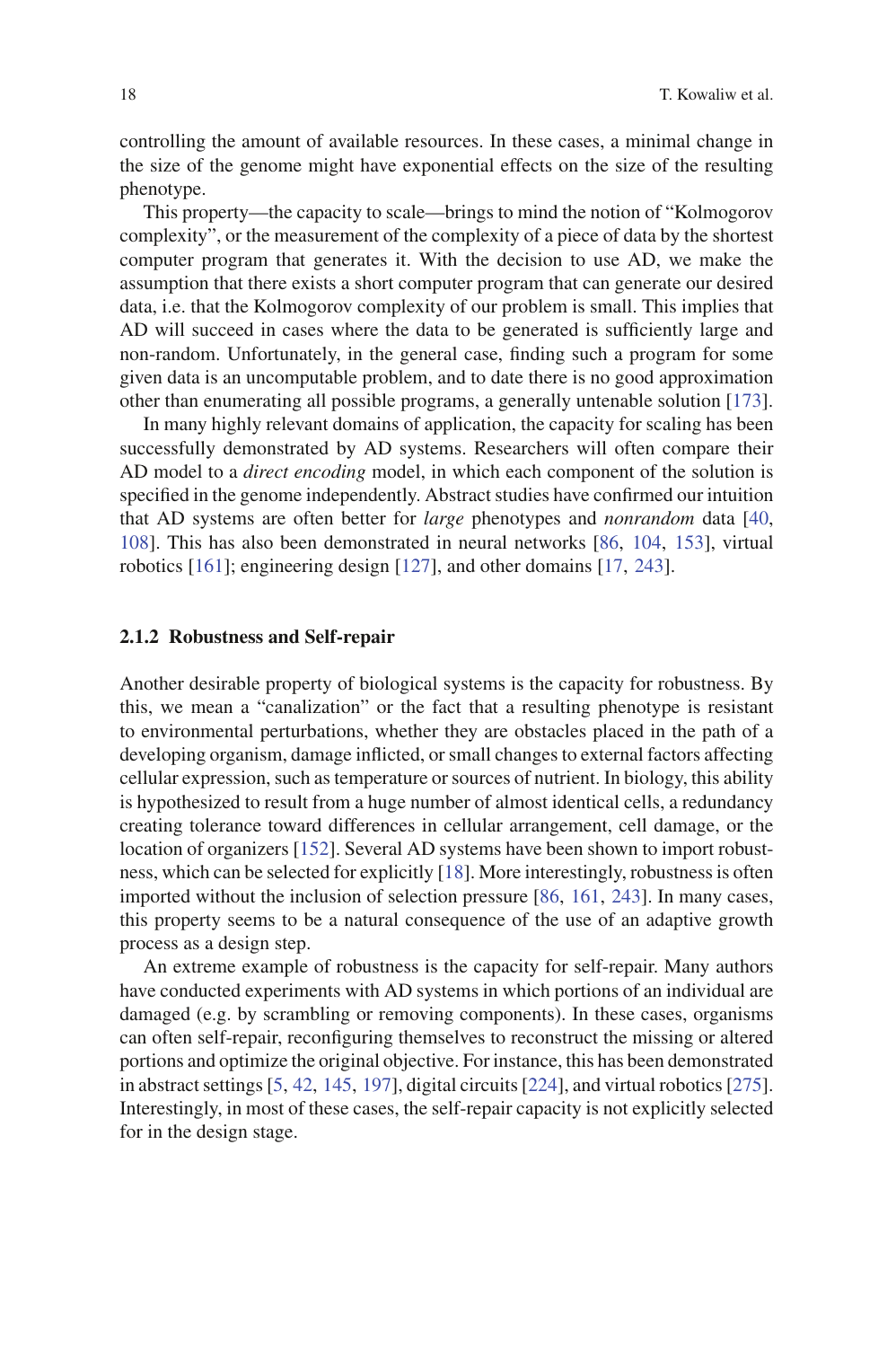controlling the amount of available resources. In these cases, a minimal change in the size of the genome might have exponential effects on the size of the resulting phenotype.

This property—the capacity to scale—brings to mind the notion of "Kolmogorov complexity", or the measurement of the complexity of a piece of data by the shortest computer program that generates it. With the decision to use AD, we make the assumption that there exists a short computer program that can generate our desired data, i.e. that the Kolmogorov complexity of our problem is small. This implies that AD will succeed in cases where the data to be generated is sufficiently large and non-random. Unfortunately, in the general case, finding such a program for some given data is an uncomputable problem, and to date there is no good approximation other than enumerating all possible programs, a generally untenable solution [173].

In many highly relevant domains of application, the capacity for scaling has been successfully demonstrated by AD systems. Researchers will often compare their AD model to a *direct encoding* model, in which each component of the solution is specified in the genome independently. Abstract studies have confirmed our intuition that AD systems are often better for *large* phenotypes and *nonrandom* data [40, 108]. This has also been demonstrated in neural networks [86, 104, 153], virtual robotics [161]; engineering design [127], and other domains [17, 243].

### 2.1.2 Robustness and Self-repair

Another desirable property of biological systems is the capacity for robustness. By this, we mean a "canalization" or the fact that a resulting phenotype is resistant to environmental perturbations, whether they are obstacles placed in the path of a developing organism, damage inflicted, or small changes to external factors affecting cellular expression, such as temperature or sources of nutrient. In biology, this ability is hypothesized to result from a huge number of almost identical cells, a redundancy creating tolerance toward differences in cellular arrangement, cell damage, or the location of organizers [152]. Several AD systems have been shown to import robustness, which can be selected for explicitly [18]. More interestingly, robustness is often imported without the inclusion of selection pressure [86, 161, 243]. In many cases, this property seems to be a natural consequence of the use of an adaptive growth process as a design step.

An extreme example of robustness is the capacity for self-repair. Many authors have conducted experiments with AD systems in which portions of an individual are damaged (e.g. by scrambling or removing components). In these cases, organisms can often self-repair, reconfiguring themselves to reconstruct the missing or altered portions and optimize the original objective. For instance, this has been demonstrated in abstract settings [5, 42, 145, 197], digital circuits [224], and virtual robotics [275]. Interestingly, in most of these cases, the self-repair capacity is not explicitly selected for in the design stage.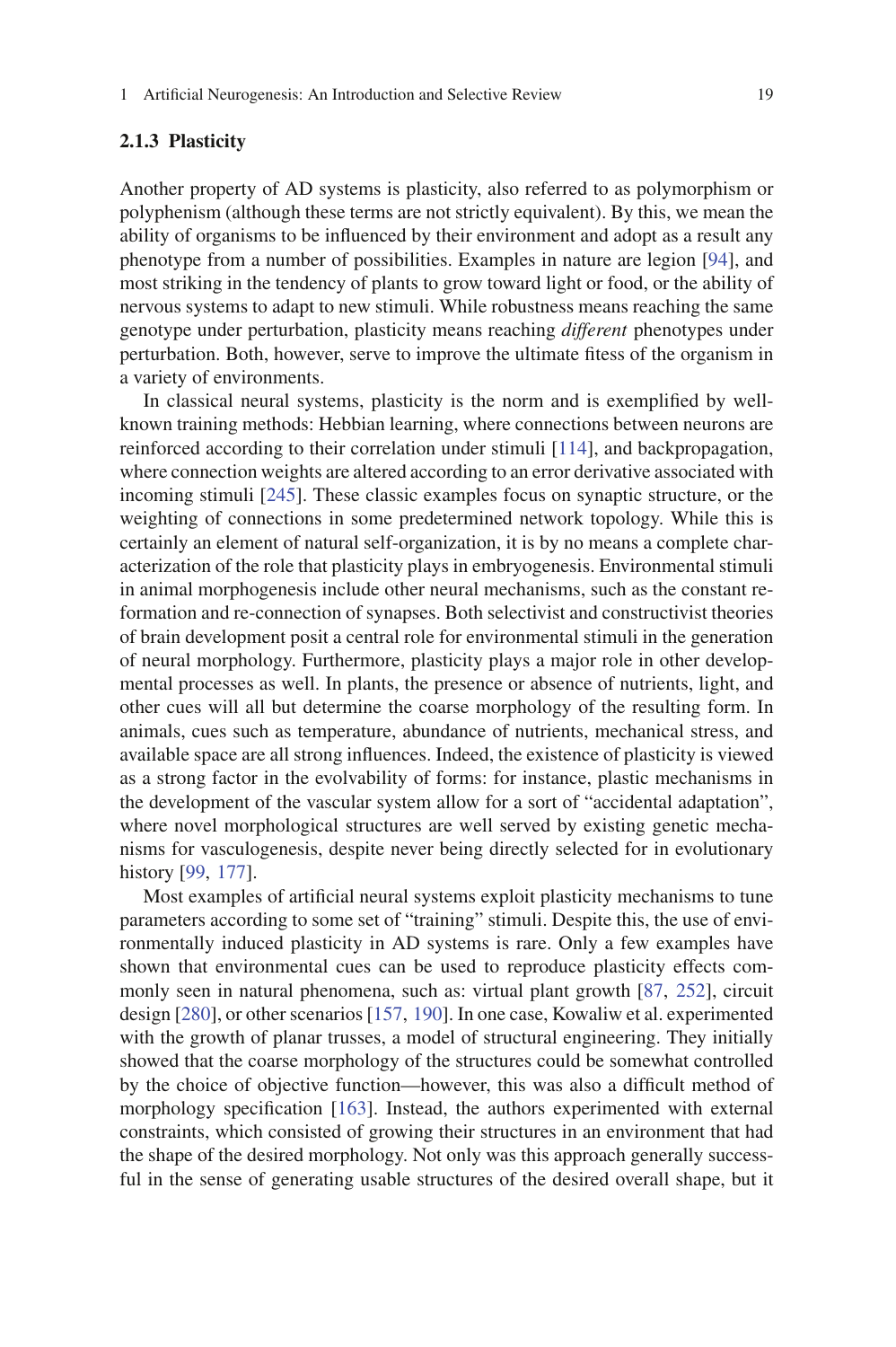### 2.1.3 Plasticity

Another property of AD systems is plasticity, also referred to as polymorphism or polyphenism (although these terms are not strictly equivalent). By this, we mean the ability of organisms to be influenced by their environment and adopt as a result any phenotype from a number of possibilities. Examples in nature are legion [94], and most striking in the tendency of plants to grow toward light or food, or the ability of nervous systems to adapt to new stimuli. While robustness means reaching the same genotype under perturbation, plasticity means reaching *different* phenotypes under perturbation. Both, however, serve to improve the ultimate fitess of the organism in a variety of environments.

In classical neural systems, plasticity is the norm and is exemplified by well-known training methods: Hebbian learning, where connections between neurons are reinforced according to their correlation under stimuli [114], and backpropagation, where connection weights are altered according to an error derivative associated with incoming stimuli [245]. These classic examples focus on synaptic structure, or the weighting of connections in some predetermined network topology. While this is certainly an element of natural self-organization, it is by no means a complete characterization of the role that plasticity plays in embryogenesis. Environmental stimuli in animal morphogenesis include other neural mechanisms, such as the constant re-formation and re-connection of synapses. Both selectivist and constructivist theories of brain development posit a central role for environmental stimuli in the generation of neural morphology. Furthermore, plasticity plays a major role in other developmental processes as well. In plants, the presence or absence of nutrients, light, and other cues will all but determine the coarse morphology of the resulting form. In animals, cues such as temperature, abundance of nutrients, mechanical stress, and available space are all strong influences. Indeed, the existence of plasticity is viewed as a strong factor in the evolvability of forms: for instance, plastic mechanisms in the development of the vascular system allow for a sort of "accidental adaptation", where novel morphological structures are well served by existing genetic mechanisms for vasculogenesis, despite never being directly selected for in evolutionary history [99, 177].

Most examples of artificial neural systems exploit plasticity mechanisms to tune parameters according to some set of "training" stimuli. Despite this, the use of environmentally induced plasticity in AD systems is rare. Only a few examples have shown that environmental cues can be used to reproduce plasticity effects commonly seen in natural phenomena, such as: virtual plant growth [87, 252], circuit design [280], or other scenarios [157, 190]. In one case, Kowaliw et al. experimented with the growth of planar trusses, a model of structural engineering. They initially showed that the coarse morphology of the structures could be somewhat controlled by the choice of objective function—however, this was also a difficult method of morphology specification [163]. Instead, the authors experimented with external constraints, which consisted of growing their structures in an environment that had the shape of the desired morphology. Not only was this approach generally successful in the sense of generating usable structures of the desired overall shape, but it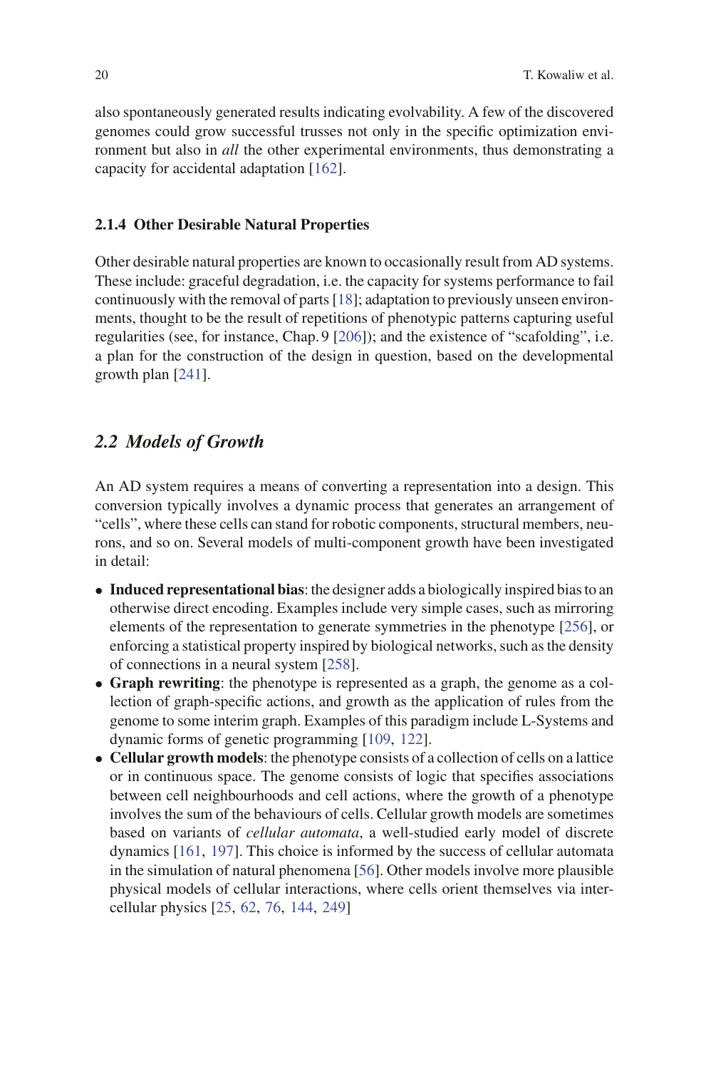also spontaneously generated results indicating evolvability. A few of the discovered genomes could grow successful trusses not only in the specific optimization environment but also in *all* the other experimental environments, thus demonstrating a capacity for accidental adaptation [162].

### 2.1.4 Other Desirable Natural Properties

Other desirable natural properties are known to occasionally result from AD systems. These include: graceful degradation, i.e. the capacity for systems performance to fail continuously with the removal of parts [18]; adaptation to previously unseen environments, thought to be the result of repetitions of phenotypic patterns capturing useful regularities (see, for instance, Chap. 9 [206]); and the existence of "scafolding", i.e. a plan for the construction of the design in question, based on the developmental growth plan [241].

## *2.2 Models of Growth*

An AD system requires a means of converting a representation into a design. This conversion typically involves a dynamic process that generates an arrangement of "cells", where these cells can stand for robotic components, structural members, neurons, and so on. Several models of multi-component growth have been investigated in detail:

- **Induced representational bias**: the designer adds a biologically inspired bias to an otherwise direct encoding. Examples include very simple cases, such as mirroring elements of the representation to generate symmetries in the phenotype [256], or enforcing a statistical property inspired by biological networks, such as the density of connections in a neural system [258].
- **Graph rewriting**: the phenotype is represented as a graph, the genome as a collection of graph-specific actions, and growth as the application of rules from the genome to some interim graph. Examples of this paradigm include L-Systems and dynamic forms of genetic programming [109, 122].
- **Cellular growth models**: the phenotype consists of a collection of cells on a lattice or in continuous space. The genome consists of logic that specifies associations between cell neighbourhoods and cell actions, where the growth of a phenotype involves the sum of the behaviours of cells. Cellular growth models are sometimes based on variants of *cellular automata*, a well-studied early model of discrete dynamics [161, 197]. This choice is informed by the success of cellular automata in the simulation of natural phenomena [56]. Other models involve more plausible physical models of cellular interactions, where cells orient themselves via intercellular physics [25, 62, 76, 144, 249]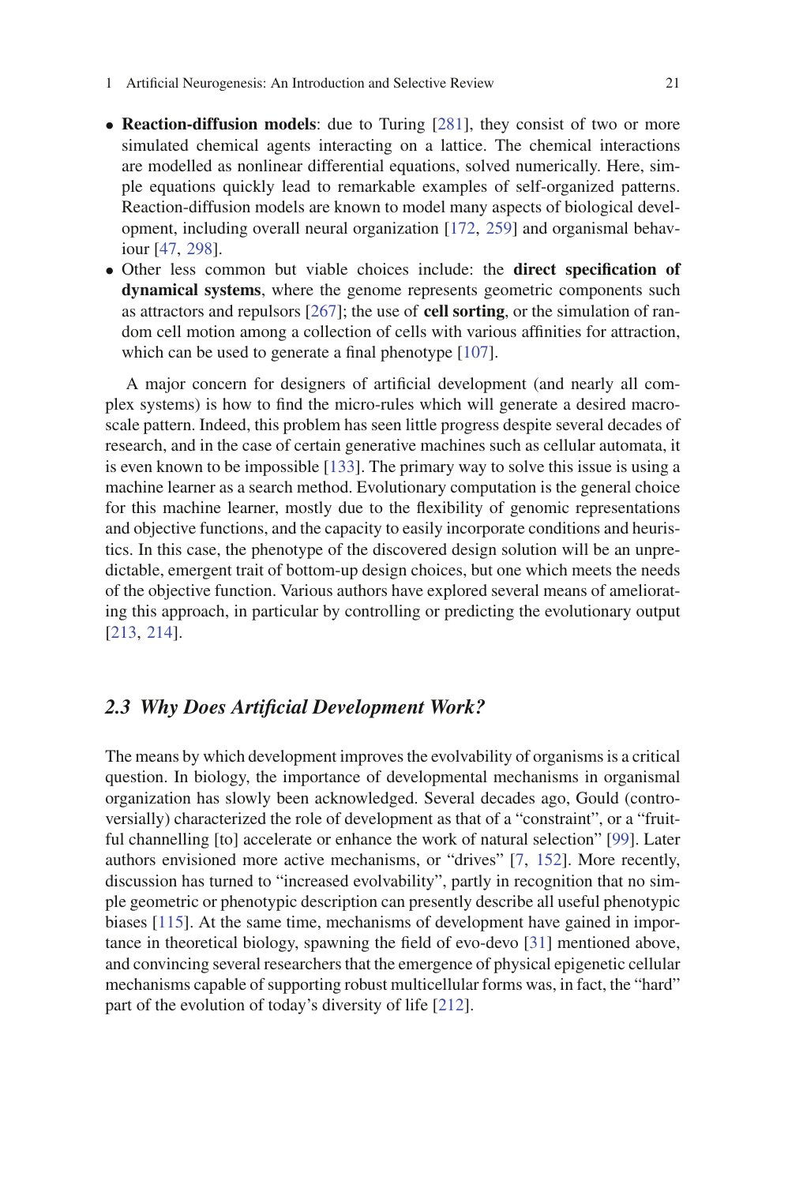- **Reaction-diffusion models**: due to Turing [281], they consist of two or more simulated chemical agents interacting on a lattice. The chemical interactions are modelled as nonlinear differential equations, solved numerically. Here, simple equations quickly lead to remarkable examples of self-organized patterns. Reaction-diffusion models are known to model many aspects of biological development, including overall neural organization [172, 259] and organismal behaviour [47, 298].
- Other less common but viable choices include: the **direct specification of dynamical systems**, where the genome represents geometric components such as attractors and repulsors [267]; the use of **cell sorting**, or the simulation of random cell motion among a collection of cells with various affinities for attraction, which can be used to generate a final phenotype [107].

A major concern for designers of artificial development (and nearly all complex systems) is how to find the micro-rules which will generate a desired macro-scale pattern. Indeed, this problem has seen little progress despite several decades of research, and in the case of certain generative machines such as cellular automata, it is even known to be impossible [133]. The primary way to solve this issue is using a machine learner as a search method. Evolutionary computation is the general choice for this machine learner, mostly due to the flexibility of genomic representations and objective functions, and the capacity to easily incorporate conditions and heuristics. In this case, the phenotype of the discovered design solution will be an unpredictable, emergent trait of bottom-up design choices, but one which meets the needs of the objective function. Various authors have explored several means of ameliorating this approach, in particular by controlling or predicting the evolutionary output [213, 214].

## *2.3 Why Does Artificial Development Work?*

The means by which development improves the evolvability of organisms is a critical question. In biology, the importance of developmental mechanisms in organismal organization has slowly been acknowledged. Several decades ago, Gould (controversially) characterized the role of development as that of a "constraint", or a "fruitful channelling [to] accelerate or enhance the work of natural selection" [99]. Later authors envisioned more active mechanisms, or "drives" [7, 152]. More recently, discussion has turned to "increased evolvability", partly in recognition that no simple geometric or phenotypic description can presently describe all useful phenotypic biases [115]. At the same time, mechanisms of development have gained in importance in theoretical biology, spawning the field of evo-devo [31] mentioned above, and convincing several researchers that the emergence of physical epigenetic cellular mechanisms capable of supporting robust multicellular forms was, in fact, the "hard" part of the evolution of today's diversity of life [212].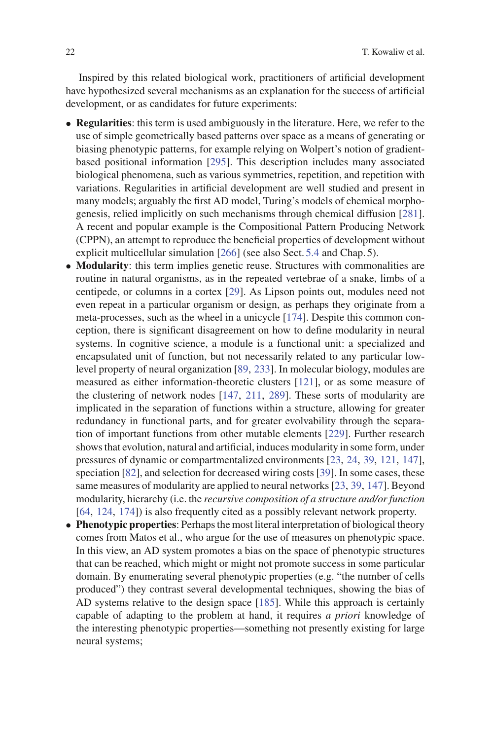Inspired by this related biological work, practitioners of artificial development have hypothesized several mechanisms as an explanation for the success of artificial development, or as candidates for future experiments:

- **Regularities**: this term is used ambiguously in the literature. Here, we refer to the use of simple geometrically based patterns over space as a means of generating or biasing phenotypic patterns, for example relying on Wolpert's notion of gradient-based positional information [295]. This description includes many associated biological phenomena, such as various symmetries, repetition, and repetition with variations. Regularities in artificial development are well studied and present in many models; arguably the first AD model, Turing's models of chemical morphogenesis, relied implicitly on such mechanisms through chemical diffusion [281]. A recent and popular example is the Compositional Pattern Producing Network (CPPN), an attempt to reproduce the beneficial properties of development without explicit multicellular simulation [266] (see also Sect. 5.4 and Chap. 5).
- **Modularity**: this term implies genetic reuse. Structures with commonalities are routine in natural organisms, as in the repeated vertebrae of a snake, limbs of a centipede, or columns in a cortex [29]. As Lipson points out, modules need not even repeat in a particular organism or design, as perhaps they originate from a meta-processes, such as the wheel in a unicycle [174]. Despite this common conception, there is significant disagreement on how to define modularity in neural systems. In cognitive science, a module is a functional unit: a specialized and encapsulated unit of function, but not necessarily related to any particular low-level property of neural organization [89, 233]. In molecular biology, modules are measured as either information-theoretic clusters [121], or as some measure of the clustering of network nodes [147, 211, 289]. These sorts of modularity are implicated in the separation of functions within a structure, allowing for greater redundancy in functional parts, and for greater evolvability through the separation of important functions from other mutable elements [229]. Further research shows that evolution, natural and artificial, induces modularity in some form, under pressures of dynamic or compartmentalized environments [23, 24, 39, 121, 147], speciation [82], and selection for decreased wiring costs [39]. In some cases, these same measures of modularity are applied to neural networks [23, 39, 147]. Beyond modularity, hierarchy (i.e. the *recursive composition of a structure and/or function* [64, 124, 174]) is also frequently cited as a possibly relevant network property.
- **Phenotypic properties**: Perhaps the most literal interpretation of biological theory comes from Matos et al., who argue for the use of measures on phenotypic space. In this view, an AD system promotes a bias on the space of phenotypic structures that can be reached, which might or might not promote success in some particular domain. By enumerating several phenotypic properties (e.g. "the number of cells produced") they contrast several developmental techniques, showing the bias of AD systems relative to the design space [185]. While this approach is certainly capable of adapting to the problem at hand, it requires *a priori* knowledge of the interesting phenotypic properties—something not presently existing for large neural systems;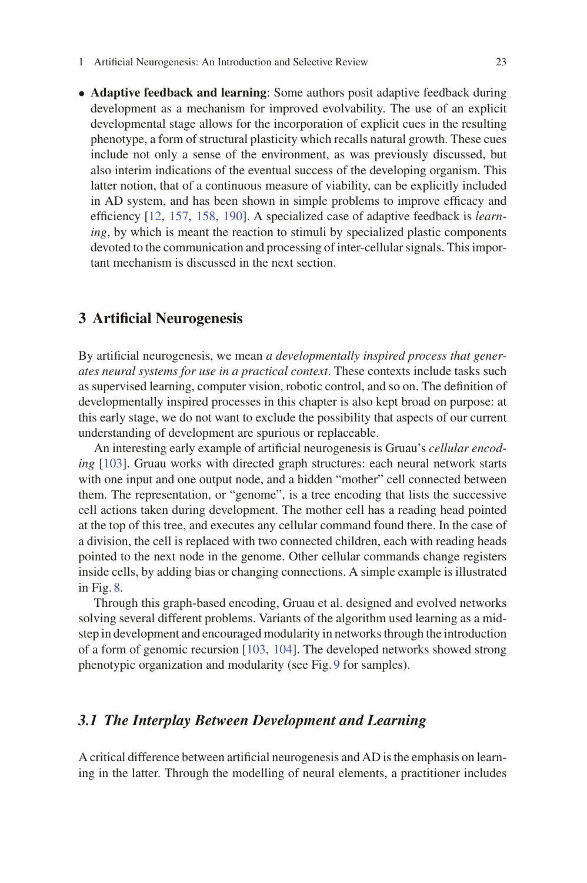- **Adaptive feedback and learning**: Some authors posit adaptive feedback during development as a mechanism for improved evolvability. The use of an explicit developmental stage allows for the incorporation of explicit cues in the resulting phenotype, a form of structural plasticity which recalls natural growth. These cues include not only a sense of the environment, as was previously discussed, but also interim indications of the eventual success of the developing organism. This latter notion, that of a continuous measure of viability, can be explicitly included in AD system, and has been shown in simple problems to improve efficacy and efficiency [12, 157, 158, 190]. A specialized case of adaptive feedback is *learning*, by which is meant the reaction to stimuli by specialized plastic components devoted to the communication and processing of inter-cellular signals. This important mechanism is discussed in the next section.

## 3 Artificial Neurogenesis

By artificial neurogenesis, we mean *a developmentally inspired process that generates neural systems for use in a practical context*. These contexts include tasks such as supervised learning, computer vision, robotic control, and so on. The definition of developmentally inspired processes in this chapter is also kept broad on purpose: at this early stage, we do not want to exclude the possibility that aspects of our current understanding of development are spurious or replaceable.

An interesting early example of artificial neurogenesis is Gruau's *cellular encoding* [103]. Gruau works with directed graph structures: each neural network starts with one input and one output node, and a hidden "mother" cell connected between them. The representation, or "genome", is a tree encoding that lists the successive cell actions taken during development. The mother cell has a reading head pointed at the top of this tree, and executes any cellular command found there. In the case of a division, the cell is replaced with two connected children, each with reading heads pointed to the next node in the genome. Other cellular commands change registers inside cells, by adding bias or changing connections. A simple example is illustrated in Fig. 8.

Through this graph-based encoding, Gruau et al. designed and evolved networks solving several different problems. Variants of the algorithm used learning as a mid-step in development and encouraged modularity in networks through the introduction of a form of genomic recursion [103, 104]. The developed networks showed strong phenotypic organization and modularity (see Fig. 9 for samples).

### *3.1 The Interplay Between Development and Learning*

A critical difference between artificial neurogenesis and AD is the emphasis on learning in the latter. Through the modelling of neural elements, a practitioner includes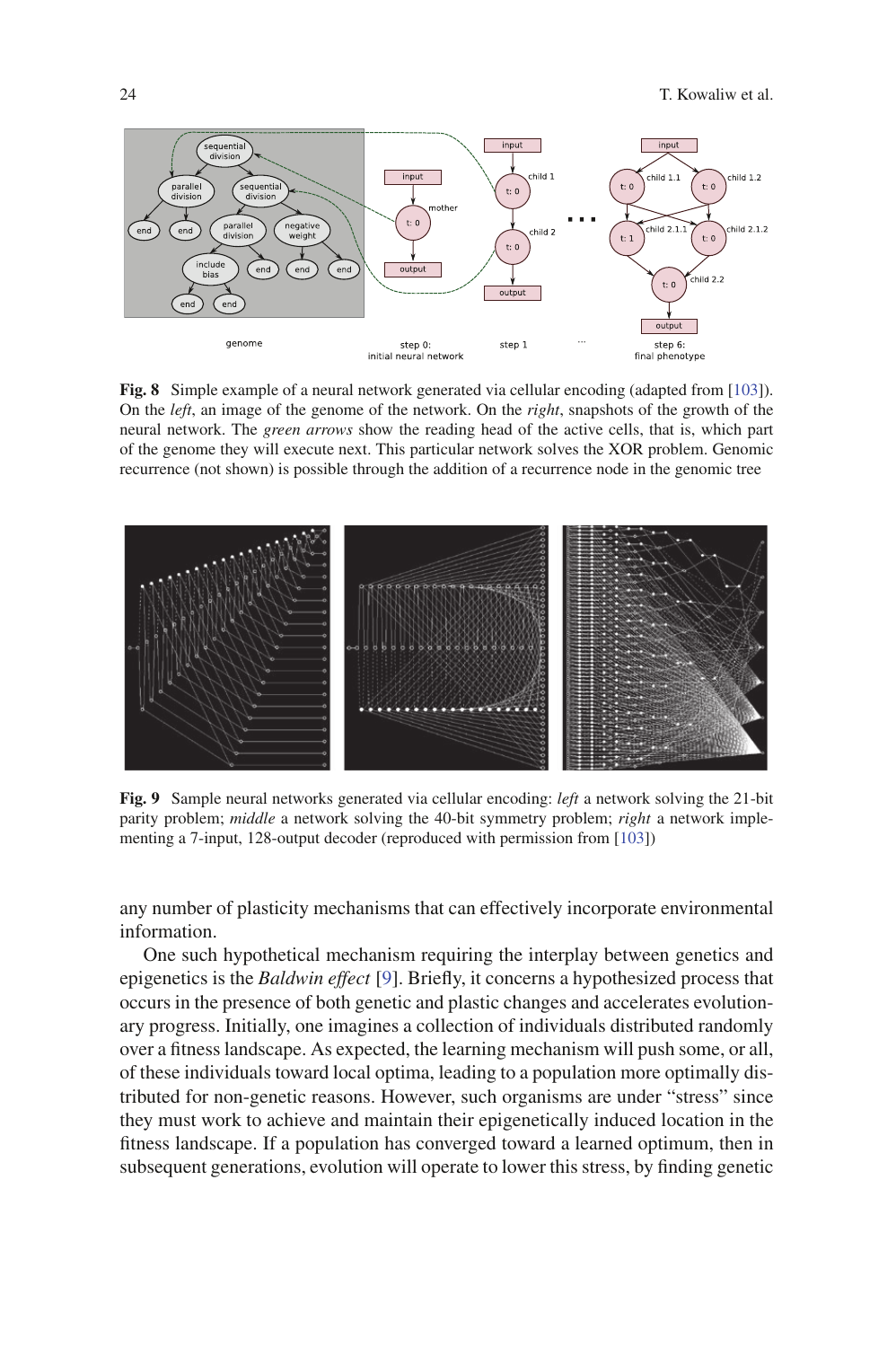**Fig. 8** Simple example of a neural network generated via cellular encoding (adapted from [103]). On the *left*, an image of the genome of the network. On the *right*, snapshots of the growth of the neural network. The *green arrows* show the reading head of the active cells, that is, which part of the genome they will execute next. This particular network solves the XOR problem. Genomic recurrence (not shown) is possible through the addition of a recurrence node in the genomic tree

**Fig. 9** Sample neural networks generated via cellular encoding: *left* a network solving the 21-bit parity problem; *middle* a network solving the 40-bit symmetry problem; *right* a network implementing a 7-input, 128-output decoder (reproduced with permission from [103])

any number of plasticity mechanisms that can effectively incorporate environmental information.

One such hypothetical mechanism requiring the interplay between genetics and epigenetics is the *Baldwin effect* [9]. Briefly, it concerns a hypothesized process that occurs in the presence of both genetic and plastic changes and accelerates evolutionary progress. Initially, one imagines a collection of individuals distributed randomly over a fitness landscape. As expected, the learning mechanism will push some, or all, of these individuals toward local optima, leading to a population more optimally distributed for non-genetic reasons. However, such organisms are under "stress" since they must work to achieve and maintain their epigenetically induced location in the fitness landscape. If a population has converged toward a learned optimum, then in subsequent generations, evolution will operate to lower this stress, by finding genetic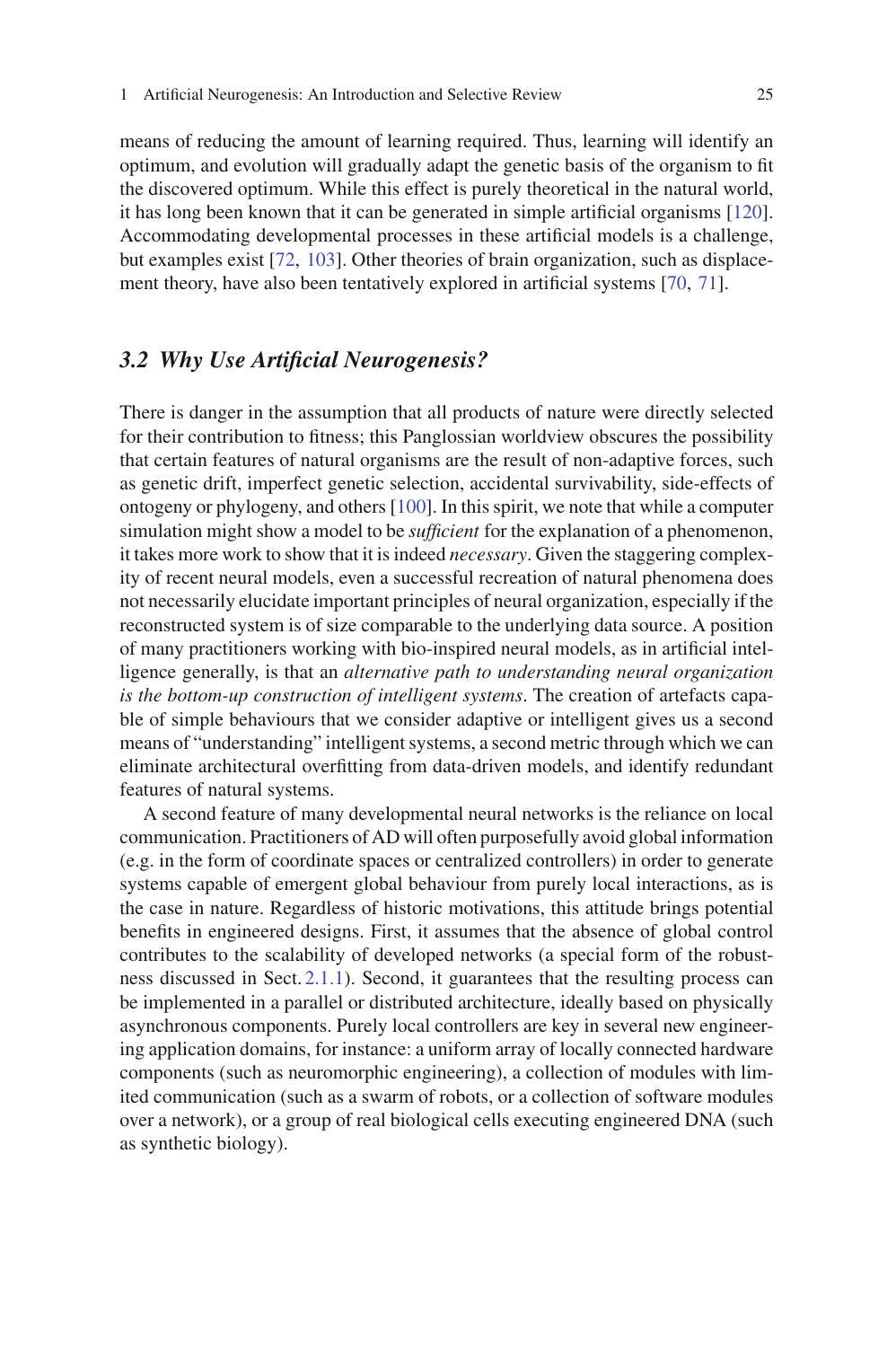means of reducing the amount of learning required. Thus, learning will identify an optimum, and evolution will gradually adapt the genetic basis of the organism to fit the discovered optimum. While this effect is purely theoretical in the natural world, it has long been known that it can be generated in simple artificial organisms [120]. Accommodating developmental processes in these artificial models is a challenge, but examples exist [72, 103]. Other theories of brain organization, such as displacement theory, have also been tentatively explored in artificial systems [70, 71].

## *3.2 Why Use Artificial Neurogenesis?*

There is danger in the assumption that all products of nature were directly selected for their contribution to fitness; this Panglossian worldview obscures the possibility that certain features of natural organisms are the result of non-adaptive forces, such as genetic drift, imperfect genetic selection, accidental survivability, side-effects of ontogeny or phylogeny, and others [100]. In this spirit, we note that while a computer simulation might show a model to be *sufficient* for the explanation of a phenomenon, it takes more work to show that it is indeed *necessary*. Given the staggering complexity of recent neural models, even a successful recreation of natural phenomena does not necessarily elucidate important principles of neural organization, especially if the reconstructed system is of size comparable to the underlying data source. A position of many practitioners working with bio-inspired neural models, as in artificial intelligence generally, is that an *alternative path to understanding neural organization is the bottom-up construction of intelligent systems*. The creation of artefacts capable of simple behaviours that we consider adaptive or intelligent gives us a second means of "understanding" intelligent systems, a second metric through which we can eliminate architectural overfitting from data-driven models, and identify redundant features of natural systems.

A second feature of many developmental neural networks is the reliance on local communication. Practitioners of AD will often purposefully avoid global information (e.g. in the form of coordinate spaces or centralized controllers) in order to generate systems capable of emergent global behaviour from purely local interactions, as is the case in nature. Regardless of historic motivations, this attitude brings potential benefits in engineered designs. First, it assumes that the absence of global control contributes to the scalability of developed networks (a special form of the robustness discussed in Sect. 2.1.1). Second, it guarantees that the resulting process can be implemented in a parallel or distributed architecture, ideally based on physically asynchronous components. Purely local controllers are key in several new engineering application domains, for instance: a uniform array of locally connected hardware components (such as neuromorphic engineering), a collection of modules with limited communication (such as a swarm of robots, or a collection of software modules over a network), or a group of real biological cells executing engineered DNA (such as synthetic biology).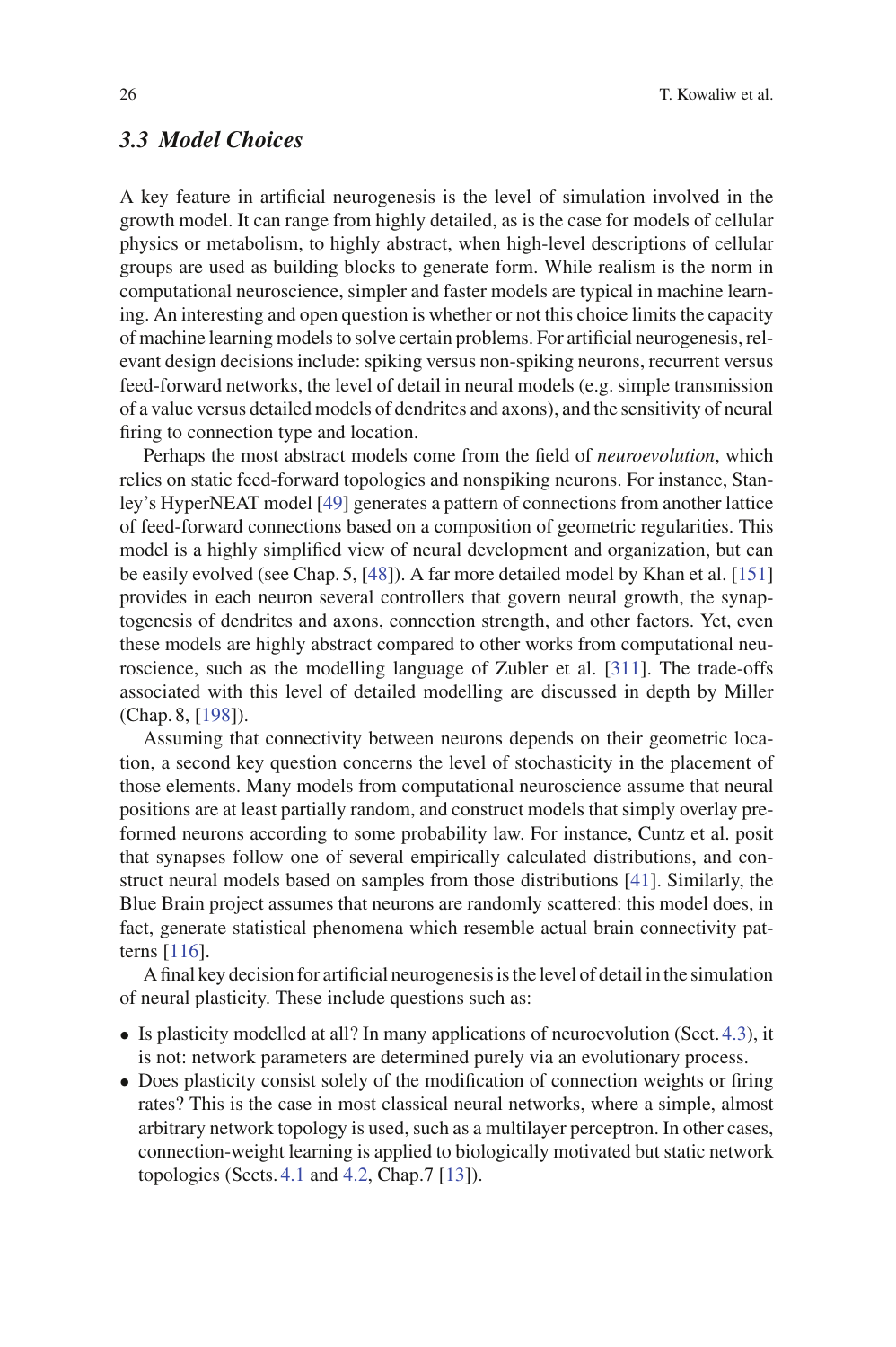### 3.3 Model Choices

A key feature in artificial neurogenesis is the level of simulation involved in the growth model. It can range from highly detailed, as is the case for models of cellular physics or metabolism, to highly abstract, when high-level descriptions of cellular groups are used as building blocks to generate form. While realism is the norm in computational neuroscience, simpler and faster models are typical in machine learning. An interesting and open question is whether or not this choice limits the capacity of machine learning models to solve certain problems. For artificial neurogenesis, relevant design decisions include: spiking versus non-spiking neurons, recurrent versus feed-forward networks, the level of detail in neural models (e.g. simple transmission of a value versus detailed models of dendrites and axons), and the sensitivity of neural firing to connection type and location.

Perhaps the most abstract models come from the field of *neuroevolution*, which relies on static feed-forward topologies and nonspiking neurons. For instance, Stanley's HyperNEAT model [49] generates a pattern of connections from another lattice of feed-forward connections based on a composition of geometric regularities. This model is a highly simplified view of neural development and organization, but can be easily evolved (see Chap. 5, [48]). A far more detailed model by Khan et al. [151] provides in each neuron several controllers that govern neural growth, the synaptogenesis of dendrites and axons, connection strength, and other factors. Yet, even these models are highly abstract compared to other works from computational neuroscience, such as the modelling language of Zubler et al. [311]. The trade-offs associated with this level of detailed modelling are discussed in depth by Miller (Chap. 8, [198]).

Assuming that connectivity between neurons depends on their geometric location, a second key question concerns the level of stochasticity in the placement of those elements. Many models from computational neuroscience assume that neural positions are at least partially random, and construct models that simply overlay preformed neurons according to some probability law. For instance, Cuntz et al. posit that synapses follow one of several empirically calculated distributions, and construct neural models based on samples from those distributions [41]. Similarly, the Blue Brain project assumes that neurons are randomly scattered: this model does, in fact, generate statistical phenomena which resemble actual brain connectivity patterns [116].

A final key decision for artificial neurogenesis is the level of detail in the simulation of neural plasticity. These include questions such as:

- Is plasticity modelled at all? In many applications of neuroevolution (Sect. 4.3), it is not: network parameters are determined purely via an evolutionary process.
- Does plasticity consist solely of the modification of connection weights or firing rates? This is the case in most classical neural networks, where a simple, almost arbitrary network topology is used, such as a multilayer perceptron. In other cases, connection-weight learning is applied to biologically motivated but static network topologies (Sects. 4.1 and 4.2, Chap. 7 [13]).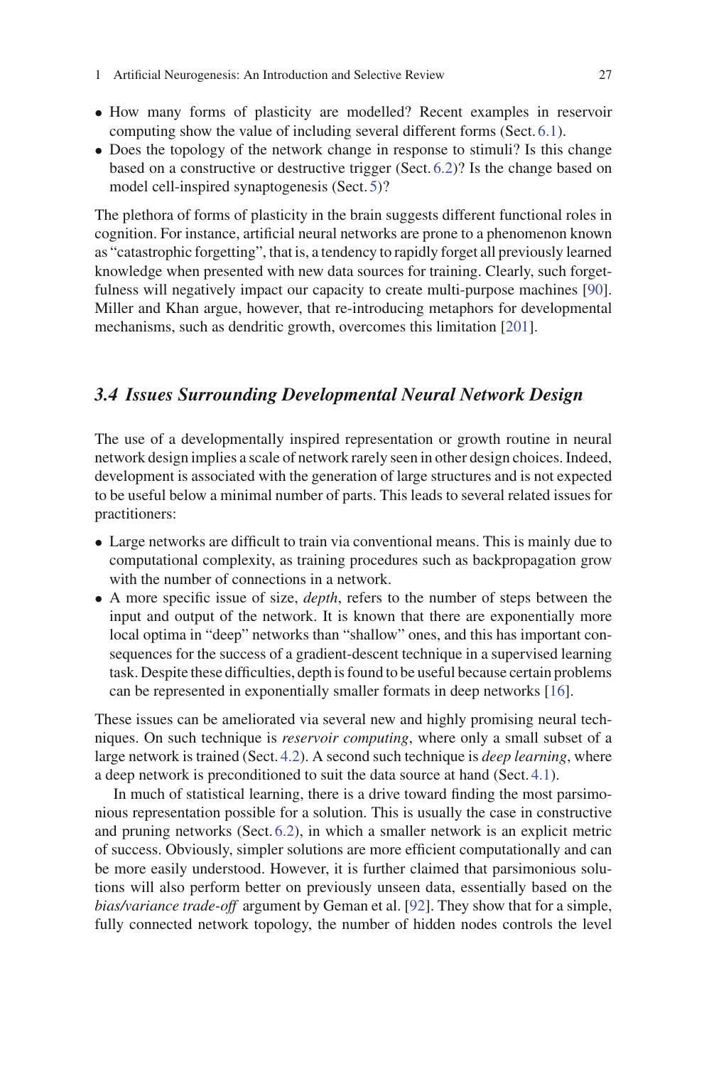- How many forms of plasticity are modelled? Recent examples in reservoir computing show the value of including several different forms (Sect. 6.1).
- Does the topology of the network change in response to stimuli? Is this change based on a constructive or destructive trigger (Sect. 6.2)? Is the change based on model cell-inspired synaptogenesis (Sect. 5)?

The plethora of forms of plasticity in the brain suggests different functional roles in cognition. For instance, artificial neural networks are prone to a phenomenon known as "catastrophic forgetting", that is, a tendency to rapidly forget all previously learned knowledge when presented with new data sources for training. Clearly, such forgetfulness will negatively impact our capacity to create multi-purpose machines [90]. Miller and Khan argue, however, that re-introducing metaphors for developmental mechanisms, such as dendritic growth, overcomes this limitation [201].

### 3.4 Issues Surrounding Developmental Neural Network Design

The use of a developmentally inspired representation or growth routine in neural network design implies a scale of network rarely seen in other design choices. Indeed, development is associated with the generation of large structures and is not expected to be useful below a minimal number of parts. This leads to several related issues for practitioners:

- Large networks are difficult to train via conventional means. This is mainly due to computational complexity, as training procedures such as backpropagation grow with the number of connections in a network.
- A more specific issue of size, *depth*, refers to the number of steps between the input and output of the network. It is known that there are exponentially more local optima in "deep" networks than "shallow" ones, and this has important consequences for the success of a gradient-descent technique in a supervised learning task. Despite these difficulties, depth is found to be useful because certain problems can be represented in exponentially smaller formats in deep networks [16].

These issues can be ameliorated via several new and highly promising neural techniques. On such technique is *reservoir computing*, where only a small subset of a large network is trained (Sect. 4.2). A second such technique is *deep learning*, where a deep network is preconditioned to suit the data source at hand (Sect. 4.1).

In much of statistical learning, there is a drive toward finding the most parsimonious representation possible for a solution. This is usually the case in constructive and pruning networks (Sect. 6.2), in which a smaller network is an explicit metric of success. Obviously, simpler solutions are more efficient computationally and can be more easily understood. However, it is further claimed that parsimonious solutions will also perform better on previously unseen data, essentially based on the *bias/variance trade-off* argument by Geman et al. [92]. They show that for a simple, fully connected network topology, the number of hidden nodes controls the level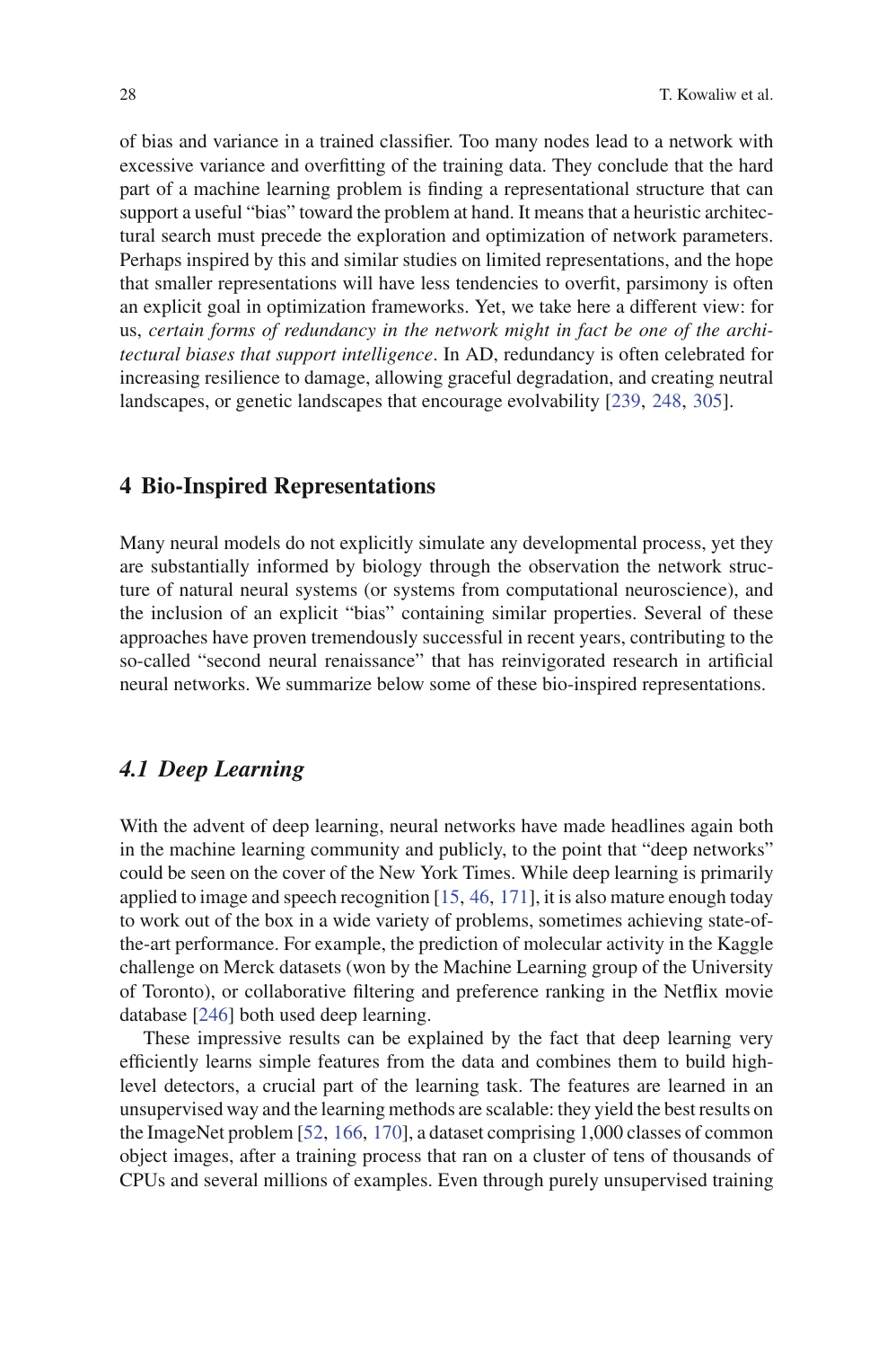of bias and variance in a trained classifier. Too many nodes lead to a network with excessive variance and overfitting of the training data. They conclude that the hard part of a machine learning problem is finding a representational structure that can support a useful "bias" toward the problem at hand. It means that a heuristic architectural search must precede the exploration and optimization of network parameters. Perhaps inspired by this and similar studies on limited representations, and the hope that smaller representations will have less tendencies to overfit, parsimony is often an explicit goal in optimization frameworks. Yet, we take here a different view: for us, *certain forms of redundancy in the network might in fact be one of the architectural biases that support intelligence*. In AD, redundancy is often celebrated for increasing resilience to damage, allowing graceful degradation, and creating neutral landscapes, or genetic landscapes that encourage evolvability [239, 248, 305].

## 4 Bio-Inspired Representations

Many neural models do not explicitly simulate any developmental process, yet they are substantially informed by biology through the observation the network structure of natural neural systems (or systems from computational neuroscience), and the inclusion of an explicit "bias" containing similar properties. Several of these approaches have proven tremendously successful in recent years, contributing to the so-called "second neural renaissance" that has reinvigorated research in artificial neural networks. We summarize below some of these bio-inspired representations.

### *4.1 Deep Learning*

With the advent of deep learning, neural networks have made headlines again both in the machine learning community and publicly, to the point that "deep networks" could be seen on the cover of the New York Times. While deep learning is primarily applied to image and speech recognition [15, 46, 171], it is also mature enough today to work out of the box in a wide variety of problems, sometimes achieving state-of-the-art performance. For example, the prediction of molecular activity in the Kaggle challenge on Merck datasets (won by the Machine Learning group of the University of Toronto), or collaborative filtering and preference ranking in the Netflix movie database [246] both used deep learning.

These impressive results can be explained by the fact that deep learning very efficiently learns simple features from the data and combines them to build high-level detectors, a crucial part of the learning task. The features are learned in an unsupervised way and the learning methods are scalable: they yield the best results on the ImageNet problem [52, 166, 170], a dataset comprising 1,000 classes of common object images, after a training process that ran on a cluster of tens of thousands of CPUs and several millions of examples. Even through purely unsupervised training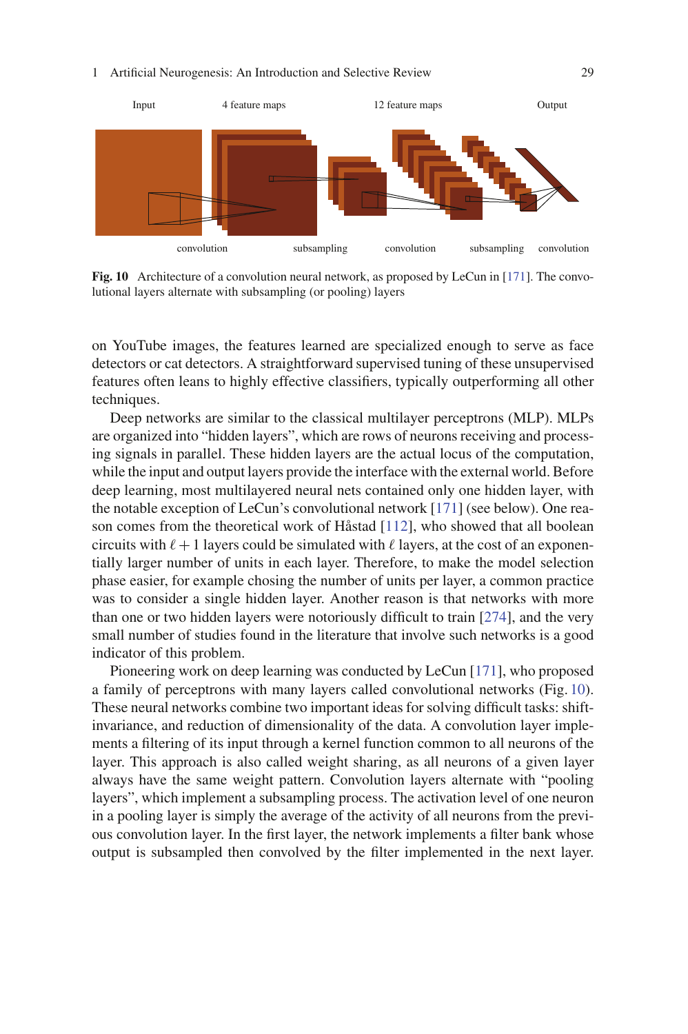Input 4 feature maps 12 feature maps Output

convolution subsampling convolution subsampling convolution

**Fig. 10** Architecture of a convolution neural network, as proposed by LeCun in [171]. The convolutional layers alternate with subsampling (or pooling) layers

on YouTube images, the features learned are specialized enough to serve as face detectors or cat detectors. A straightforward supervised tuning of these unsupervised features often leans to highly effective classifiers, typically outperforming all other techniques.

Deep networks are similar to the classical multilayer perceptrons (MLP). MLPs are organized into "hidden layers", which are rows of neurons receiving and processing signals in parallel. These hidden layers are the actual locus of the computation, while the input and output layers provide the interface with the external world. Before deep learning, most multilayered neural nets contained only one hidden layer, with the notable exception of LeCun's convolutional network [171] (see below). One reason comes from the theoretical work of Håstad [112], who showed that all boolean circuits with $\ell + 1$ layers could be simulated with $\ell$ layers, at the cost of an exponentially larger number of units in each layer. Therefore, to make the model selection phase easier, for example chosing the number of units per layer, a common practice was to consider a single hidden layer. Another reason is that networks with more than one or two hidden layers were notoriously difficult to train [274], and the very small number of studies found in the literature that involve such networks is a good indicator of this problem.

Pioneering work on deep learning was conducted by LeCun [171], who proposed a family of perceptrons with many layers called convolutional networks (Fig. 10). These neural networks combine two important ideas for solving difficult tasks: shift-invariance, and reduction of dimensionality of the data. A convolution layer implements a filtering of its input through a kernel function common to all neurons of the layer. This approach is also called weight sharing, as all neurons of a given layer always have the same weight pattern. Convolution layers alternate with "pooling layers", which implement a subsampling process. The activation level of one neuron in a pooling layer is simply the average of the activity of all neurons from the previous convolution layer. In the first layer, the network implements a filter bank whose output is subsampled then convolved by the filter implemented in the next layer.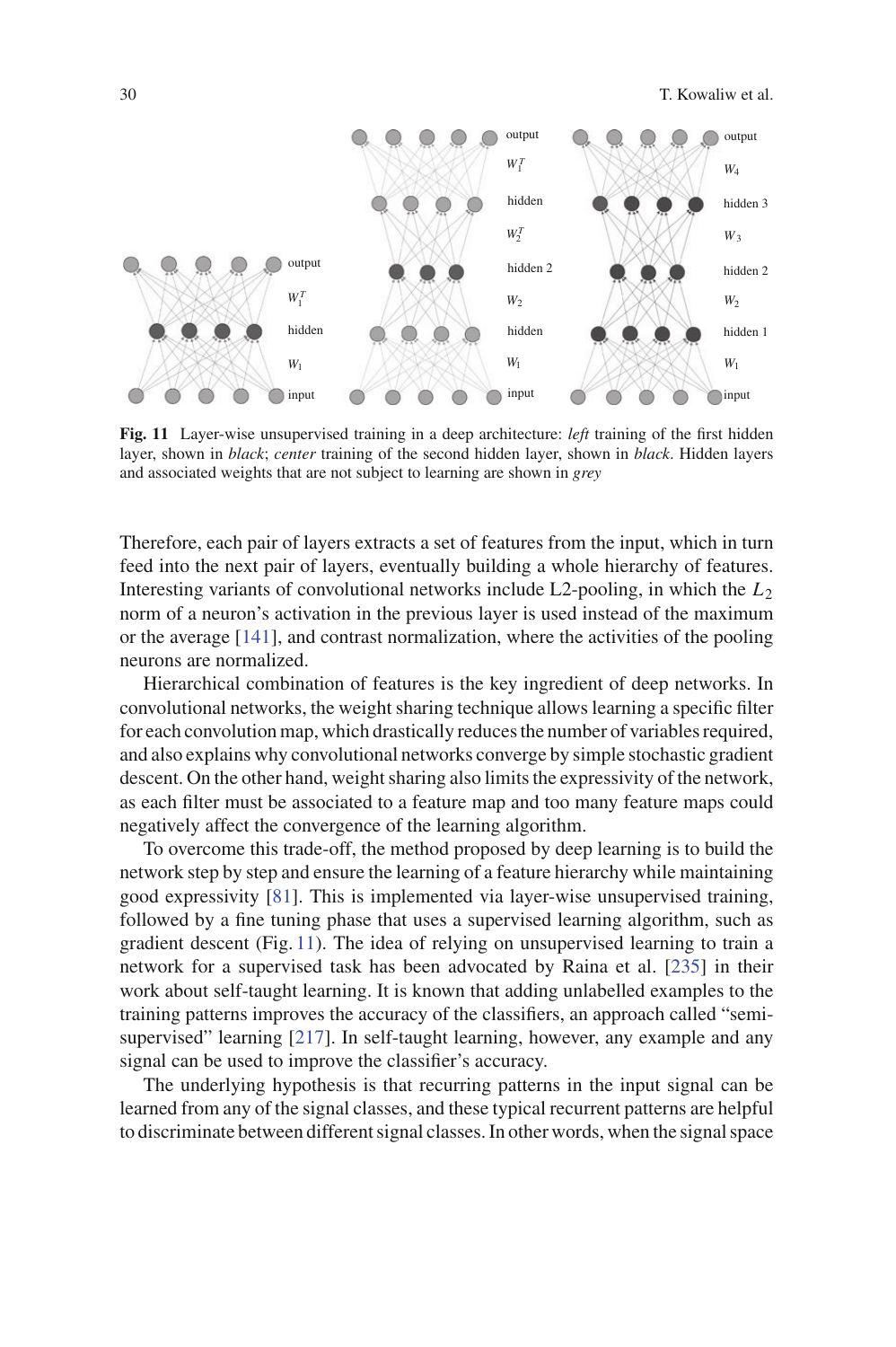**Fig. 11** Layer-wise unsupervised training in a deep architecture: *left* training of the first hidden layer, shown in *black*; *center* training of the second hidden layer, shown in *black*. Hidden layers and associated weights that are not subject to learning are shown in *grey*

Therefore, each pair of layers extracts a set of features from the input, which in turn feed into the next pair of layers, eventually building a whole hierarchy of features. Interesting variants of convolutional networks include L2-pooling, in which the $L_2$ norm of a neuron's activation in the previous layer is used instead of the maximum or the average [141], and contrast normalization, where the activities of the pooling neurons are normalized.

Hierarchical combination of features is the key ingredient of deep networks. In convolutional networks, the weight sharing technique allows learning a specific filter for each convolution map, which drastically reduces the number of variables required, and also explains why convolutional networks converge by simple stochastic gradient descent. On the other hand, weight sharing also limits the expressivity of the network, as each filter must be associated to a feature map and too many feature maps could negatively affect the convergence of the learning algorithm.

To overcome this trade-off, the method proposed by deep learning is to build the network step by step and ensure the learning of a feature hierarchy while maintaining good expressivity [81]. This is implemented via layer-wise unsupervised training, followed by a fine tuning phase that uses a supervised learning algorithm, such as gradient descent (Fig. 11). The idea of relying on unsupervised learning to train a network for a supervised task has been advocated by Raina et al. [235] in their work about self-taught learning. It is known that adding unlabelled examples to the training patterns improves the accuracy of the classifiers, an approach called "semi-supervised" learning [217]. In self-taught learning, however, any example and any signal can be used to improve the classifier's accuracy.

The underlying hypothesis is that recurring patterns in the input signal can be learned from any of the signal classes, and these typical recurrent patterns are helpful to discriminate between different signal classes. In other words, when the signal space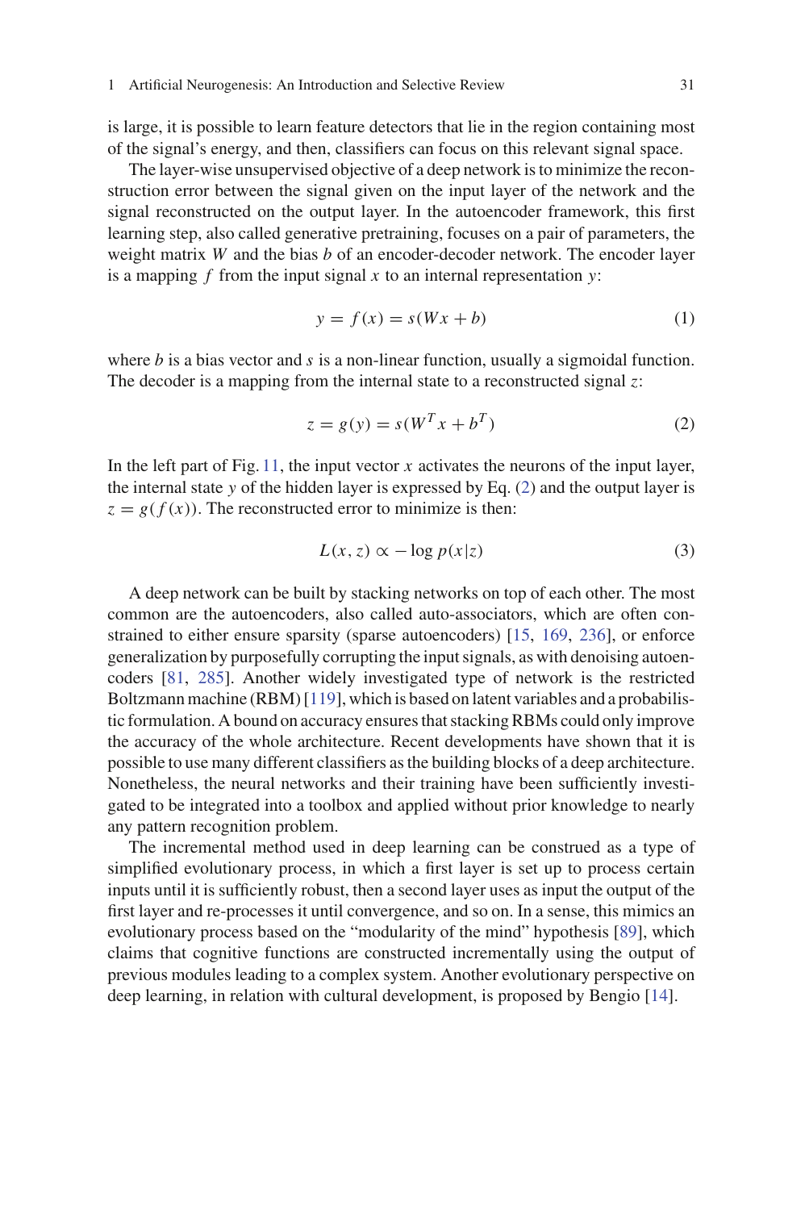is large, it is possible to learn feature detectors that lie in the region containing most of the signal's energy, and then, classifiers can focus on this relevant signal space.

The layer-wise unsupervised objective of a deep network is to minimize the reconstruction error between the signal given on the input layer of the network and the signal reconstructed on the output layer. In the autoencoder framework, this first learning step, also called generative pretraining, focuses on a pair of parameters, the weight matrix $W$ and the bias $b$ of an encoder-decoder network. The encoder layer is a mapping $f$ from the input signal $x$ to an internal representation $y$:

$$y = f(x) = s(Wx + b) \tag{1}$$

where $b$ is a bias vector and $s$ is a non-linear function, usually a sigmoidal function. The decoder is a mapping from the internal state to a reconstructed signal $z$:

$$z = g(y) = s(W^T x + b^T) \tag{2}$$

In the left part of Fig. 11, the input vector $x$ activates the neurons of the input layer, the internal state $y$ of the hidden layer is expressed by Eq. (2) and the output layer is $z = g(f(x))$. The reconstructed error to minimize is then:

$$L(x, z) \propto -\log p(x|z) \tag{3}$$

A deep network can be built by stacking networks on top of each other. The most common are the autoencoders, also called auto-associators, which are often constrained to either ensure sparsity (sparse autoencoders) [15, 169, 236], or enforce generalization by purposefully corrupting the input signals, as with denoising autoencoders [81, 285]. Another widely investigated type of network is the restricted Boltzmann machine (RBM) [119], which is based on latent variables and a probabilistic formulation. A bound on accuracy ensures that stacking RBMs could only improve the accuracy of the whole architecture. Recent developments have shown that it is possible to use many different classifiers as the building blocks of a deep architecture. Nonetheless, the neural networks and their training have been sufficiently investigated to be integrated into a toolbox and applied without prior knowledge to nearly any pattern recognition problem.

The incremental method used in deep learning can be construed as a type of simplified evolutionary process, in which a first layer is set up to process certain inputs until it is sufficiently robust, then a second layer uses as input the output of the first layer and re-processes it until convergence, and so on. In a sense, this mimics an evolutionary process based on the "modularity of the mind" hypothesis [89], which claims that cognitive functions are constructed incrementally using the output of previous modules leading to a complex system. Another evolutionary perspective on deep learning, in relation with cultural development, is proposed by Bengio [14].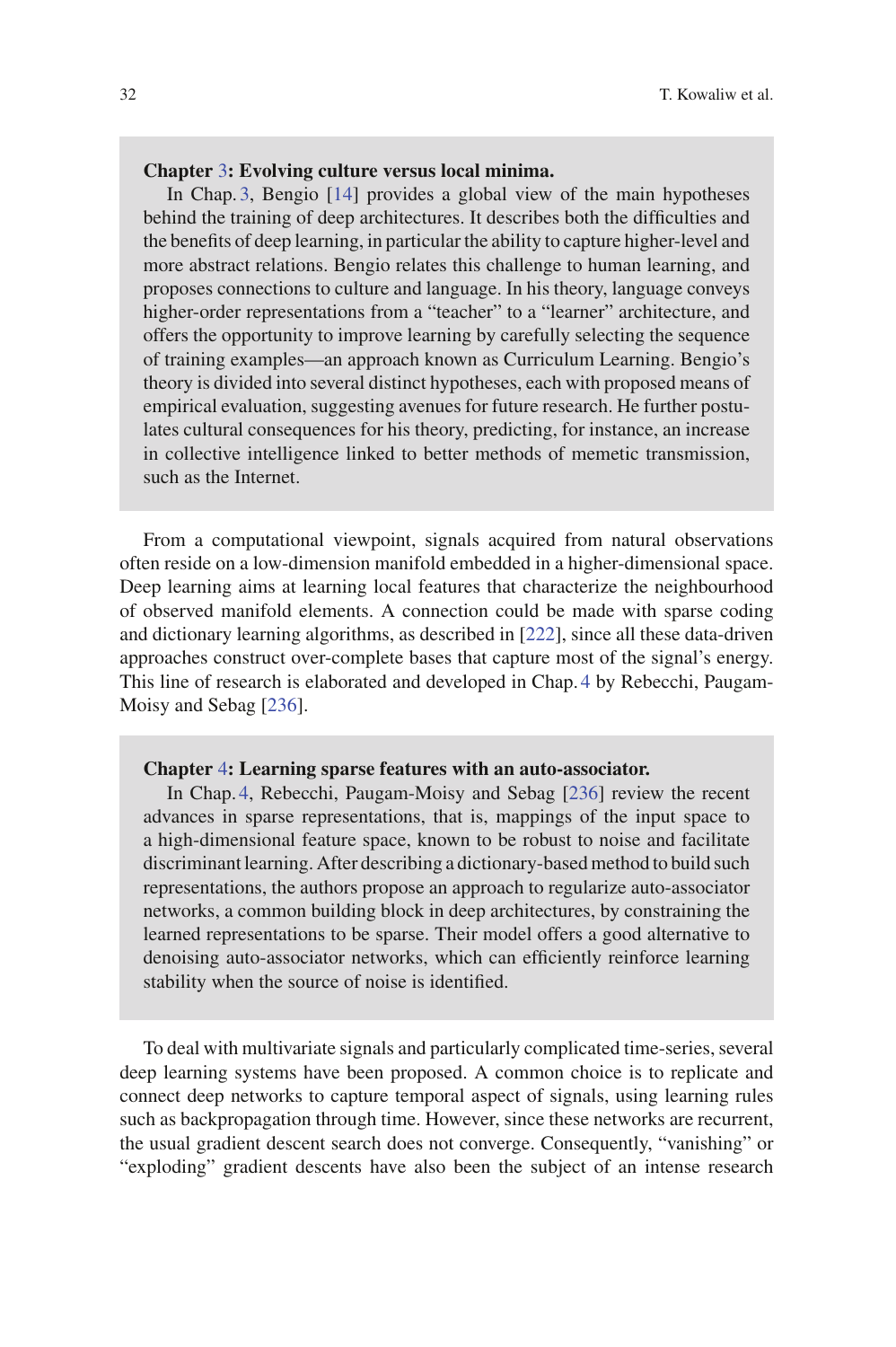**Chapter 3: Evolving culture versus local minima.**

In Chap. 3, Bengio [14] provides a global view of the main hypotheses behind the training of deep architectures. It describes both the difficulties and the benefits of deep learning, in particular the ability to capture higher-level and more abstract relations. Bengio relates this challenge to human learning, and proposes connections to culture and language. In his theory, language conveys higher-order representations from a "teacher" to a "learner" architecture, and offers the opportunity to improve learning by carefully selecting the sequence of training examples—an approach known as Curriculum Learning. Bengio's theory is divided into several distinct hypotheses, each with proposed means of empirical evaluation, suggesting avenues for future research. He further postulates cultural consequences for his theory, predicting, for instance, an increase in collective intelligence linked to better methods of memetic transmission, such as the Internet.

From a computational viewpoint, signals acquired from natural observations often reside on a low-dimension manifold embedded in a higher-dimensional space. Deep learning aims at learning local features that characterize the neighbourhood of observed manifold elements. A connection could be made with sparse coding and dictionary learning algorithms, as described in [222], since all these data-driven approaches construct over-complete bases that capture most of the signal's energy. This line of research is elaborated and developed in Chap. 4 by Rebecchi, Paugam-Moisy and Sebag [236].

**Chapter 4: Learning sparse features with an auto-associator.**

In Chap. 4, Rebecchi, Paugam-Moisy and Sebag [236] review the recent advances in sparse representations, that is, mappings of the input space to a high-dimensional feature space, known to be robust to noise and facilitate discriminant learning. After describing a dictionary-based method to build such representations, the authors propose an approach to regularize auto-associator networks, a common building block in deep architectures, by constraining the learned representations to be sparse. Their model offers a good alternative to denoising auto-associator networks, which can efficiently reinforce learning stability when the source of noise is identified.

To deal with multivariate signals and particularly complicated time-series, several deep learning systems have been proposed. A common choice is to replicate and connect deep networks to capture temporal aspect of signals, using learning rules such as backpropagation through time. However, since these networks are recurrent, the usual gradient descent search does not converge. Consequently, "vanishing" or "exploding" gradient descents have also been the subject of an intense research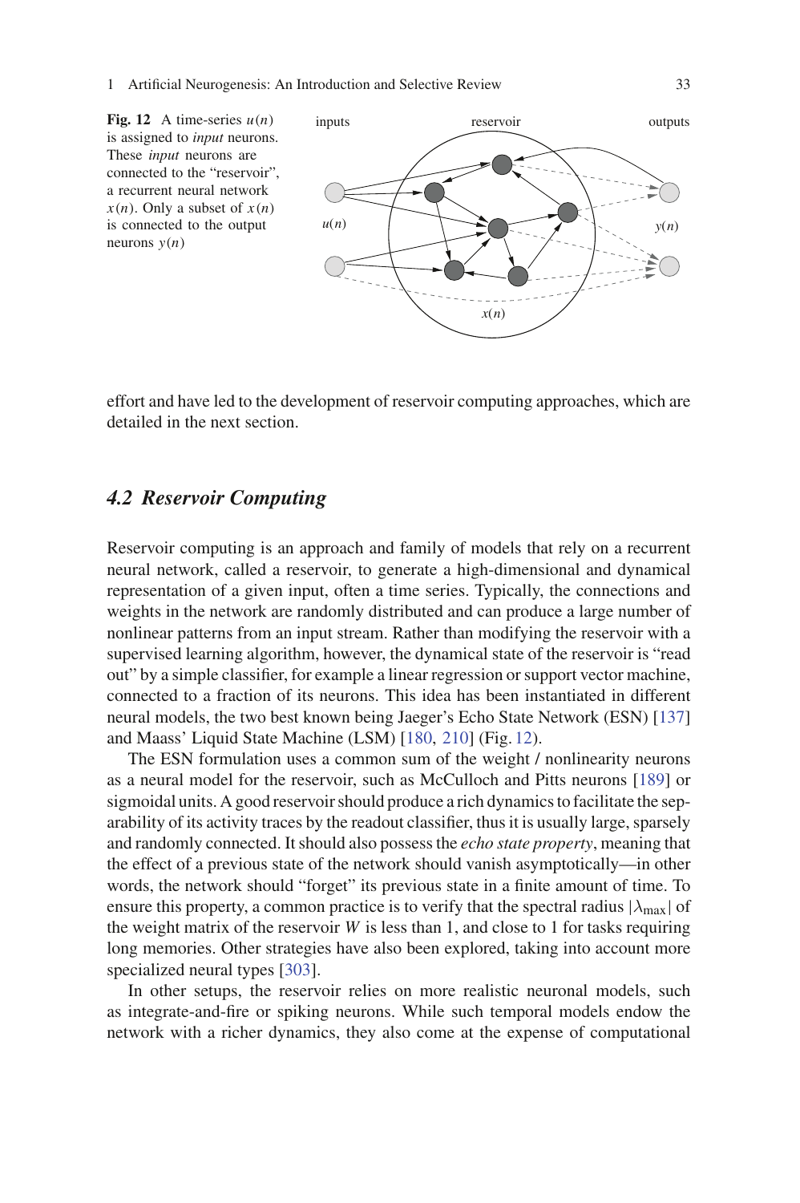**Fig. 12** A time-series $u(n)$ is assigned to *input* neurons. These *input* neurons are connected to the "reservoir", a recurrent neural network $x(n)$. Only a subset of $x(n)$ is connected to the output neurons $y(n)$

effort and have led to the development of reservoir computing approaches, which are detailed in the next section.

### *4.2 Reservoir Computing*

Reservoir computing is an approach and family of models that rely on a recurrent neural network, called a reservoir, to generate a high-dimensional and dynamical representation of a given input, often a time series. Typically, the connections and weights in the network are randomly distributed and can produce a large number of nonlinear patterns from an input stream. Rather than modifying the reservoir with a supervised learning algorithm, however, the dynamical state of the reservoir is "read out" by a simple classifier, for example a linear regression or support vector machine, connected to a fraction of its neurons. This idea has been instantiated in different neural models, the two best known being Jaeger's Echo State Network (ESN) [137] and Maass' Liquid State Machine (LSM) [180, 210] (Fig. 12).

The ESN formulation uses a common sum of the weight / nonlinearity neurons as a neural model for the reservoir, such as McCulloch and Pitts neurons [189] or sigmoidal units. A good reservoir should produce a rich dynamics to facilitate the separability of its activity traces by the readout classifier, thus it is usually large, sparsely and randomly connected. It should also possess the *echo state property*, meaning that the effect of a previous state of the network should vanish asymptotically—in other words, the network should "forget" its previous state in a finite amount of time. To ensure this property, a common practice is to verify that the spectral radius $|\lambda_{\max}|$ of the weight matrix of the reservoir $W$ is less than 1, and close to 1 for tasks requiring long memories. Other strategies have also been explored, taking into account more specialized neural types [303].

In other setups, the reservoir relies on more realistic neuronal models, such as integrate-and-fire or spiking neurons. While such temporal models endow the network with a richer dynamics, they also come at the expense of computational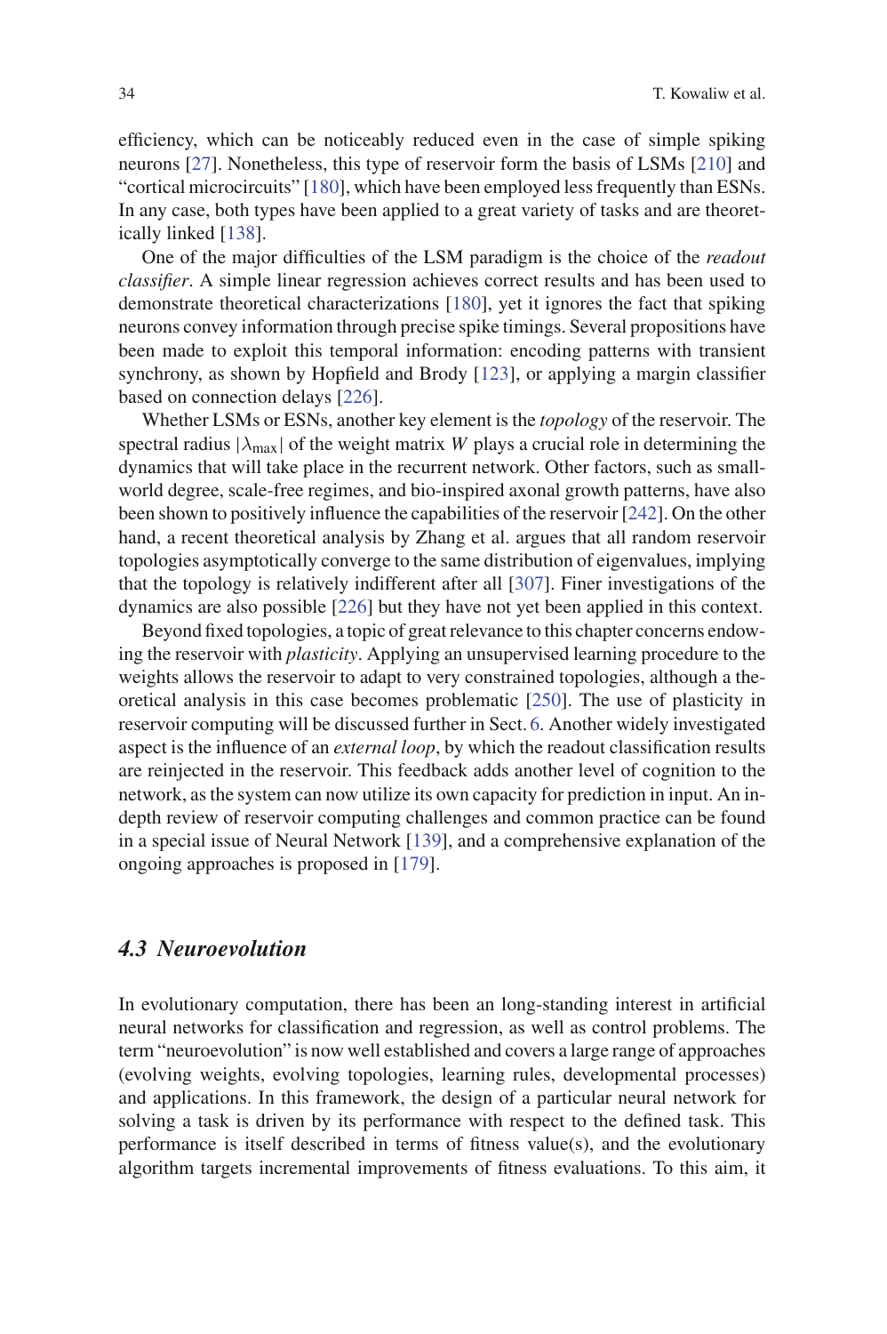efficiency, which can be noticeably reduced even in the case of simple spiking neurons [27]. Nonetheless, this type of reservoir form the basis of LSMs [210] and "cortical microcircuits" [180], which have been employed less frequently than ESNs. In any case, both types have been applied to a great variety of tasks and are theoretically linked [138].

One of the major difficulties of the LSM paradigm is the choice of the *readout classifier*. A simple linear regression achieves correct results and has been used to demonstrate theoretical characterizations [180], yet it ignores the fact that spiking neurons convey information through precise spike timings. Several propositions have been made to exploit this temporal information: encoding patterns with transient synchrony, as shown by Hopfield and Brody [123], or applying a margin classifier based on connection delays [226].

Whether LSMs or ESNs, another key element is the *topology* of the reservoir. The spectral radius $|\lambda_{\max}|$ of the weight matrix $W$ plays a crucial role in determining the dynamics that will take place in the recurrent network. Other factors, such as small-world degree, scale-free regimes, and bio-inspired axonal growth patterns, have also been shown to positively influence the capabilities of the reservoir [242]. On the other hand, a recent theoretical analysis by Zhang et al. argues that all random reservoir topologies asymptotically converge to the same distribution of eigenvalues, implying that the topology is relatively indifferent after all [307]. Finer investigations of the dynamics are also possible [226] but they have not yet been applied in this context.

Beyond fixed topologies, a topic of great relevance to this chapter concerns endowing the reservoir with *plasticity*. Applying an unsupervised learning procedure to the weights allows the reservoir to adapt to very constrained topologies, although a theoretical analysis in this case becomes problematic [250]. The use of plasticity in reservoir computing will be discussed further in Sect. 6. Another widely investigated aspect is the influence of an *external loop*, by which the readout classification results are reinjected in the reservoir. This feedback adds another level of cognition to the network, as the system can now utilize its own capacity for prediction in input. An in-depth review of reservoir computing challenges and common practice can be found in a special issue of Neural Network [139], and a comprehensive explanation of the ongoing approaches is proposed in [179].

### *4.3 Neuroevolution*

In evolutionary computation, there has been an long-standing interest in artificial neural networks for classification and regression, as well as control problems. The term "neuroevolution" is now well established and covers a large range of approaches (evolving weights, evolving topologies, learning rules, developmental processes) and applications. In this framework, the design of a particular neural network for solving a task is driven by its performance with respect to the defined task. This performance is itself described in terms of fitness value(s), and the evolutionary algorithm targets incremental improvements of fitness evaluations. To this aim, it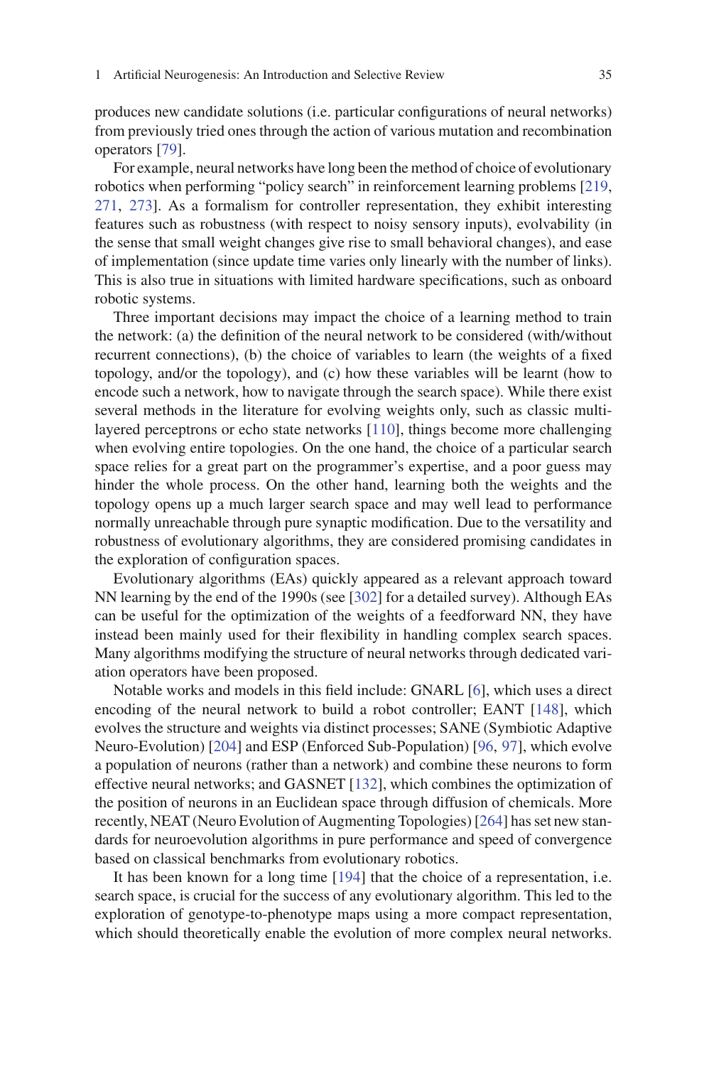produces new candidate solutions (i.e. particular configurations of neural networks) from previously tried ones through the action of various mutation and recombination operators [79].

For example, neural networks have long been the method of choice of evolutionary robotics when performing "policy search" in reinforcement learning problems [219, 271, 273]. As a formalism for controller representation, they exhibit interesting features such as robustness (with respect to noisy sensory inputs), evolvability (in the sense that small weight changes give rise to small behavioral changes), and ease of implementation (since update time varies only linearly with the number of links). This is also true in situations with limited hardware specifications, such as onboard robotic systems.

Three important decisions may impact the choice of a learning method to train the network: (a) the definition of the neural network to be considered (with/without recurrent connections), (b) the choice of variables to learn (the weights of a fixed topology, and/or the topology), and (c) how these variables will be learnt (how to encode such a network, how to navigate through the search space). While there exist several methods in the literature for evolving weights only, such as classic multi-layered perceptrons or echo state networks [110], things become more challenging when evolving entire topologies. On the one hand, the choice of a particular search space relies for a great part on the programmer's expertise, and a poor guess may hinder the whole process. On the other hand, learning both the weights and the topology opens up a much larger search space and may well lead to performance normally unreachable through pure synaptic modification. Due to the versatility and robustness of evolutionary algorithms, they are considered promising candidates in the exploration of configuration spaces.

Evolutionary algorithms (EAs) quickly appeared as a relevant approach toward NN learning by the end of the 1990s (see [302] for a detailed survey). Although EAs can be useful for the optimization of the weights of a feedforward NN, they have instead been mainly used for their flexibility in handling complex search spaces. Many algorithms modifying the structure of neural networks through dedicated variation operators have been proposed.

Notable works and models in this field include: GNARL [6], which uses a direct encoding of the neural network to build a robot controller; EANT [148], which evolves the structure and weights via distinct processes; SANE (Symbiotic Adaptive Neuro-Evolution) [204] and ESP (Enforced Sub-Population) [96, 97], which evolve a population of neurons (rather than a network) and combine these neurons to form effective neural networks; and GASNET [132], which combines the optimization of the position of neurons in an Euclidean space through diffusion of chemicals. More recently, NEAT (Neuro Evolution of Augmenting Topologies) [264] has set new standards for neuroevolution algorithms in pure performance and speed of convergence based on classical benchmarks from evolutionary robotics.

It has been known for a long time [194] that the choice of a representation, i.e. search space, is crucial for the success of any evolutionary algorithm. This led to the exploration of genotype-to-phenotype maps using a more compact representation, which should theoretically enable the evolution of more complex neural networks.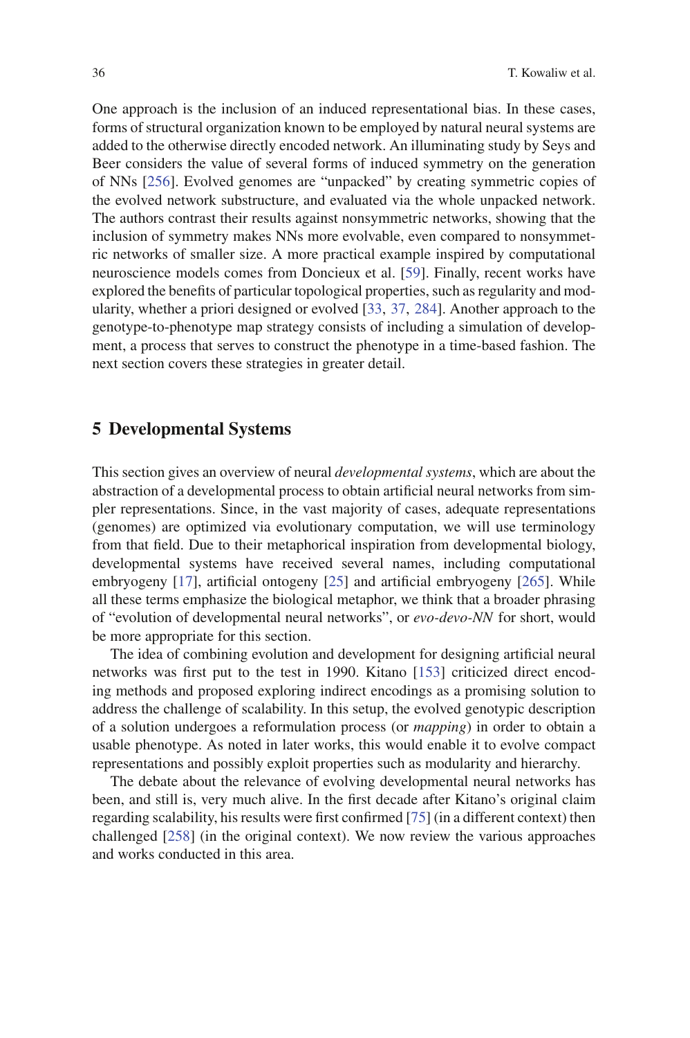One approach is the inclusion of an induced representational bias. In these cases, forms of structural organization known to be employed by natural neural systems are added to the otherwise directly encoded network. An illuminating study by Seys and Beer considers the value of several forms of induced symmetry on the generation of NNs [256]. Evolved genomes are "unpacked" by creating symmetric copies of the evolved network substructure, and evaluated via the whole unpacked network. The authors contrast their results against nonsymmetric networks, showing that the inclusion of symmetry makes NNs more evolvable, even compared to nonsymmetric networks of smaller size. A more practical example inspired by computational neuroscience models comes from Doncieux et al. [59]. Finally, recent works have explored the benefits of particular topological properties, such as regularity and modularity, whether a priori designed or evolved [33, 37, 284]. Another approach to the genotype-to-phenotype map strategy consists of including a simulation of development, a process that serves to construct the phenotype in a time-based fashion. The next section covers these strategies in greater detail.

## 5 Developmental Systems

This section gives an overview of neural *developmental systems*, which are about the abstraction of a developmental process to obtain artificial neural networks from simpler representations. Since, in the vast majority of cases, adequate representations (genomes) are optimized via evolutionary computation, we will use terminology from that field. Due to their metaphorical inspiration from developmental biology, developmental systems have received several names, including computational embryogeny [17], artificial ontogeny [25] and artificial embryogeny [265]. While all these terms emphasize the biological metaphor, we think that a broader phrasing of "evolution of developmental neural networks", or *evo-devo-NN* for short, would be more appropriate for this section.

The idea of combining evolution and development for designing artificial neural networks was first put to the test in 1990. Kitano [153] criticized direct encoding methods and proposed exploring indirect encodings as a promising solution to address the challenge of scalability. In this setup, the evolved genotypic description of a solution undergoes a reformulation process (or *mapping*) in order to obtain a usable phenotype. As noted in later works, this would enable it to evolve compact representations and possibly exploit properties such as modularity and hierarchy.

The debate about the relevance of evolving developmental neural networks has been, and still is, very much alive. In the first decade after Kitano's original claim regarding scalability, his results were first confirmed [75] (in a different context) then challenged [258] (in the original context). We now review the various approaches and works conducted in this area.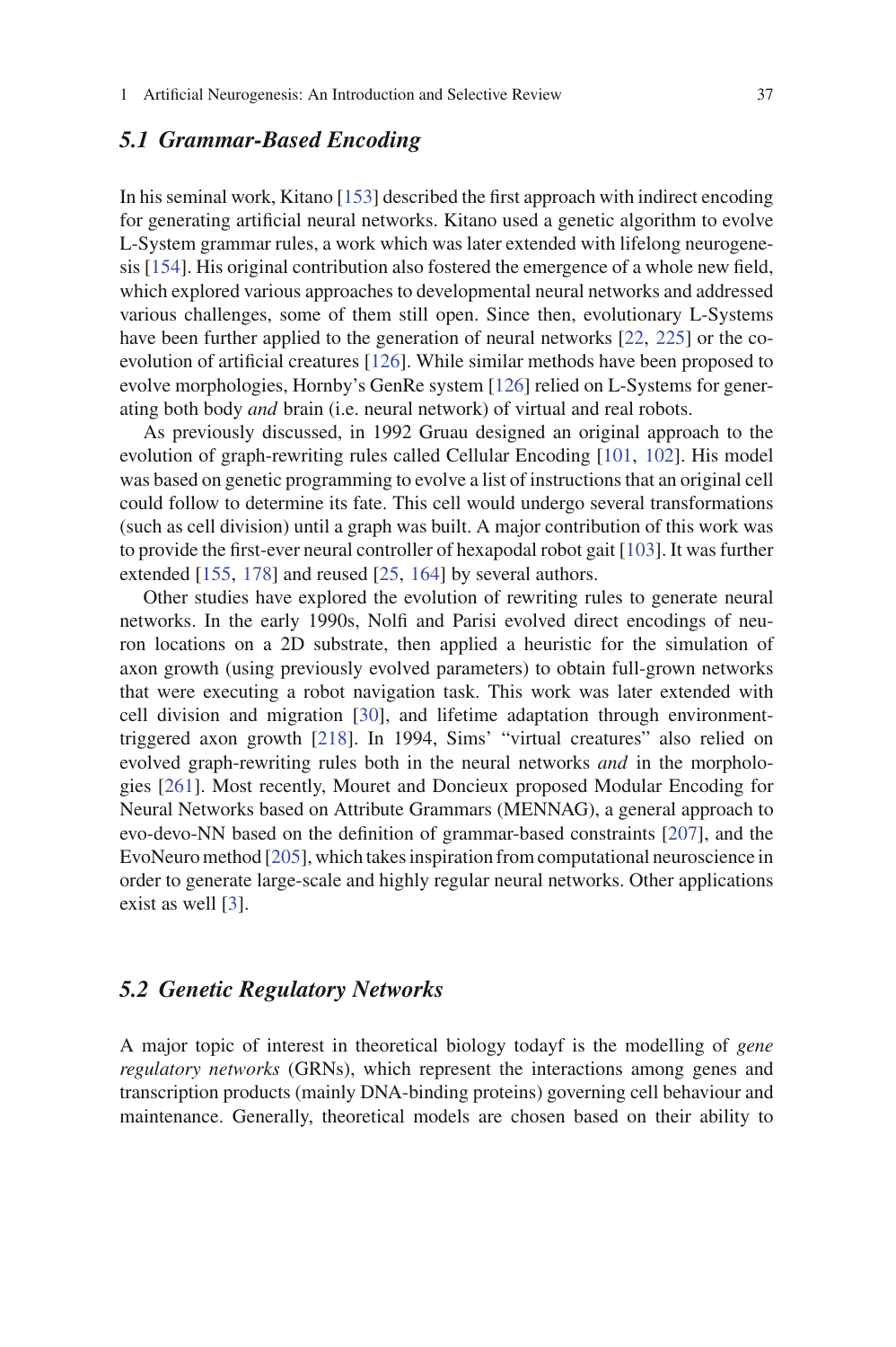### 5.1 Grammar-Based Encoding

In his seminal work, Kitano [153] described the first approach with indirect encoding for generating artificial neural networks. Kitano used a genetic algorithm to evolve L-System grammar rules, a work which was later extended with lifelong neurogenesis [154]. His original contribution also fostered the emergence of a whole new field, which explored various approaches to developmental neural networks and addressed various challenges, some of them still open. Since then, evolutionary L-Systems have been further applied to the generation of neural networks [22, 225] or the co-evolution of artificial creatures [126]. While similar methods have been proposed to evolve morphologies, Hornby's GenRe system [126] relied on L-Systems for generating both body *and* brain (i.e. neural network) of virtual and real robots.

As previously discussed, in 1992 Gruau designed an original approach to the evolution of graph-rewriting rules called Cellular Encoding [101, 102]. His model was based on genetic programming to evolve a list of instructions that an original cell could follow to determine its fate. This cell would undergo several transformations (such as cell division) until a graph was built. A major contribution of this work was to provide the first-ever neural controller of hexapodal robot gait [103]. It was further extended [155, 178] and reused [25, 164] by several authors.

Other studies have explored the evolution of rewriting rules to generate neural networks. In the early 1990s, Nolfi and Parisi evolved direct encodings of neuron locations on a 2D substrate, then applied a heuristic for the simulation of axon growth (using previously evolved parameters) to obtain full-grown networks that were executing a robot navigation task. This work was later extended with cell division and migration [30], and lifetime adaptation through environment-triggered axon growth [218]. In 1994, Sims' "virtual creatures" also relied on evolved graph-rewriting rules both in the neural networks *and* in the morphologies [261]. Most recently, Mouret and Doncieux proposed Modular Encoding for Neural Networks based on Attribute Grammars (MENNAG), a general approach to evo-devo-NN based on the definition of grammar-based constraints [207], and the EvoNeuro method [205], which takes inspiration from computational neuroscience in order to generate large-scale and highly regular neural networks. Other applications exist as well [3].

### 5.2 Genetic Regulatory Networks

A major topic of interest in theoretical biology todayf is the modelling of *gene regulatory networks* (GRNs), which represent the interactions among genes and transcription products (mainly DNA-binding proteins) governing cell behaviour and maintenance. Generally, theoretical models are chosen based on their ability to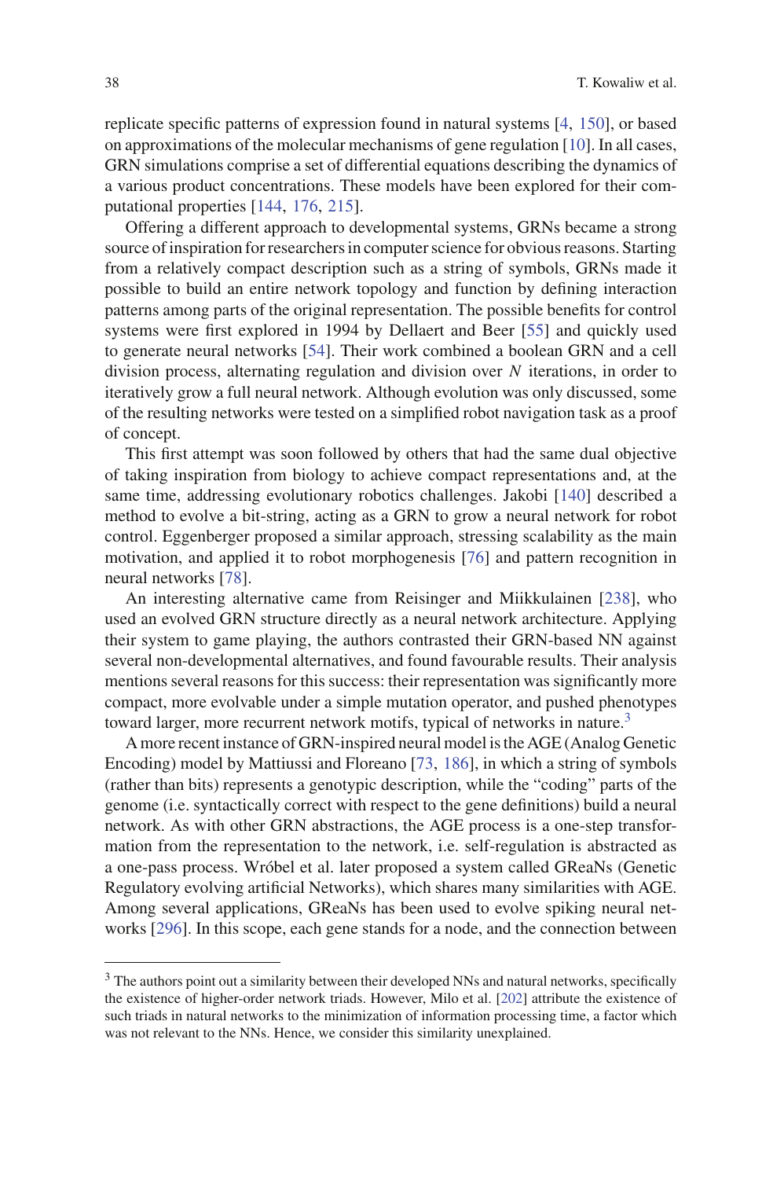replicate specific patterns of expression found in natural systems [4, 150], or based on approximations of the molecular mechanisms of gene regulation [10]. In all cases, GRN simulations comprise a set of differential equations describing the dynamics of a various product concentrations. These models have been explored for their computational properties [144, 176, 215].

Offering a different approach to developmental systems, GRNs became a strong source of inspiration for researchers in computer science for obvious reasons. Starting from a relatively compact description such as a string of symbols, GRNs made it possible to build an entire network topology and function by defining interaction patterns among parts of the original representation. The possible benefits for control systems were first explored in 1994 by Dellaert and Beer [55] and quickly used to generate neural networks [54]. Their work combined a boolean GRN and a cell division process, alternating regulation and division over $N$ iterations, in order to iteratively grow a full neural network. Although evolution was only discussed, some of the resulting networks were tested on a simplified robot navigation task as a proof of concept.

This first attempt was soon followed by others that had the same dual objective of taking inspiration from biology to achieve compact representations and, at the same time, addressing evolutionary robotics challenges. Jakobi [140] described a method to evolve a bit-string, acting as a GRN to grow a neural network for robot control. Eggenberger proposed a similar approach, stressing scalability as the main motivation, and applied it to robot morphogenesis [76] and pattern recognition in neural networks [78].

An interesting alternative came from Reisinger and Miikkulainen [238], who used an evolved GRN structure directly as a neural network architecture. Applying their system to game playing, the authors contrasted their GRN-based NN against several non-developmental alternatives, and found favourable results. Their analysis mentions several reasons for this success: their representation was significantly more compact, more evolvable under a simple mutation operator, and pushed phenotypes toward larger, more recurrent network motifs, typical of networks in nature.[3]

A more recent instance of GRN-inspired neural model is the AGE (Analog Genetic Encoding) model by Mattiussi and Floreano [73, 186], in which a string of symbols (rather than bits) represents a genotypic description, while the "coding" parts of the genome (i.e. syntactically correct with respect to the gene definitions) build a neural network. As with other GRN abstractions, the AGE process is a one-step transformation from the representation to the network, i.e. self-regulation is abstracted as a one-pass process. Wróbel et al. later proposed a system called GReaNs (Genetic Regulatory evolving artificial Networks), which shares many similarities with AGE. Among several applications, GReaNs has been used to evolve spiking neural networks [296]. In this scope, each gene stands for a node, and the connection between

[3] The authors point out a similarity between their developed NNs and natural networks, specifically the existence of higher-order network triads. However, Milo et al. [202] attribute the existence of such triads in natural networks to the minimization of information processing time, a factor which was not relevant to the NNs. Hence, we consider this similarity unexplained.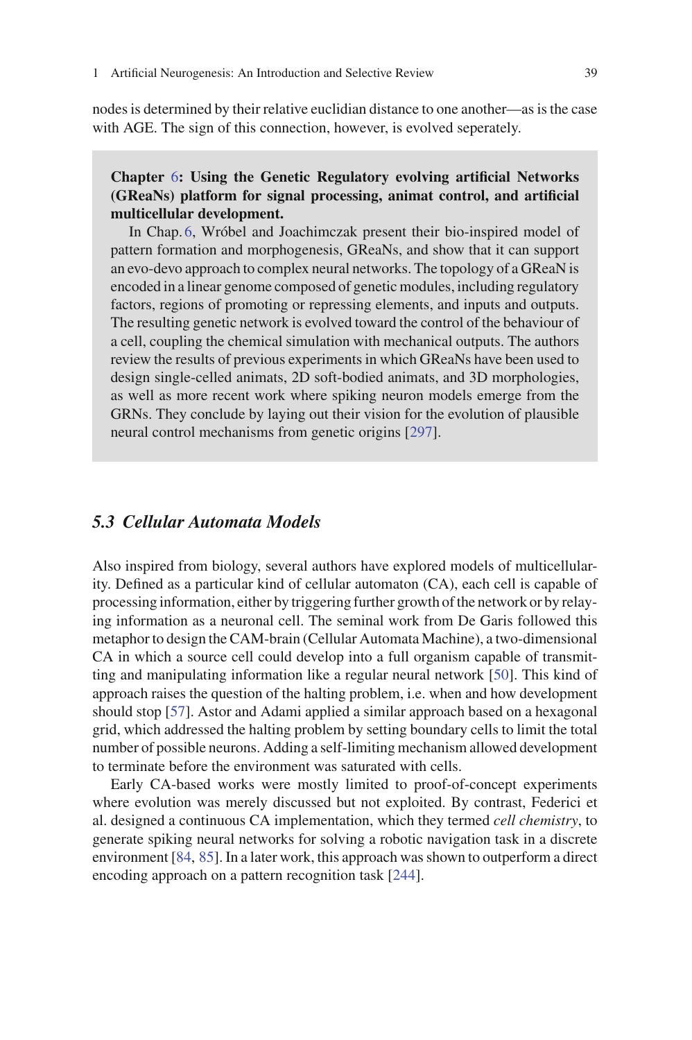nodes is determined by their relative euclidian distance to one another—as is the case with AGE. The sign of this connection, however, is evolved seperately.

> **Chapter 6: Using the Genetic Regulatory evolving artificial Networks (GReaNs) platform for signal processing, animat control, and artificial multicellular development.**
>
> In Chap. 6, Wróbel and Joachimczak present their bio-inspired model of pattern formation and morphogenesis, GReaNs, and show that it can support an evo-devo approach to complex neural networks. The topology of a GReaN is encoded in a linear genome composed of genetic modules, including regulatory factors, regions of promoting or repressing elements, and inputs and outputs. The resulting genetic network is evolved toward the control of the behaviour of a cell, coupling the chemical simulation with mechanical outputs. The authors review the results of previous experiments in which GReaNs have been used to design single-celled animats, 2D soft-bodied animats, and 3D morphologies, as well as more recent work where spiking neuron models emerge from the GRNs. They conclude by laying out their vision for the evolution of plausible neural control mechanisms from genetic origins [297].

### *5.3 Cellular Automata Models*

Also inspired from biology, several authors have explored models of multicellularity. Defined as a particular kind of cellular automaton (CA), each cell is capable of processing information, either by triggering further growth of the network or by relaying information as a neuronal cell. The seminal work from De Garis followed this metaphor to design the CAM-brain (Cellular Automata Machine), a two-dimensional CA in which a source cell could develop into a full organism capable of transmitting and manipulating information like a regular neural network [50]. This kind of approach raises the question of the halting problem, i.e. when and how development should stop [57]. Astor and Adami applied a similar approach based on a hexagonal grid, which addressed the halting problem by setting boundary cells to limit the total number of possible neurons. Adding a self-limiting mechanism allowed development to terminate before the environment was saturated with cells.

Early CA-based works were mostly limited to proof-of-concept experiments where evolution was merely discussed but not exploited. By contrast, Federici et al. designed a continuous CA implementation, which they termed *cell chemistry*, to generate spiking neural networks for solving a robotic navigation task in a discrete environment [84, 85]. In a later work, this approach was shown to outperform a direct encoding approach on a pattern recognition task [244].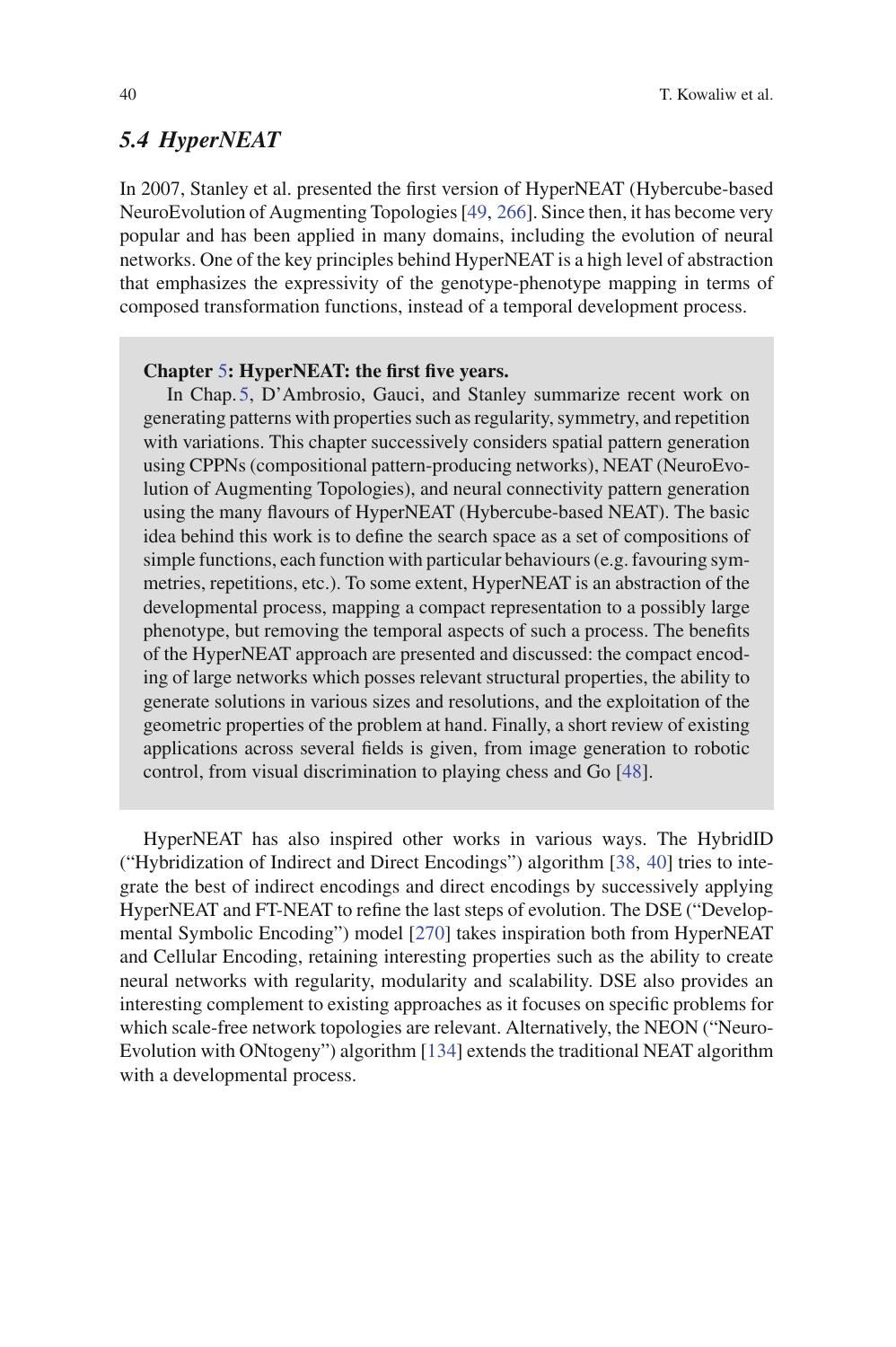## 5.4 *HyperNEAT*

In 2007, Stanley et al. presented the first version of HyperNEAT (Hybercube-based NeuroEvolution of Augmenting Topologies [49, 266]. Since then, it has become very popular and has been applied in many domains, including the evolution of neural networks. One of the key principles behind HyperNEAT is a high level of abstraction that emphasizes the expressivity of the genotype-phenotype mapping in terms of composed transformation functions, instead of a temporal development process.

> **Chapter 5: HyperNEAT: the first five years.**
>
> In Chap. 5, D'Ambrosio, Gauci, and Stanley summarize recent work on generating patterns with properties such as regularity, symmetry, and repetition with variations. This chapter successively considers spatial pattern generation using CPPNs (compositional pattern-producing networks), NEAT (NeuroEvolution of Augmenting Topologies), and neural connectivity pattern generation using the many flavours of HyperNEAT (Hybercube-based NEAT). The basic idea behind this work is to define the search space as a set of compositions of simple functions, each function with particular behaviours (e.g. favouring symmetries, repetitions, etc.). To some extent, HyperNEAT is an abstraction of the developmental process, mapping a compact representation to a possibly large phenotype, but removing the temporal aspects of such a process. The benefits of the HyperNEAT approach are presented and discussed: the compact encoding of large networks which posses relevant structural properties, the ability to generate solutions in various sizes and resolutions, and the exploitation of the geometric properties of the problem at hand. Finally, a short review of existing applications across several fields is given, from image generation to robotic control, from visual discrimination to playing chess and Go [48].

HyperNEAT has also inspired other works in various ways. The HybridID ("Hybridization of Indirect and Direct Encodings") algorithm [38, 40] tries to integrate the best of indirect encodings and direct encodings by successively applying HyperNEAT and FT-NEAT to refine the last steps of evolution. The DSE ("Developmental Symbolic Encoding") model [270] takes inspiration both from HyperNEAT and Cellular Encoding, retaining interesting properties such as the ability to create neural networks with regularity, modularity and scalability. DSE also provides an interesting complement to existing approaches as it focuses on specific problems for which scale-free network topologies are relevant. Alternatively, the NEON ("Neuro-Evolution with ONtogeny") algorithm [134] extends the traditional NEAT algorithm with a developmental process.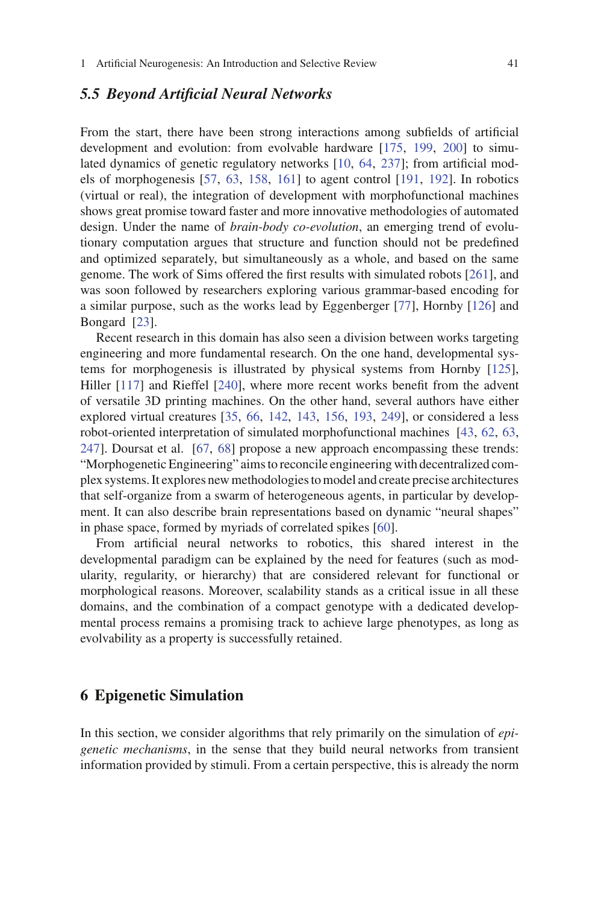### 5.5 Beyond Artificial Neural Networks

From the start, there have been strong interactions among subfields of artificial development and evolution: from evolvable hardware [175, 199, 200] to simulated dynamics of genetic regulatory networks [10, 64, 237]; from artificial models of morphogenesis [57, 63, 158, 161] to agent control [191, 192]. In robotics (virtual or real), the integration of development with morphofunctional machines shows great promise toward faster and more innovative methodologies of automated design. Under the name of *brain-body co-evolution*, an emerging trend of evolutionary computation argues that structure and function should not be predefined and optimized separately, but simultaneously as a whole, and based on the same genome. The work of Sims offered the first results with simulated robots [261], and was soon followed by researchers exploring various grammar-based encoding for a similar purpose, such as the works lead by Eggenberger [77], Hornby [126] and Bongard [23].

Recent research in this domain has also seen a division between works targeting engineering and more fundamental research. On the one hand, developmental systems for morphogenesis is illustrated by physical systems from Hornby [125], Hiller [117] and Rieffel [240], where more recent works benefit from the advent of versatile 3D printing machines. On the other hand, several authors have either explored virtual creatures [35, 66, 142, 143, 156, 193, 249], or considered a less robot-oriented interpretation of simulated morphofunctional machines [43, 62, 63, 247]. Doursat et al. [67, 68] propose a new approach encompassing these trends: "Morphogenetic Engineering" aims to reconcile engineering with decentralized complex systems. It explores new methodologies to model and create precise architectures that self-organize from a swarm of heterogeneous agents, in particular by development. It can also describe brain representations based on dynamic "neural shapes" in phase space, formed by myriads of correlated spikes [60].

From artificial neural networks to robotics, this shared interest in the developmental paradigm can be explained by the need for features (such as modularity, regularity, or hierarchy) that are considered relevant for functional or morphological reasons. Moreover, scalability stands as a critical issue in all these domains, and the combination of a compact genotype with a dedicated developmental process remains a promising track to achieve large phenotypes, as long as evolvability as a property is successfully retained.

## 6 Epigenetic Simulation

In this section, we consider algorithms that rely primarily on the simulation of *epigenetic mechanisms*, in the sense that they build neural networks from transient information provided by stimuli. From a certain perspective, this is already the norm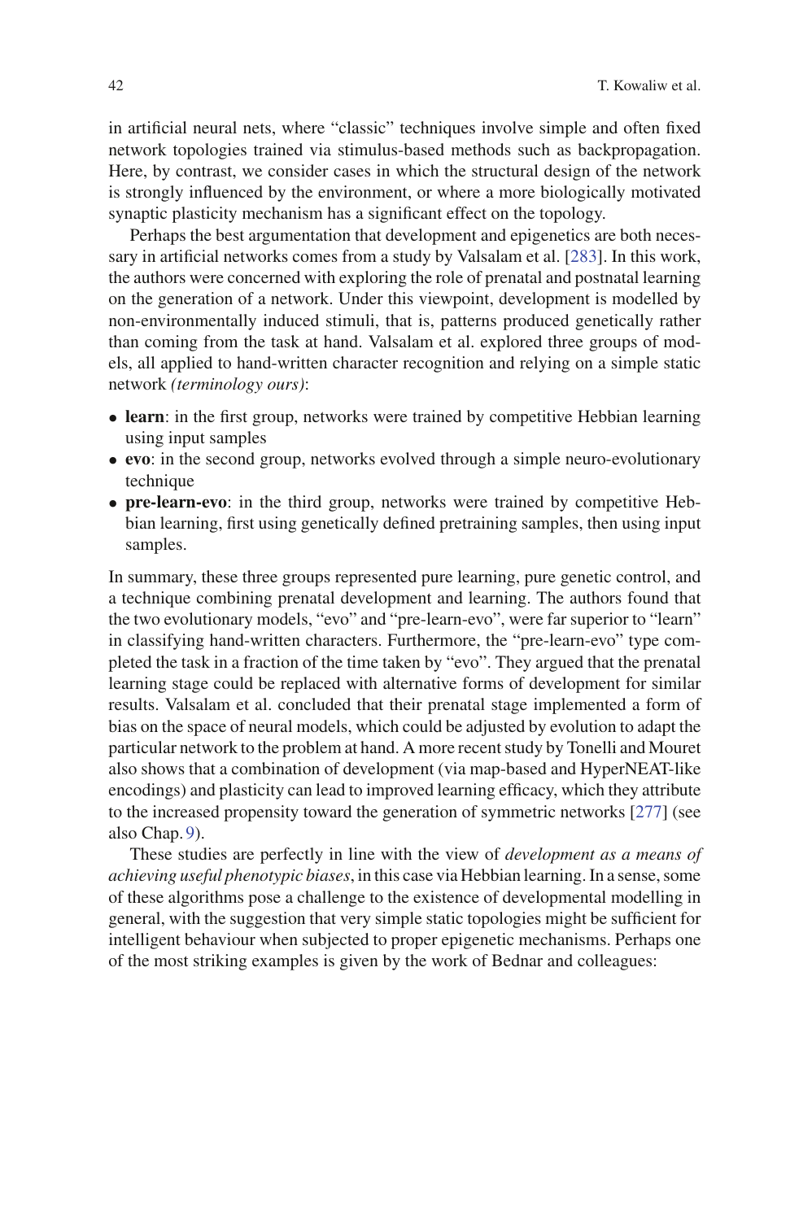in artificial neural nets, where "classic" techniques involve simple and often fixed network topologies trained via stimulus-based methods such as backpropagation. Here, by contrast, we consider cases in which the structural design of the network is strongly influenced by the environment, or where a more biologically motivated synaptic plasticity mechanism has a significant effect on the topology.

Perhaps the best argumentation that development and epigenetics are both necessary in artificial networks comes from a study by Valsalam et al. [283]. In this work, the authors were concerned with exploring the role of prenatal and postnatal learning on the generation of a network. Under this viewpoint, development is modelled by non-environmentally induced stimuli, that is, patterns produced genetically rather than coming from the task at hand. Valsalam et al. explored three groups of models, all applied to hand-written character recognition and relying on a simple static network *(terminology ours)*:

- **learn**: in the first group, networks were trained by competitive Hebbian learning using input samples
- **evo**: in the second group, networks evolved through a simple neuro-evolutionary technique
- **pre-learn-evo**: in the third group, networks were trained by competitive Hebbian learning, first using genetically defined pretraining samples, then using input samples.

In summary, these three groups represented pure learning, pure genetic control, and a technique combining prenatal development and learning. The authors found that the two evolutionary models, "evo" and "pre-learn-evo", were far superior to "learn" in classifying hand-written characters. Furthermore, the "pre-learn-evo" type completed the task in a fraction of the time taken by "evo". They argued that the prenatal learning stage could be replaced with alternative forms of development for similar results. Valsalam et al. concluded that their prenatal stage implemented a form of bias on the space of neural models, which could be adjusted by evolution to adapt the particular network to the problem at hand. A more recent study by Tonelli and Mouret also shows that a combination of development (via map-based and HyperNEAT-like encodings) and plasticity can lead to improved learning efficacy, which they attribute to the increased propensity toward the generation of symmetric networks [277] (see also Chap. 9).

These studies are perfectly in line with the view of *development as a means of achieving useful phenotypic biases*, in this case via Hebbian learning. In a sense, some of these algorithms pose a challenge to the existence of developmental modelling in general, with the suggestion that very simple static topologies might be sufficient for intelligent behaviour when subjected to proper epigenetic mechanisms. Perhaps one of the most striking examples is given by the work of Bednar and colleagues: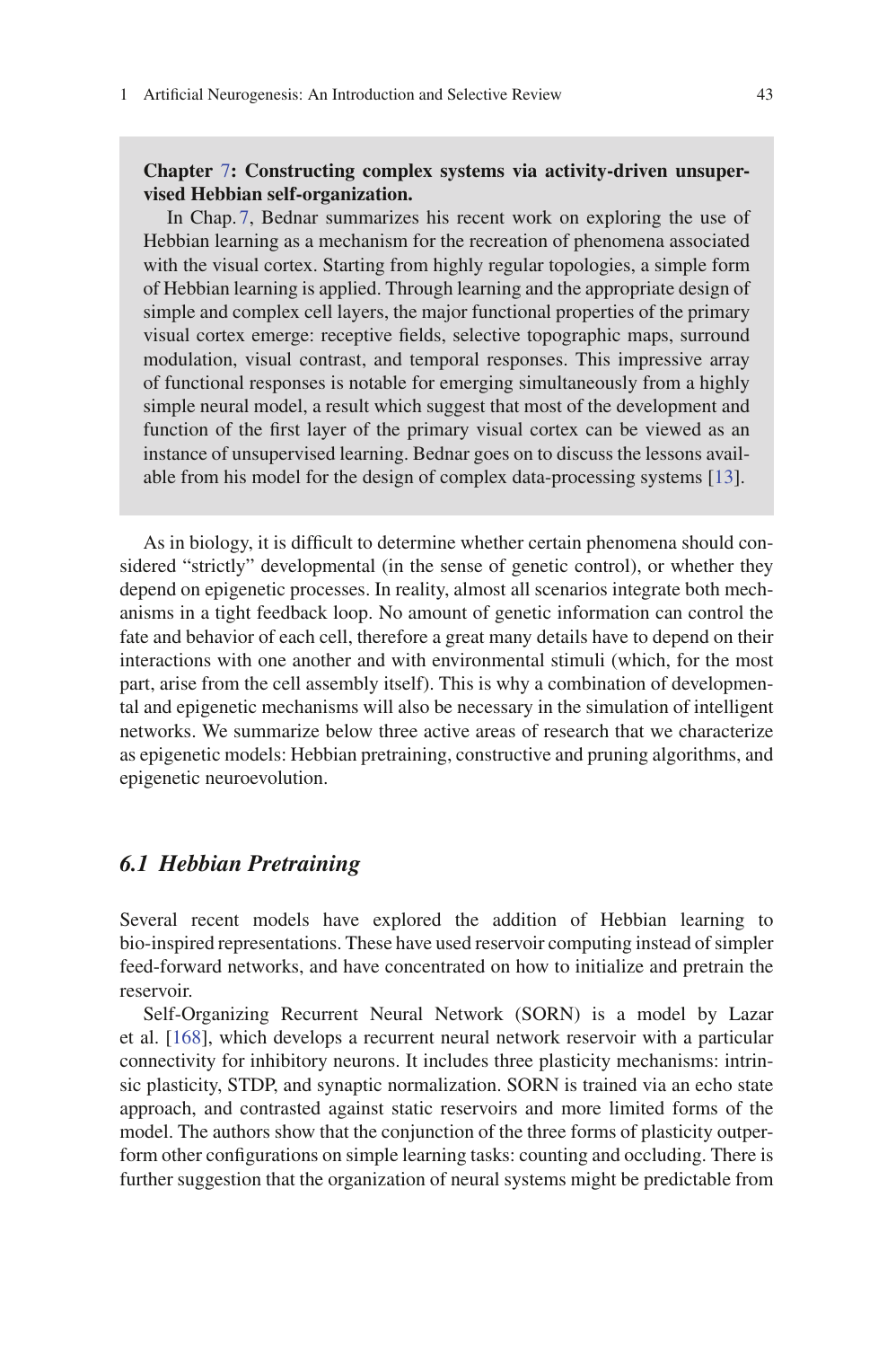**Chapter 7: Constructing complex systems via activity-driven unsupervised Hebbian self-organization.**

In Chap. 7, Bednar summarizes his recent work on exploring the use of Hebbian learning as a mechanism for the recreation of phenomena associated with the visual cortex. Starting from highly regular topologies, a simple form of Hebbian learning is applied. Through learning and the appropriate design of simple and complex cell layers, the major functional properties of the primary visual cortex emerge: receptive fields, selective topographic maps, surround modulation, visual contrast, and temporal responses. This impressive array of functional responses is notable for emerging simultaneously from a highly simple neural model, a result which suggest that most of the development and function of the first layer of the primary visual cortex can be viewed as an instance of unsupervised learning. Bednar goes on to discuss the lessons available from his model for the design of complex data-processing systems [13].

As in biology, it is difficult to determine whether certain phenomena should considered "strictly" developmental (in the sense of genetic control), or whether they depend on epigenetic processes. In reality, almost all scenarios integrate both mechanisms in a tight feedback loop. No amount of genetic information can control the fate and behavior of each cell, therefore a great many details have to depend on their interactions with one another and with environmental stimuli (which, for the most part, arise from the cell assembly itself). This is why a combination of developmental and epigenetic mechanisms will also be necessary in the simulation of intelligent networks. We summarize below three active areas of research that we characterize as epigenetic models: Hebbian pretraining, constructive and pruning algorithms, and epigenetic neuroevolution.

## 6.1 Hebbian Pretraining

Several recent models have explored the addition of Hebbian learning to bio-inspired representations. These have used reservoir computing instead of simpler feed-forward networks, and have concentrated on how to initialize and pretrain the reservoir.

Self-Organizing Recurrent Neural Network (SORN) is a model by Lazar et al. [168], which develops a recurrent neural network reservoir with a particular connectivity for inhibitory neurons. It includes three plasticity mechanisms: intrinsic plasticity, STDP, and synaptic normalization. SORN is trained via an echo state approach, and contrasted against static reservoirs and more limited forms of the model. The authors show that the conjunction of the three forms of plasticity outperform other configurations on simple learning tasks: counting and occluding. There is further suggestion that the organization of neural systems might be predictable from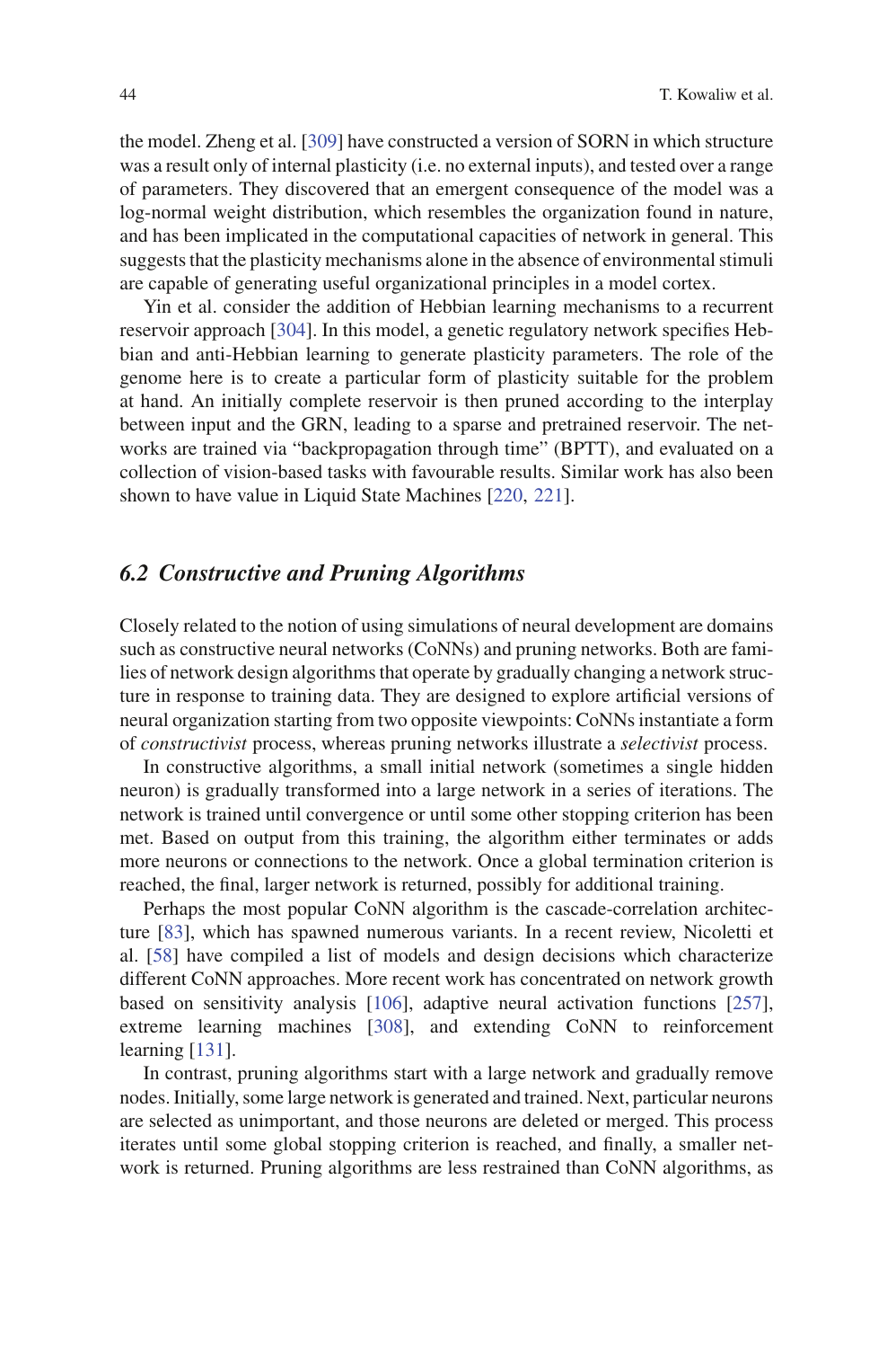the model. Zheng et al. [309] have constructed a version of SORN in which structure was a result only of internal plasticity (i.e. no external inputs), and tested over a range of parameters. They discovered that an emergent consequence of the model was a log-normal weight distribution, which resembles the organization found in nature, and has been implicated in the computational capacities of network in general. This suggests that the plasticity mechanisms alone in the absence of environmental stimuli are capable of generating useful organizational principles in a model cortex.

Yin et al. consider the addition of Hebbian learning mechanisms to a recurrent reservoir approach [304]. In this model, a genetic regulatory network specifies Hebbian and anti-Hebbian learning to generate plasticity parameters. The role of the genome here is to create a particular form of plasticity suitable for the problem at hand. An initially complete reservoir is then pruned according to the interplay between input and the GRN, leading to a sparse and pretrained reservoir. The networks are trained via "backpropagation through time" (BPTT), and evaluated on a collection of vision-based tasks with favourable results. Similar work has also been shown to have value in Liquid State Machines [220, 221].

## 6.2 Constructive and Pruning Algorithms

Closely related to the notion of using simulations of neural development are domains such as constructive neural networks (CoNNs) and pruning networks. Both are families of network design algorithms that operate by gradually changing a network structure in response to training data. They are designed to explore artificial versions of neural organization starting from two opposite viewpoints: CoNNs instantiate a form of *constructivist* process, whereas pruning networks illustrate a *selectivist* process.

In constructive algorithms, a small initial network (sometimes a single hidden neuron) is gradually transformed into a large network in a series of iterations. The network is trained until convergence or until some other stopping criterion has been met. Based on output from this training, the algorithm either terminates or adds more neurons or connections to the network. Once a global termination criterion is reached, the final, larger network is returned, possibly for additional training.

Perhaps the most popular CoNN algorithm is the cascade-correlation architecture [83], which has spawned numerous variants. In a recent review, Nicoletti et al. [58] have compiled a list of models and design decisions which characterize different CoNN approaches. More recent work has concentrated on network growth based on sensitivity analysis [106], adaptive neural activation functions [257], extreme learning machines [308], and extending CoNN to reinforcement learning [131].

In contrast, pruning algorithms start with a large network and gradually remove nodes. Initially, some large network is generated and trained. Next, particular neurons are selected as unimportant, and those neurons are deleted or merged. This process iterates until some global stopping criterion is reached, and finally, a smaller network is returned. Pruning algorithms are less restrained than CoNN algorithms, as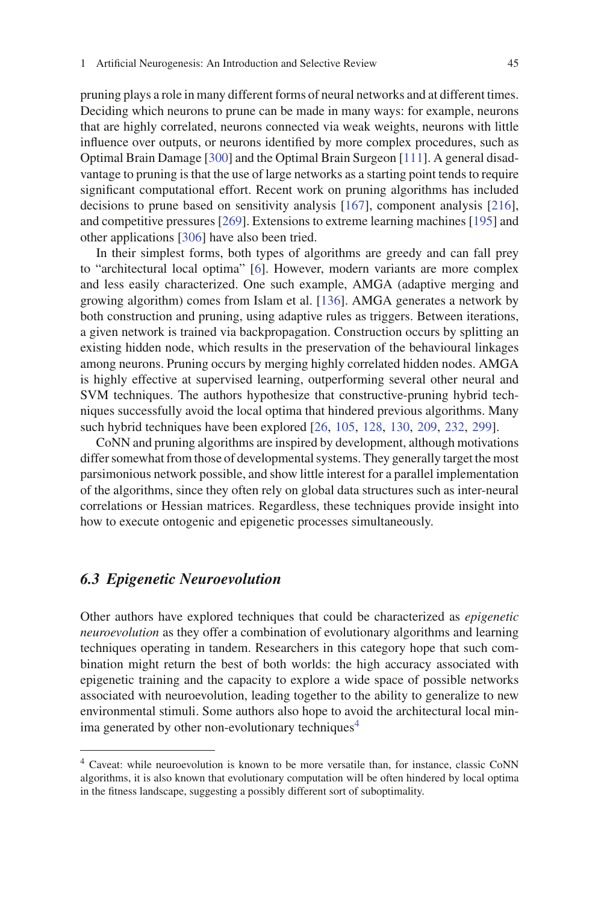pruning plays a role in many different forms of neural networks and at different times. Deciding which neurons to prune can be made in many ways: for example, neurons that are highly correlated, neurons connected via weak weights, neurons with little influence over outputs, or neurons identified by more complex procedures, such as Optimal Brain Damage [300] and the Optimal Brain Surgeon [111]. A general disadvantage to pruning is that the use of large networks as a starting point tends to require significant computational effort. Recent work on pruning algorithms has included decisions to prune based on sensitivity analysis [167], component analysis [216], and competitive pressures [269]. Extensions to extreme learning machines [195] and other applications [306] have also been tried.

In their simplest forms, both types of algorithms are greedy and can fall prey to "architectural local optima" [6]. However, modern variants are more complex and less easily characterized. One such example, AMGA (adaptive merging and growing algorithm) comes from Islam et al. [136]. AMGA generates a network by both construction and pruning, using adaptive rules as triggers. Between iterations, a given network is trained via backpropagation. Construction occurs by splitting an existing hidden node, which results in the preservation of the behavioural linkages among neurons. Pruning occurs by merging highly correlated hidden nodes. AMGA is highly effective at supervised learning, outperforming several other neural and SVM techniques. The authors hypothesize that constructive-pruning hybrid techniques successfully avoid the local optima that hindered previous algorithms. Many such hybrid techniques have been explored [26, 105, 128, 130, 209, 232, 299].

CoNN and pruning algorithms are inspired by development, although motivations differ somewhat from those of developmental systems. They generally target the most parsimonious network possible, and show little interest for a parallel implementation of the algorithms, since they often rely on global data structures such as inter-neural correlations or Hessian matrices. Regardless, these techniques provide insight into how to execute ontogenic and epigenetic processes simultaneously.

### *6.3 Epigenetic Neuroevolution*

Other authors have explored techniques that could be characterized as *epigenetic neuroevolution* as they offer a combination of evolutionary algorithms and learning techniques operating in tandem. Researchers in this category hope that such combination might return the best of both worlds: the high accuracy associated with epigenetic training and the capacity to explore a wide space of possible networks associated with neuroevolution, leading together to the ability to generalize to new environmental stimuli. Some authors also hope to avoid the architectural local minima generated by other non-evolutionary techniques[4]

---

[4] Caveat: while neuroevolution is known to be more versatile than, for instance, classic CoNN algorithms, it is also known that evolutionary computation will be often hindered by local optima in the fitness landscape, suggesting a possibly different sort of suboptimality.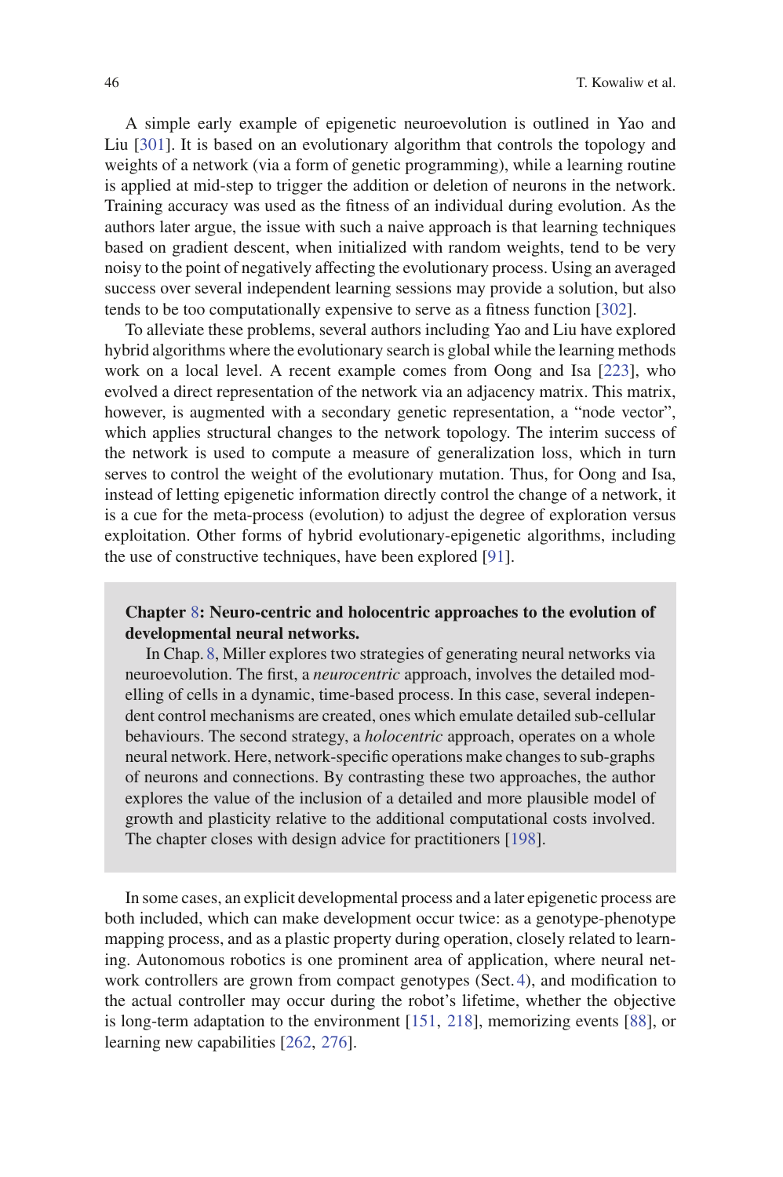A simple early example of epigenetic neuroevolution is outlined in Yao and Liu [301]. It is based on an evolutionary algorithm that controls the topology and weights of a network (via a form of genetic programming), while a learning routine is applied at mid-step to trigger the addition or deletion of neurons in the network. Training accuracy was used as the fitness of an individual during evolution. As the authors later argue, the issue with such a naive approach is that learning techniques based on gradient descent, when initialized with random weights, tend to be very noisy to the point of negatively affecting the evolutionary process. Using an averaged success over several independent learning sessions may provide a solution, but also tends to be too computationally expensive to serve as a fitness function [302].

To alleviate these problems, several authors including Yao and Liu have explored hybrid algorithms where the evolutionary search is global while the learning methods work on a local level. A recent example comes from Oong and Isa [223], who evolved a direct representation of the network via an adjacency matrix. This matrix, however, is augmented with a secondary genetic representation, a "node vector", which applies structural changes to the network topology. The interim success of the network is used to compute a measure of generalization loss, which in turn serves to control the weight of the evolutionary mutation. Thus, for Oong and Isa, instead of letting epigenetic information directly control the change of a network, it is a cue for the meta-process (evolution) to adjust the degree of exploration versus exploitation. Other forms of hybrid evolutionary-epigenetic algorithms, including the use of constructive techniques, have been explored [91].

**Chapter 8: Neuro-centric and holocentric approaches to the evolution of developmental neural networks.**

In Chap. 8, Miller explores two strategies of generating neural networks via neuroevolution. The first, a *neurocentric* approach, involves the detailed modelling of cells in a dynamic, time-based process. In this case, several independent control mechanisms are created, ones which emulate detailed sub-cellular behaviours. The second strategy, a *holocentric* approach, operates on a whole neural network. Here, network-specific operations make changes to sub-graphs of neurons and connections. By contrasting these two approaches, the author explores the value of the inclusion of a detailed and more plausible model of growth and plasticity relative to the additional computational costs involved. The chapter closes with design advice for practitioners [198].

In some cases, an explicit developmental process and a later epigenetic process are both included, which can make development occur twice: as a genotype-phenotype mapping process, and as a plastic property during operation, closely related to learning. Autonomous robotics is one prominent area of application, where neural network controllers are grown from compact genotypes (Sect. 4), and modification to the actual controller may occur during the robot's lifetime, whether the objective is long-term adaptation to the environment [151, 218], memorizing events [88], or learning new capabilities [262, 276].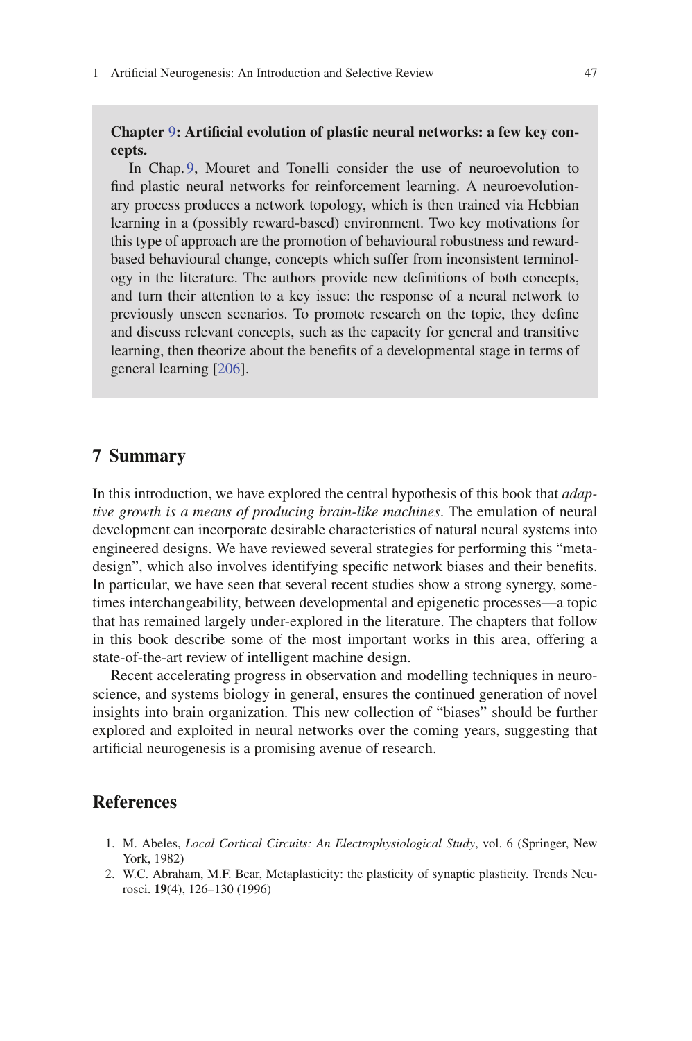**Chapter 9: Artificial evolution of plastic neural networks: a few key concepts.**

In Chap. 9, Mouret and Tonelli consider the use of neuroevolution to find plastic neural networks for reinforcement learning. A neuroevolutionary process produces a network topology, which is then trained via Hebbian learning in a (possibly reward-based) environment. Two key motivations for this type of approach are the promotion of behavioural robustness and reward-based behavioural change, concepts which suffer from inconsistent terminology in the literature. The authors provide new definitions of both concepts, and turn their attention to a key issue: the response of a neural network to previously unseen scenarios. To promote research on the topic, they define and discuss relevant concepts, such as the capacity for general and transitive learning, then theorize about the benefits of a developmental stage in terms of general learning [206].

## 7 Summary

In this introduction, we have explored the central hypothesis of this book that *adaptive growth is a means of producing brain-like machines*. The emulation of neural development can incorporate desirable characteristics of natural neural systems into engineered designs. We have reviewed several strategies for performing this "meta-design", which also involves identifying specific network biases and their benefits. In particular, we have seen that several recent studies show a strong synergy, sometimes interchangeability, between developmental and epigenetic processes—a topic that has remained largely under-explored in the literature. The chapters that follow in this book describe some of the most important works in this area, offering a state-of-the-art review of intelligent machine design.

Recent accelerating progress in observation and modelling techniques in neuroscience, and systems biology in general, ensures the continued generation of novel insights into brain organization. This new collection of "biases" should be further explored and exploited in neural networks over the coming years, suggesting that artificial neurogenesis is a promising avenue of research.

## References

1. M. Abeles, *Local Cortical Circuits: An Electrophysiological Study*, vol. 6 (Springer, New York, 1982)
2. W.C. Abraham, M.F. Bear, Metaplasticity: the plasticity of synaptic plasticity. Trends Neurosci. **19**(4), 126–130 (1996)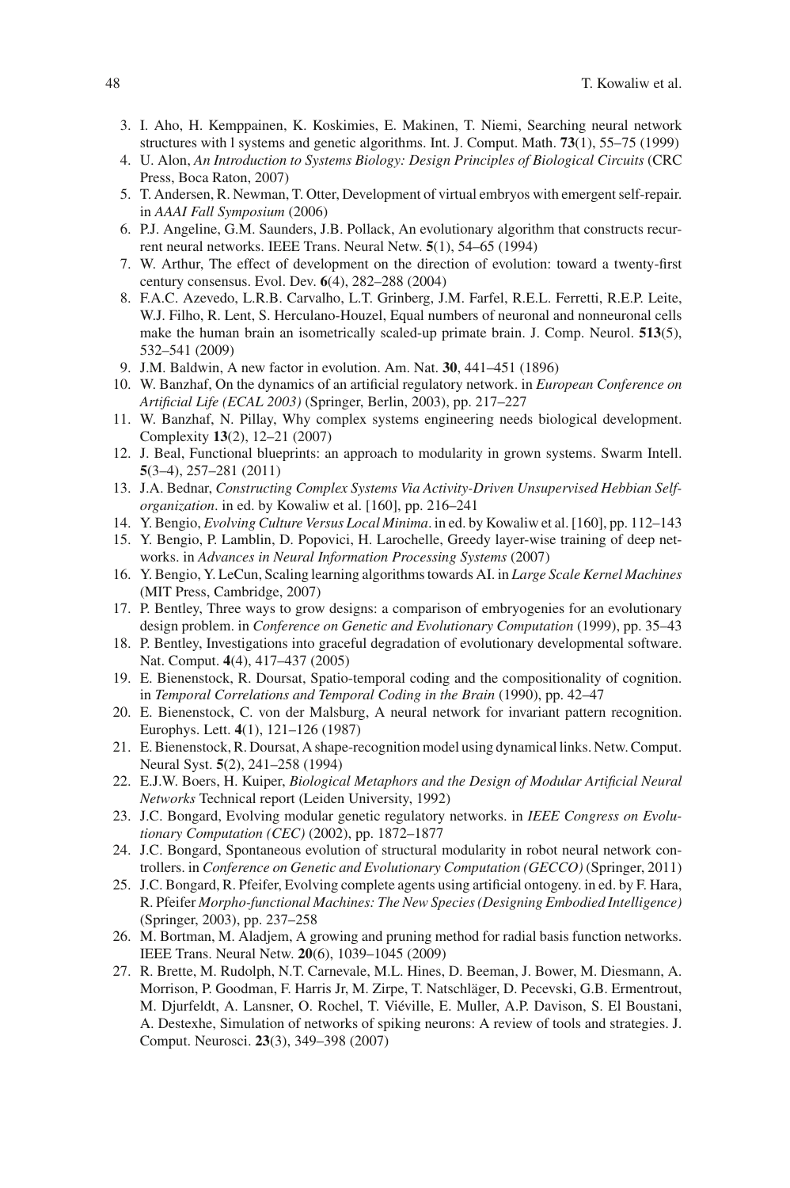3. I. Aho, H. Kemppainen, K. Koskimies, E. Makinen, T. Niemi, Searching neural network structures with l systems and genetic algorithms. Int. J. Comput. Math. **73**(1), 55–75 (1999)
4. U. Alon, *An Introduction to Systems Biology: Design Principles of Biological Circuits* (CRC Press, Boca Raton, 2007)
5. T. Andersen, R. Newman, T. Otter, Development of virtual embryos with emergent self-repair. in *AAAI Fall Symposium* (2006)
6. P.J. Angeline, G.M. Saunders, J.B. Pollack, An evolutionary algorithm that constructs recurrent neural networks. IEEE Trans. Neural Netw. **5**(1), 54–65 (1994)
7. W. Arthur, The effect of development on the direction of evolution: toward a twenty-first century consensus. Evol. Dev. **6**(4), 282–288 (2004)
8. F.A.C. Azevedo, L.R.B. Carvalho, L.T. Grinberg, J.M. Farfel, R.E.L. Ferretti, R.E.P. Leite, W.J. Filho, R. Lent, S. Herculano-Houzel, Equal numbers of neuronal and nonneuronal cells make the human brain an isometrically scaled-up primate brain. J. Comp. Neurol. **513**(5), 532–541 (2009)
9. J.M. Baldwin, A new factor in evolution. Am. Nat. **30**, 441–451 (1896)
10. W. Banzhaf, On the dynamics of an artificial regulatory network. in *European Conference on Artificial Life (ECAL 2003)* (Springer, Berlin, 2003), pp. 217–227
11. W. Banzhaf, N. Pillay, Why complex systems engineering needs biological development. Complexity **13**(2), 12–21 (2007)
12. J. Beal, Functional blueprints: an approach to modularity in grown systems. Swarm Intell. **5**(3–4), 257–281 (2011)
13. J.A. Bednar, *Constructing Complex Systems Via Activity-Driven Unsupervised Hebbian Self-organization*. in ed. by Kowaliw et al. [160], pp. 216–241
14. Y. Bengio, *Evolving Culture Versus Local Minima*. in ed. by Kowaliw et al. [160], pp. 112–143
15. Y. Bengio, P. Lamblin, D. Popovici, H. Larochelle, Greedy layer-wise training of deep networks. in *Advances in Neural Information Processing Systems* (2007)
16. Y. Bengio, Y. LeCun, Scaling learning algorithms towards AI. in *Large Scale Kernel Machines* (MIT Press, Cambridge, 2007)
17. P. Bentley, Three ways to grow designs: a comparison of embryogenies for an evolutionary design problem. in *Conference on Genetic and Evolutionary Computation* (1999), pp. 35–43
18. P. Bentley, Investigations into graceful degradation of evolutionary developmental software. Nat. Comput. **4**(4), 417–437 (2005)
19. E. Bienenstock, R. Doursat, Spatio-temporal coding and the compositionality of cognition. in *Temporal Correlations and Temporal Coding in the Brain* (1990), pp. 42–47
20. E. Bienenstock, C. von der Malsburg, A neural network for invariant pattern recognition. Europhys. Lett. **4**(1), 121–126 (1987)
21. E. Bienenstock, R. Doursat, A shape-recognition model using dynamical links. Netw. Comput. Neural Syst. **5**(2), 241–258 (1994)
22. E.J.W. Boers, H. Kuiper, *Biological Metaphors and the Design of Modular Artificial Neural Networks* Technical report (Leiden University, 1992)
23. J.C. Bongard, Evolving modular genetic regulatory networks. in *IEEE Congress on Evolutionary Computation (CEC)* (2002), pp. 1872–1877
24. J.C. Bongard, Spontaneous evolution of structural modularity in robot neural network controllers. in *Conference on Genetic and Evolutionary Computation (GECCO)* (Springer, 2011)
25. J.C. Bongard, R. Pfeifer, Evolving complete agents using artificial ontogeny. in ed. by F. Hara, R. Pfeifer *Morpho-functional Machines: The New Species (Designing Embodied Intelligence)* (Springer, 2003), pp. 237–258
26. M. Bortman, M. Aladjem, A growing and pruning method for radial basis function networks. IEEE Trans. Neural Netw. **20**(6), 1039–1045 (2009)
27. R. Brette, M. Rudolph, N.T. Carnevale, M.L. Hines, D. Beeman, J. Bower, M. Diesmann, A. Morrison, P. Goodman, F. Harris Jr, M. Zirpe, T. Natschläger, D. Pecevski, G.B. Ermentrout, M. Djurfeldt, A. Lansner, O. Rochel, T. Viéville, E. Muller, A.P. Davison, S. El Boustani, A. Destexhe, Simulation of networks of spiking neurons: A review of tools and strategies. J. Comput. Neurosci. **23**(3), 349–398 (2007)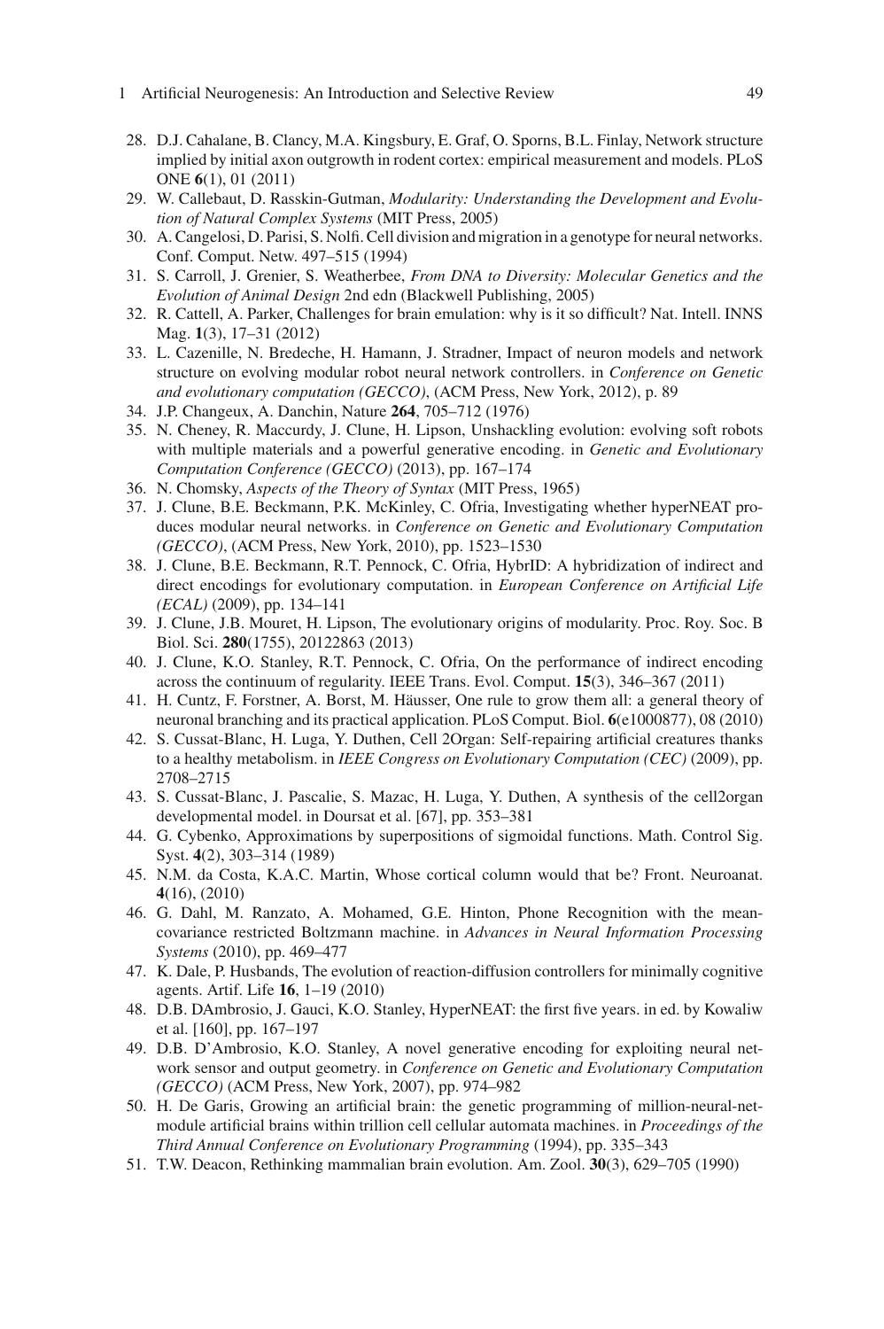28. D.J. Cahalane, B. Clancy, M.A. Kingsbury, E. Graf, O. Sporns, B.L. Finlay, Network structure implied by initial axon outgrowth in rodent cortex: empirical measurement and models. PLoS ONE **6**(1), 01 (2011)
29. W. Callebaut, D. Rasskin-Gutman, *Modularity: Understanding the Development and Evolution of Natural Complex Systems* (MIT Press, 2005)
30. A. Cangelosi, D. Parisi, S. Nolfi. Cell division and migration in a genotype for neural networks. Conf. Comput. Netw. 497–515 (1994)
31. S. Carroll, J. Grenier, S. Weatherbee, *From DNA to Diversity: Molecular Genetics and the Evolution of Animal Design* 2nd edn (Blackwell Publishing, 2005)
32. R. Cattell, A. Parker, Challenges for brain emulation: why is it so difficult? Nat. Intell. INNS Mag. **1**(3), 17–31 (2012)
33. L. Cazenille, N. Bredeche, H. Hamann, J. Stradner, Impact of neuron models and network structure on evolving modular robot neural network controllers. in *Conference on Genetic and evolutionary computation (GECCO)*, (ACM Press, New York, 2012), p. 89
34. J.P. Changeux, A. Danchin, Nature **264**, 705–712 (1976)
35. N. Cheney, R. Maccurdy, J. Clune, H. Lipson, Unshackling evolution: evolving soft robots with multiple materials and a powerful generative encoding. in *Genetic and Evolutionary Computation Conference (GECCO)* (2013), pp. 167–174
36. N. Chomsky, *Aspects of the Theory of Syntax* (MIT Press, 1965)
37. J. Clune, B.E. Beckmann, P.K. McKinley, C. Ofria, Investigating whether hyperNEAT produces modular neural networks. in *Conference on Genetic and Evolutionary Computation (GECCO)*, (ACM Press, New York, 2010), pp. 1523–1530
38. J. Clune, B.E. Beckmann, R.T. Pennock, C. Ofria, HybrID: A hybridization of indirect and direct encodings for evolutionary computation. in *European Conference on Artificial Life (ECAL)* (2009), pp. 134–141
39. J. Clune, J.B. Mouret, H. Lipson, The evolutionary origins of modularity. Proc. Roy. Soc. B Biol. Sci. **280**(1755), 20122863 (2013)
40. J. Clune, K.O. Stanley, R.T. Pennock, C. Ofria, On the performance of indirect encoding across the continuum of regularity. IEEE Trans. Evol. Comput. **15**(3), 346–367 (2011)
41. H. Cuntz, F. Forstner, A. Borst, M. Häusser, One rule to grow them all: a general theory of neuronal branching and its practical application. PLoS Comput. Biol. **6**(e1000877), 08 (2010)
42. S. Cussat-Blanc, H. Luga, Y. Duthen, Cell 2Organ: Self-repairing artificial creatures thanks to a healthy metabolism. in *IEEE Congress on Evolutionary Computation (CEC)* (2009), pp. 2708–2715
43. S. Cussat-Blanc, J. Pascalie, S. Mazac, H. Luga, Y. Duthen, A synthesis of the cell2organ developmental model. in Doursat et al. [67], pp. 353–381
44. G. Cybenko, Approximations by superpositions of sigmoidal functions. Math. Control Sig. Syst. **4**(2), 303–314 (1989)
45. N.M. da Costa, K.A.C. Martin, Whose cortical column would that be? Front. Neuroanat. **4**(16), (2010)
46. G. Dahl, M. Ranzato, A. Mohamed, G.E. Hinton, Phone Recognition with the mean-covariance restricted Boltzmann machine. in *Advances in Neural Information Processing Systems* (2010), pp. 469–477
47. K. Dale, P. Husbands, The evolution of reaction-diffusion controllers for minimally cognitive agents. Artif. Life **16**, 1–19 (2010)
48. D.B. DAmbrosio, J. Gauci, K.O. Stanley, HyperNEAT: the first five years. in ed. by Kowaliw et al. [160], pp. 167–197
49. D.B. D'Ambrosio, K.O. Stanley, A novel generative encoding for exploiting neural network sensor and output geometry. in *Conference on Genetic and Evolutionary Computation (GECCO)* (ACM Press, New York, 2007), pp. 974–982
50. H. De Garis, Growing an artificial brain: the genetic programming of million-neural-net-module artificial brains within trillion cell cellular automata machines. in *Proceedings of the Third Annual Conference on Evolutionary Programming* (1994), pp. 335–343
51. T.W. Deacon, Rethinking mammalian brain evolution. Am. Zool. **30**(3), 629–705 (1990)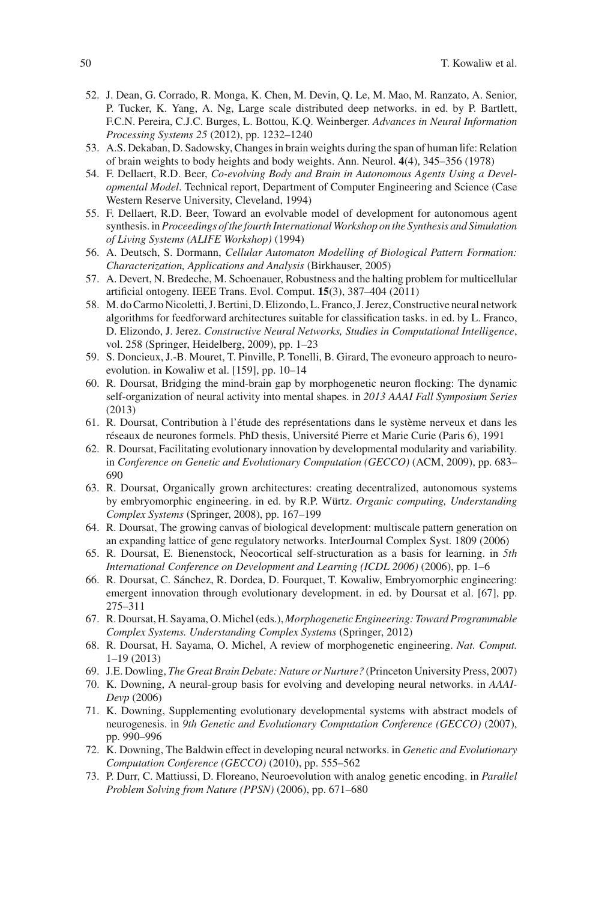52. J. Dean, G. Corrado, R. Monga, K. Chen, M. Devin, Q. Le, M. Mao, M. Ranzato, A. Senior, P. Tucker, K. Yang, A. Ng, Large scale distributed deep networks. in ed. by P. Bartlett, F.C.N. Pereira, C.J.C. Burges, L. Bottou, K.Q. Weinberger. *Advances in Neural Information Processing Systems 25* (2012), pp. 1232–1240
53. A.S. Dekaban, D. Sadowsky, Changes in brain weights during the span of human life: Relation of brain weights to body heights and body weights. Ann. Neurol. **4**(4), 345–356 (1978)
54. F. Dellaert, R.D. Beer, *Co-evolving Body and Brain in Autonomous Agents Using a Developmental Model*. Technical report, Department of Computer Engineering and Science (Case Western Reserve University, Cleveland, 1994)
55. F. Dellaert, R.D. Beer, Toward an evolvable model of development for autonomous agent synthesis. in *Proceedings of the fourth International Workshop on the Synthesis and Simulation of Living Systems (ALIFE Workshop)* (1994)
56. A. Deutsch, S. Dormann, *Cellular Automaton Modelling of Biological Pattern Formation: Characterization, Applications and Analysis* (Birkhauser, 2005)
57. A. Devert, N. Bredeche, M. Schoenauer, Robustness and the halting problem for multicellular artificial ontogeny. IEEE Trans. Evol. Comput. **15**(3), 387–404 (2011)
58. M. do Carmo Nicoletti, J. Bertini, D. Elizondo, L. Franco, J. Jerez, Constructive neural network algorithms for feedforward architectures suitable for classification tasks. in ed. by L. Franco, D. Elizondo, J. Jerez. *Constructive Neural Networks, Studies in Computational Intelligence*, vol. 258 (Springer, Heidelberg, 2009), pp. 1–23
59. S. Doncieux, J.-B. Mouret, T. Pinville, P. Tonelli, B. Girard, The evoneuro approach to neuro-evolution. in Kowaliw et al. [159], pp. 10–14
60. R. Doursat, Bridging the mind-brain gap by morphogenetic neuron flocking: The dynamic self-organization of neural activity into mental shapes. in *2013 AAAI Fall Symposium Series* (2013)
61. R. Doursat, Contribution à l'étude des représentations dans le système nerveux et dans les réseaux de neurones formels. PhD thesis, Université Pierre et Marie Curie (Paris 6), 1991
62. R. Doursat, Facilitating evolutionary innovation by developmental modularity and variability. in *Conference on Genetic and Evolutionary Computation (GECCO)* (ACM, 2009), pp. 683–690
63. R. Doursat, Organically grown architectures: creating decentralized, autonomous systems by embryomorphic engineering. in ed. by R.P. Würtz. *Organic computing, Understanding Complex Systems* (Springer, 2008), pp. 167–199
64. R. Doursat, The growing canvas of biological development: multiscale pattern generation on an expanding lattice of gene regulatory networks. InterJournal Complex Syst. 1809 (2006)
65. R. Doursat, E. Bienenstock, Neocortical self-structuration as a basis for learning. in *5th International Conference on Development and Learning (ICDL 2006)* (2006), pp. 1–6
66. R. Doursat, C. Sánchez, R. Dordea, D. Fourquet, T. Kowaliw, Embryomorphic engineering: emergent innovation through evolutionary development. in ed. by Doursat et al. [67], pp. 275–311
67. R. Doursat, H. Sayama, O. Michel (eds.), *Morphogenetic Engineering: Toward Programmable Complex Systems. Understanding Complex Systems* (Springer, 2012)
68. R. Doursat, H. Sayama, O. Michel, A review of morphogenetic engineering. *Nat. Comput.* 1–19 (2013)
69. J.E. Dowling, *The Great Brain Debate: Nature or Nurture?* (Princeton University Press, 2007)
70. K. Downing, A neural-group basis for evolving and developing neural networks. in *AAAI-Devp* (2006)
71. K. Downing, Supplementing evolutionary developmental systems with abstract models of neurogenesis. in *9th Genetic and Evolutionary Computation Conference (GECCO)* (2007), pp. 990–996
72. K. Downing, The Baldwin effect in developing neural networks. in *Genetic and Evolutionary Computation Conference (GECCO)* (2010), pp. 555–562
73. P. Durr, C. Mattiussi, D. Floreano, Neuroevolution with analog genetic encoding. in *Parallel Problem Solving from Nature (PPSN)* (2006), pp. 671–680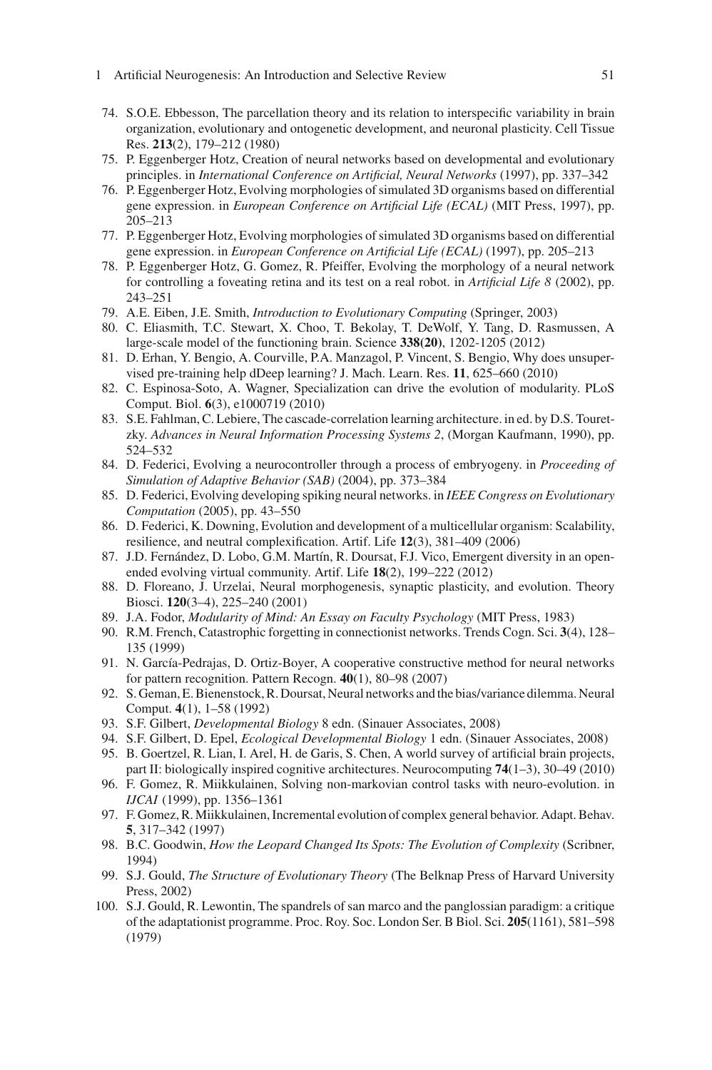74. S.O.E. Ebbesson, The parcellation theory and its relation to interspecific variability in brain organization, evolutionary and ontogenetic development, and neuronal plasticity. Cell Tissue Res. **213**(2), 179–212 (1980)
75. P. Eggenberger Hotz, Creation of neural networks based on developmental and evolutionary principles. in *International Conference on Artificial, Neural Networks* (1997), pp. 337–342
76. P. Eggenberger Hotz, Evolving morphologies of simulated 3D organisms based on differential gene expression. in *European Conference on Artificial Life (ECAL)* (MIT Press, 1997), pp. 205–213
77. P. Eggenberger Hotz, Evolving morphologies of simulated 3D organisms based on differential gene expression. in *European Conference on Artificial Life (ECAL)* (1997), pp. 205–213
78. P. Eggenberger Hotz, G. Gomez, R. Pfeiffer, Evolving the morphology of a neural network for controlling a foveating retina and its test on a real robot. in *Artificial Life 8* (2002), pp. 243–251
79. A.E. Eiben, J.E. Smith, *Introduction to Evolutionary Computing* (Springer, 2003)
80. C. Eliasmith, T.C. Stewart, X. Choo, T. Bekolay, T. DeWolf, Y. Tang, D. Rasmussen, A large-scale model of the functioning brain. Science **338(20)**, 1202-1205 (2012)
81. D. Erhan, Y. Bengio, A. Courville, P.A. Manzagol, P. Vincent, S. Bengio, Why does unsupervised pre-training help dDeep learning? J. Mach. Learn. Res. **11**, 625–660 (2010)
82. C. Espinosa-Soto, A. Wagner, Specialization can drive the evolution of modularity. PLoS Comput. Biol. **6**(3), e1000719 (2010)
83. S.E. Fahlman, C. Lebiere, The cascade-correlation learning architecture. in ed. by D.S. Touretzky. *Advances in Neural Information Processing Systems 2*, (Morgan Kaufmann, 1990), pp. 524–532
84. D. Federici, Evolving a neurocontroller through a process of embryogeny. in *Proceeding of Simulation of Adaptive Behavior (SAB)* (2004), pp. 373–384
85. D. Federici, Evolving developing spiking neural networks. in *IEEE Congress on Evolutionary Computation* (2005), pp. 43–550
86. D. Federici, K. Downing, Evolution and development of a multicellular organism: Scalability, resilience, and neutral complexification. Artif. Life **12**(3), 381–409 (2006)
87. J.D. Fernández, D. Lobo, G.M. Martín, R. Doursat, F.J. Vico, Emergent diversity in an open-ended evolving virtual community. Artif. Life **18**(2), 199–222 (2012)
88. D. Floreano, J. Urzelai, Neural morphogenesis, synaptic plasticity, and evolution. Theory Biosci. **120**(3–4), 225–240 (2001)
89. J.A. Fodor, *Modularity of Mind: An Essay on Faculty Psychology* (MIT Press, 1983)
90. R.M. French, Catastrophic forgetting in connectionist networks. Trends Cogn. Sci. **3**(4), 128–135 (1999)
91. N. García-Pedrajas, D. Ortiz-Boyer, A cooperative constructive method for neural networks for pattern recognition. Pattern Recogn. **40**(1), 80–98 (2007)
92. S. Geman, E. Bienenstock, R. Doursat, Neural networks and the bias/variance dilemma. Neural Comput. **4**(1), 1–58 (1992)
93. S.F. Gilbert, *Developmental Biology* 8 edn. (Sinauer Associates, 2008)
94. S.F. Gilbert, D. Epel, *Ecological Developmental Biology* 1 edn. (Sinauer Associates, 2008)
95. B. Goertzel, R. Lian, I. Arel, H. de Garis, S. Chen, A world survey of artificial brain projects, part II: biologically inspired cognitive architectures. Neurocomputing **74**(1–3), 30–49 (2010)
96. F. Gomez, R. Miikkulainen, Solving non-markovian control tasks with neuro-evolution. in *IJCAI* (1999), pp. 1356–1361
97. F. Gomez, R. Miikkulainen, Incremental evolution of complex general behavior. Adapt. Behav. **5**, 317–342 (1997)
98. B.C. Goodwin, *How the Leopard Changed Its Spots: The Evolution of Complexity* (Scribner, 1994)
99. S.J. Gould, *The Structure of Evolutionary Theory* (The Belknap Press of Harvard University Press, 2002)
100. S.J. Gould, R. Lewontin, The spandrels of san marco and the panglossian paradigm: a critique of the adaptationist programme. Proc. Roy. Soc. London Ser. B Biol. Sci. **205**(1161), 581–598 (1979)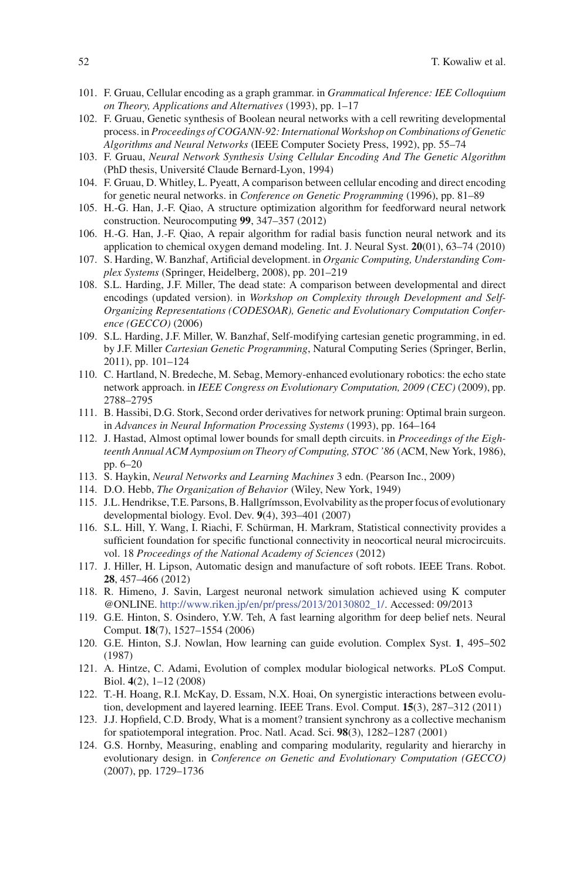101. F. Gruau, Cellular encoding as a graph grammar. in *Grammatical Inference: IEE Colloquium on Theory, Applications and Alternatives* (1993), pp. 1–17
102. F. Gruau, Genetic synthesis of Boolean neural networks with a cell rewriting developmental process. in *Proceedings of COGANN-92: International Workshop on Combinations of Genetic Algorithms and Neural Networks* (IEEE Computer Society Press, 1992), pp. 55–74
103. F. Gruau, *Neural Network Synthesis Using Cellular Encoding And The Genetic Algorithm* (PhD thesis, Université Claude Bernard-Lyon, 1994)
104. F. Gruau, D. Whitley, L. Pyeatt, A comparison between cellular encoding and direct encoding for genetic neural networks. in *Conference on Genetic Programming* (1996), pp. 81–89
105. H.-G. Han, J.-F. Qiao, A structure optimization algorithm for feedforward neural network construction. Neurocomputing **99**, 347–357 (2012)
106. H.-G. Han, J.-F. Qiao, A repair algorithm for radial basis function neural network and its application to chemical oxygen demand modeling. Int. J. Neural Syst. **20**(01), 63–74 (2010)
107. S. Harding, W. Banzhaf, Artificial development. in *Organic Computing, Understanding Complex Systems* (Springer, Heidelberg, 2008), pp. 201–219
108. S.L. Harding, J.F. Miller, The dead state: A comparison between developmental and direct encodings (updated version). in *Workshop on Complexity through Development and Self-Organizing Representations (CODESOAR), Genetic and Evolutionary Computation Conference (GECCO)* (2006)
109. S.L. Harding, J.F. Miller, W. Banzhaf, Self-modifying cartesian genetic programming, in ed. by J.F. Miller *Cartesian Genetic Programming*, Natural Computing Series (Springer, Berlin, 2011), pp. 101–124
110. C. Hartland, N. Bredeche, M. Sebag, Memory-enhanced evolutionary robotics: the echo state network approach. in *IEEE Congress on Evolutionary Computation, 2009 (CEC)* (2009), pp. 2788–2795
111. B. Hassibi, D.G. Stork, Second order derivatives for network pruning: Optimal brain surgeon. in *Advances in Neural Information Processing Systems* (1993), pp. 164–164
112. J. Hastad, Almost optimal lower bounds for small depth circuits. in *Proceedings of the Eighteenth Annual ACM Aymposium on Theory of Computing, STOC '86* (ACM, New York, 1986), pp. 6–20
113. S. Haykin, *Neural Networks and Learning Machines* 3 edn. (Pearson Inc., 2009)
114. D.O. Hebb, *The Organization of Behavior* (Wiley, New York, 1949)
115. J.L. Hendrikse, T.E. Parsons, B. Hallgrímsson, Evolvability as the proper focus of evolutionary developmental biology. Evol. Dev. **9**(4), 393–401 (2007)
116. S.L. Hill, Y. Wang, I. Riachi, F. Schürman, H. Markram, Statistical connectivity provides a sufficient foundation for specific functional connectivity in neocortical neural microcircuits. vol. 18 *Proceedings of the National Academy of Sciences* (2012)
117. J. Hiller, H. Lipson, Automatic design and manufacture of soft robots. IEEE Trans. Robot. **28**, 457–466 (2012)
118. R. Himeno, J. Savin, Largest neuronal network simulation achieved using K computer @ONLINE. http://www.riken.jp/en/pr/press/2013/20130802_1/. Accessed: 09/2013
119. G.E. Hinton, S. Osindero, Y.W. Teh, A fast learning algorithm for deep belief nets. Neural Comput. **18**(7), 1527–1554 (2006)
120. G.E. Hinton, S.J. Nowlan, How learning can guide evolution. Complex Syst. **1**, 495–502 (1987)
121. A. Hintze, C. Adami, Evolution of complex modular biological networks. PLoS Comput. Biol. **4**(2), 1–12 (2008)
122. T.-H. Hoang, R.I. McKay, D. Essam, N.X. Hoai, On synergistic interactions between evolution, development and layered learning. IEEE Trans. Evol. Comput. **15**(3), 287–312 (2011)
123. J.J. Hopfield, C.D. Brody, What is a moment? transient synchrony as a collective mechanism for spatiotemporal integration. Proc. Natl. Acad. Sci. **98**(3), 1282–1287 (2001)
124. G.S. Hornby, Measuring, enabling and comparing modularity, regularity and hierarchy in evolutionary design. in *Conference on Genetic and Evolutionary Computation (GECCO)* (2007), pp. 1729–1736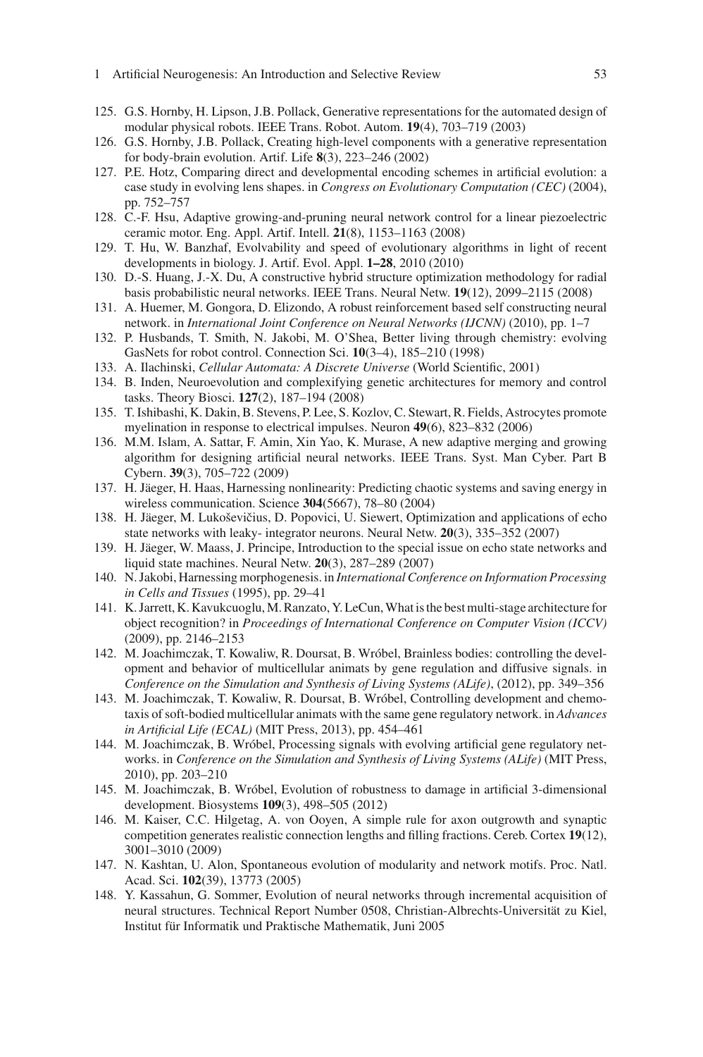125. G.S. Hornby, H. Lipson, J.B. Pollack, Generative representations for the automated design of modular physical robots. IEEE Trans. Robot. Autom. **19**(4), 703–719 (2003)
126. G.S. Hornby, J.B. Pollack, Creating high-level components with a generative representation for body-brain evolution. Artif. Life **8**(3), 223–246 (2002)
127. P.E. Hotz, Comparing direct and developmental encoding schemes in artificial evolution: a case study in evolving lens shapes. in *Congress on Evolutionary Computation (CEC)* (2004), pp. 752–757
128. C.-F. Hsu, Adaptive growing-and-pruning neural network control for a linear piezoelectric ceramic motor. Eng. Appl. Artif. Intell. **21**(8), 1153–1163 (2008)
129. T. Hu, W. Banzhaf, Evolvability and speed of evolutionary algorithms in light of recent developments in biology. J. Artif. Evol. Appl. **1–28**, 2010 (2010)
130. D.-S. Huang, J.-X. Du, A constructive hybrid structure optimization methodology for radial basis probabilistic neural networks. IEEE Trans. Neural Netw. **19**(12), 2099–2115 (2008)
131. A. Huemer, M. Gongora, D. Elizondo, A robust reinforcement based self constructing neural network. in *International Joint Conference on Neural Networks (IJCNN)* (2010), pp. 1–7
132. P. Husbands, T. Smith, N. Jakobi, M. O'Shea, Better living through chemistry: evolving GasNets for robot control. Connection Sci. **10**(3–4), 185–210 (1998)
133. A. Ilachinski, *Cellular Automata: A Discrete Universe* (World Scientific, 2001)
134. B. Inden, Neuroevolution and complexifying genetic architectures for memory and control tasks. Theory Biosci. **127**(2), 187–194 (2008)
135. T. Ishibashi, K. Dakin, B. Stevens, P. Lee, S. Kozlov, C. Stewart, R. Fields, Astrocytes promote myelination in response to electrical impulses. Neuron **49**(6), 823–832 (2006)
136. M.M. Islam, A. Sattar, F. Amin, Xin Yao, K. Murase, A new adaptive merging and growing algorithm for designing artificial neural networks. IEEE Trans. Syst. Man Cyber. Part B Cybern. **39**(3), 705–722 (2009)
137. H. Jäeger, H. Haas, Harnessing nonlinearity: Predicting chaotic systems and saving energy in wireless communication. Science **304**(5667), 78–80 (2004)
138. H. Jäeger, M. Lukoševičius, D. Popovici, U. Siewert, Optimization and applications of echo state networks with leaky- integrator neurons. Neural Netw. **20**(3), 335–352 (2007)
139. H. Jäeger, W. Maass, J. Principe, Introduction to the special issue on echo state networks and liquid state machines. Neural Netw. **20**(3), 287–289 (2007)
140. N. Jakobi, Harnessing morphogenesis. in *International Conference on Information Processing in Cells and Tissues* (1995), pp. 29–41
141. K. Jarrett, K. Kavukcuoglu, M. Ranzato, Y. LeCun, What is the best multi-stage architecture for object recognition? in *Proceedings of International Conference on Computer Vision (ICCV)* (2009), pp. 2146–2153
142. M. Joachimczak, T. Kowaliw, R. Doursat, B. Wróbel, Brainless bodies: controlling the development and behavior of multicellular animats by gene regulation and diffusive signals. in *Conference on the Simulation and Synthesis of Living Systems (ALife)*, (2012), pp. 349–356
143. M. Joachimczak, T. Kowaliw, R. Doursat, B. Wróbel, Controlling development and chemotaxis of soft-bodied multicellular animats with the same gene regulatory network. in *Advances in Artificial Life (ECAL)* (MIT Press, 2013), pp. 454–461
144. M. Joachimczak, B. Wróbel, Processing signals with evolving artificial gene regulatory networks. in *Conference on the Simulation and Synthesis of Living Systems (ALife)* (MIT Press, 2010), pp. 203–210
145. M. Joachimczak, B. Wróbel, Evolution of robustness to damage in artificial 3-dimensional development. Biosystems **109**(3), 498–505 (2012)
146. M. Kaiser, C.C. Hilgetag, A. von Ooyen, A simple rule for axon outgrowth and synaptic competition generates realistic connection lengths and filling fractions. Cereb. Cortex **19**(12), 3001–3010 (2009)
147. N. Kashtan, U. Alon, Spontaneous evolution of modularity and network motifs. Proc. Natl. Acad. Sci. **102**(39), 13773 (2005)
148. Y. Kassahun, G. Sommer, Evolution of neural networks through incremental acquisition of neural structures. Technical Report Number 0508, Christian-Albrechts-Universität zu Kiel, Institut für Informatik und Praktische Mathematik, Juni 2005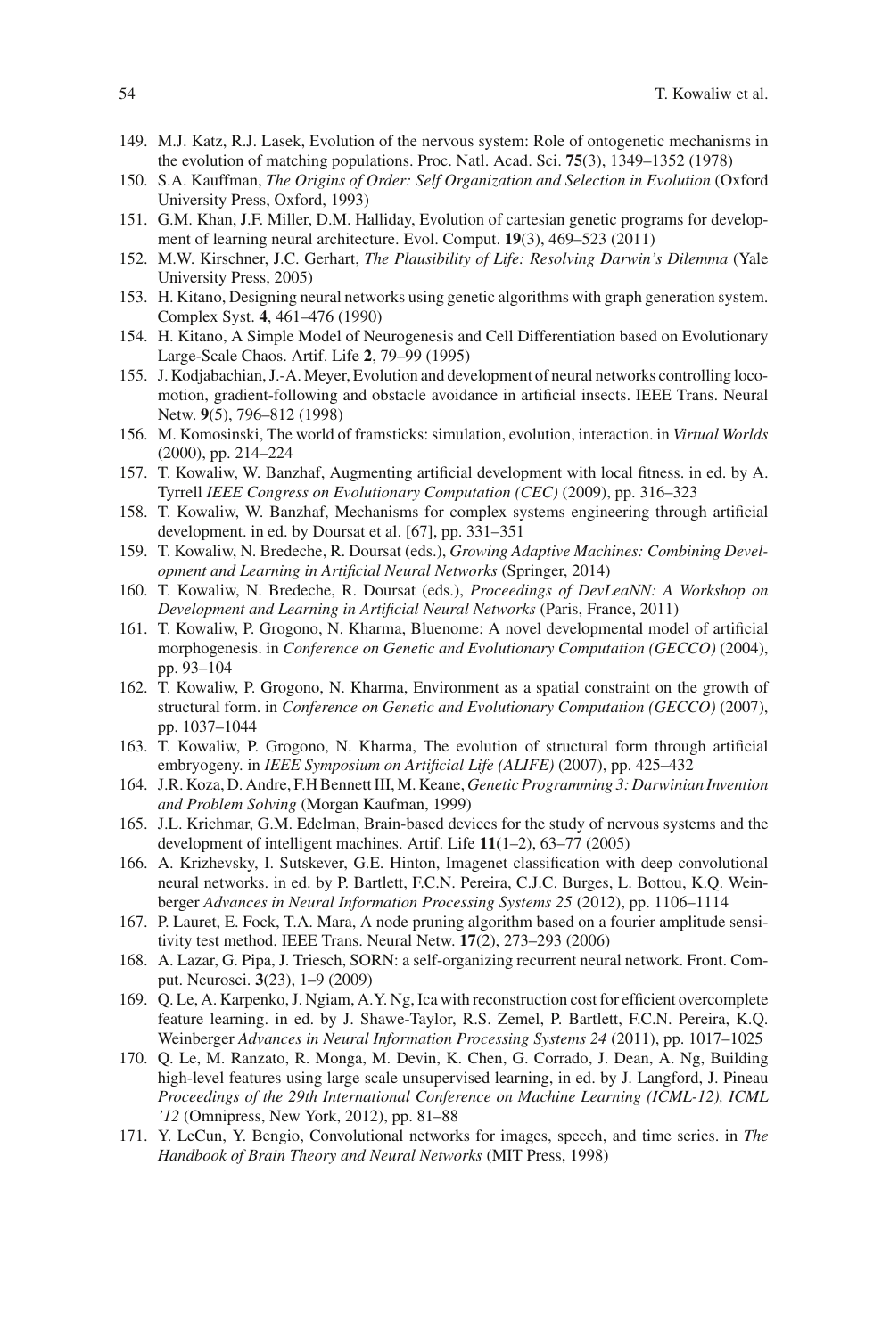149. M.J. Katz, R.J. Lasek, Evolution of the nervous system: Role of ontogenetic mechanisms in the evolution of matching populations. Proc. Natl. Acad. Sci. **75**(3), 1349–1352 (1978)
150. S.A. Kauffman, *The Origins of Order: Self Organization and Selection in Evolution* (Oxford University Press, Oxford, 1993)
151. G.M. Khan, J.F. Miller, D.M. Halliday, Evolution of cartesian genetic programs for development of learning neural architecture. Evol. Comput. **19**(3), 469–523 (2011)
152. M.W. Kirschner, J.C. Gerhart, *The Plausibility of Life: Resolving Darwin's Dilemma* (Yale University Press, 2005)
153. H. Kitano, Designing neural networks using genetic algorithms with graph generation system. Complex Syst. **4**, 461–476 (1990)
154. H. Kitano, A Simple Model of Neurogenesis and Cell Differentiation based on Evolutionary Large-Scale Chaos. Artif. Life **2**, 79–99 (1995)
155. J. Kodjabachian, J.-A. Meyer, Evolution and development of neural networks controlling locomotion, gradient-following and obstacle avoidance in artificial insects. IEEE Trans. Neural Netw. **9**(5), 796–812 (1998)
156. M. Komosinski, The world of framsticks: simulation, evolution, interaction. in *Virtual Worlds* (2000), pp. 214–224
157. T. Kowaliw, W. Banzhaf, Augmenting artificial development with local fitness. in ed. by A. Tyrrell *IEEE Congress on Evolutionary Computation (CEC)* (2009), pp. 316–323
158. T. Kowaliw, W. Banzhaf, Mechanisms for complex systems engineering through artificial development. in ed. by Doursat et al. [67], pp. 331–351
159. T. Kowaliw, N. Bredeche, R. Doursat (eds.), *Growing Adaptive Machines: Combining Development and Learning in Artificial Neural Networks* (Springer, 2014)
160. T. Kowaliw, N. Bredeche, R. Doursat (eds.), *Proceedings of DevLeaNN: A Workshop on Development and Learning in Artificial Neural Networks* (Paris, France, 2011)
161. T. Kowaliw, P. Grogono, N. Kharma, Bluenome: A novel developmental model of artificial morphogenesis. in *Conference on Genetic and Evolutionary Computation (GECCO)* (2004), pp. 93–104
162. T. Kowaliw, P. Grogono, N. Kharma, Environment as a spatial constraint on the growth of structural form. in *Conference on Genetic and Evolutionary Computation (GECCO)* (2007), pp. 1037–1044
163. T. Kowaliw, P. Grogono, N. Kharma, The evolution of structural form through artificial embryogeny. in *IEEE Symposium on Artificial Life (ALIFE)* (2007), pp. 425–432
164. J.R. Koza, D. Andre, F.H Bennett III, M. Keane, *Genetic Programming 3: Darwinian Invention and Problem Solving* (Morgan Kaufman, 1999)
165. J.L. Krichmar, G.M. Edelman, Brain-based devices for the study of nervous systems and the development of intelligent machines. Artif. Life **11**(1–2), 63–77 (2005)
166. A. Krizhevsky, I. Sutskever, G.E. Hinton, Imagenet classification with deep convolutional neural networks. in ed. by P. Bartlett, F.C.N. Pereira, C.J.C. Burges, L. Bottou, K.Q. Weinberger *Advances in Neural Information Processing Systems 25* (2012), pp. 1106–1114
167. P. Lauret, E. Fock, T.A. Mara, A node pruning algorithm based on a fourier amplitude sensitivity test method. IEEE Trans. Neural Netw. **17**(2), 273–293 (2006)
168. A. Lazar, G. Pipa, J. Triesch, SORN: a self-organizing recurrent neural network. Front. Comput. Neurosci. **3**(23), 1–9 (2009)
169. Q. Le, A. Karpenko, J. Ngiam, A.Y. Ng, Ica with reconstruction cost for efficient overcomplete feature learning. in ed. by J. Shawe-Taylor, R.S. Zemel, P. Bartlett, F.C.N. Pereira, K.Q. Weinberger *Advances in Neural Information Processing Systems 24* (2011), pp. 1017–1025
170. Q. Le, M. Ranzato, R. Monga, M. Devin, K. Chen, G. Corrado, J. Dean, A. Ng, Building high-level features using large scale unsupervised learning, in ed. by J. Langford, J. Pineau *Proceedings of the 29th International Conference on Machine Learning (ICML-12), ICML '12* (Omnipress, New York, 2012), pp. 81–88
171. Y. LeCun, Y. Bengio, Convolutional networks for images, speech, and time series. in *The Handbook of Brain Theory and Neural Networks* (MIT Press, 1998)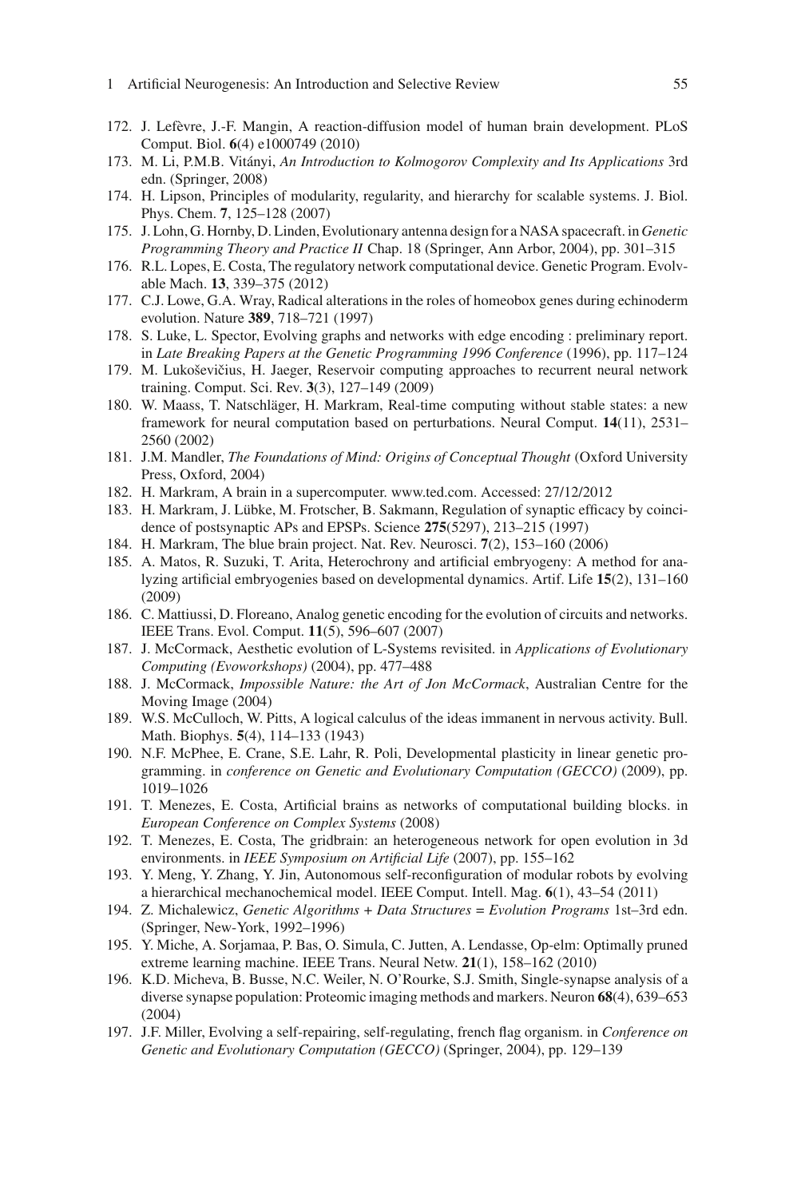172. J. Lefèvre, J.-F. Mangin, A reaction-diffusion model of human brain development. PLoS Comput. Biol. **6**(4) e1000749 (2010)
173. M. Li, P.M.B. Vitányi, *An Introduction to Kolmogorov Complexity and Its Applications* 3rd edn. (Springer, 2008)
174. H. Lipson, Principles of modularity, regularity, and hierarchy for scalable systems. J. Biol. Phys. Chem. **7**, 125–128 (2007)
175. J. Lohn, G. Hornby, D. Linden, Evolutionary antenna design for a NASA spacecraft. in *Genetic Programming Theory and Practice II* Chap. 18 (Springer, Ann Arbor, 2004), pp. 301–315
176. R.L. Lopes, E. Costa, The regulatory network computational device. Genetic Program. Evolvable Mach. **13**, 339–375 (2012)
177. C.J. Lowe, G.A. Wray, Radical alterations in the roles of homeobox genes during echinoderm evolution. Nature **389**, 718–721 (1997)
178. S. Luke, L. Spector, Evolving graphs and networks with edge encoding : preliminary report. in *Late Breaking Papers at the Genetic Programming 1996 Conference* (1996), pp. 117–124
179. M. Lukoševičius, H. Jaeger, Reservoir computing approaches to recurrent neural network training. Comput. Sci. Rev. **3**(3), 127–149 (2009)
180. W. Maass, T. Natschläger, H. Markram, Real-time computing without stable states: a new framework for neural computation based on perturbations. Neural Comput. **14**(11), 2531–2560 (2002)
181. J.M. Mandler, *The Foundations of Mind: Origins of Conceptual Thought* (Oxford University Press, Oxford, 2004)
182. H. Markram, A brain in a supercomputer. www.ted.com. Accessed: 27/12/2012
183. H. Markram, J. Lübke, M. Frotscher, B. Sakmann, Regulation of synaptic efficacy by coincidence of postsynaptic APs and EPSPs. Science **275**(5297), 213–215 (1997)
184. H. Markram, The blue brain project. Nat. Rev. Neurosci. **7**(2), 153–160 (2006)
185. A. Matos, R. Suzuki, T. Arita, Heterochrony and artificial embryogeny: A method for analyzing artificial embryogenies based on developmental dynamics. Artif. Life **15**(2), 131–160 (2009)
186. C. Mattiussi, D. Floreano, Analog genetic encoding for the evolution of circuits and networks. IEEE Trans. Evol. Comput. **11**(5), 596–607 (2007)
187. J. McCormack, Aesthetic evolution of L-Systems revisited. in *Applications of Evolutionary Computing (Evoworkshops)* (2004), pp. 477–488
188. J. McCormack, *Impossible Nature: the Art of Jon McCormack*, Australian Centre for the Moving Image (2004)
189. W.S. McCulloch, W. Pitts, A logical calculus of the ideas immanent in nervous activity. Bull. Math. Biophys. **5**(4), 114–133 (1943)
190. N.F. McPhee, E. Crane, S.E. Lahr, R. Poli, Developmental plasticity in linear genetic programming. in *conference on Genetic and Evolutionary Computation (GECCO)* (2009), pp. 1019–1026
191. T. Menezes, E. Costa, Artificial brains as networks of computational building blocks. in *European Conference on Complex Systems* (2008)
192. T. Menezes, E. Costa, The gridbrain: an heterogeneous network for open evolution in 3d environments. in *IEEE Symposium on Artificial Life* (2007), pp. 155–162
193. Y. Meng, Y. Zhang, Y. Jin, Autonomous self-reconfiguration of modular robots by evolving a hierarchical mechanochemical model. IEEE Comput. Intell. Mag. **6**(1), 43–54 (2011)
194. Z. Michalewicz, *Genetic Algorithms + Data Structures = Evolution Programs* 1st–3rd edn. (Springer, New-York, 1992–1996)
195. Y. Miche, A. Sorjamaa, P. Bas, O. Simula, C. Jutten, A. Lendasse, Op-elm: Optimally pruned extreme learning machine. IEEE Trans. Neural Netw. **21**(1), 158–162 (2010)
196. K.D. Micheva, B. Busse, N.C. Weiler, N. O'Rourke, S.J. Smith, Single-synapse analysis of a diverse synapse population: Proteomic imaging methods and markers. Neuron **68**(4), 639–653 (2004)
197. J.F. Miller, Evolving a self-repairing, self-regulating, french flag organism. in *Conference on Genetic and Evolutionary Computation (GECCO)* (Springer, 2004), pp. 129–139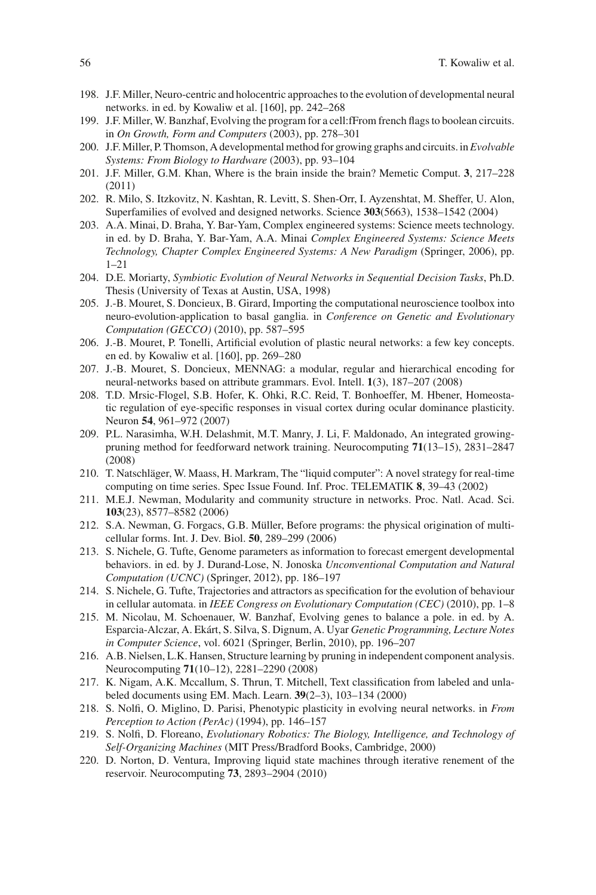198. J.F. Miller, Neuro-centric and holocentric approaches to the evolution of developmental neural networks. in ed. by Kowaliw et al. [160], pp. 242–268
199. J.F. Miller, W. Banzhaf, Evolving the program for a cell:fFrom french flags to boolean circuits. in *On Growth, Form and Computers* (2003), pp. 278–301
200. J.F. Miller, P. Thomson, A developmental method for growing graphs and circuits. in *Evolvable Systems: From Biology to Hardware* (2003), pp. 93–104
201. J.F. Miller, G.M. Khan, Where is the brain inside the brain? Memetic Comput. **3**, 217–228 (2011)
202. R. Milo, S. Itzkovitz, N. Kashtan, R. Levitt, S. Shen-Orr, I. Ayzenshtat, M. Sheffer, U. Alon, Superfamilies of evolved and designed networks. Science **303**(5663), 1538–1542 (2004)
203. A.A. Minai, D. Braha, Y. Bar-Yam, Complex engineered systems: Science meets technology. in ed. by D. Braha, Y. Bar-Yam, A.A. Minai *Complex Engineered Systems: Science Meets Technology, Chapter Complex Engineered Systems: A New Paradigm* (Springer, 2006), pp. 1–21
204. D.E. Moriarty, *Symbiotic Evolution of Neural Networks in Sequential Decision Tasks*, Ph.D. Thesis (University of Texas at Austin, USA, 1998)
205. J.-B. Mouret, S. Doncieux, B. Girard, Importing the computational neuroscience toolbox into neuro-evolution-application to basal ganglia. in *Conference on Genetic and Evolutionary Computation (GECCO)* (2010), pp. 587–595
206. J.-B. Mouret, P. Tonelli, Artificial evolution of plastic neural networks: a few key concepts. en ed. by Kowaliw et al. [160], pp. 269–280
207. J.-B. Mouret, S. Doncieux, MENNAG: a modular, regular and hierarchical encoding for neural-networks based on attribute grammars. Evol. Intell. **1**(3), 187–207 (2008)
208. T.D. Mrsic-Flogel, S.B. Hofer, K. Ohki, R.C. Reid, T. Bonhoeffer, M. Hbener, Homeostatic regulation of eye-specific responses in visual cortex during ocular dominance plasticity. Neuron **54**, 961–972 (2007)
209. P.L. Narasimha, W.H. Delashmit, M.T. Manry, J. Li, F. Maldonado, An integrated growing-pruning method for feedforward network training. Neurocomputing **71**(13–15), 2831–2847 (2008)
210. T. Natschläger, W. Maass, H. Markram, The "liquid computer": A novel strategy for real-time computing on time series. Spec Issue Found. Inf. Proc. TELEMATIK **8**, 39–43 (2002)
211. M.E.J. Newman, Modularity and community structure in networks. Proc. Natl. Acad. Sci. **103**(23), 8577–8582 (2006)
212. S.A. Newman, G. Forgacs, G.B. Müller, Before programs: the physical origination of multicellular forms. Int. J. Dev. Biol. **50**, 289–299 (2006)
213. S. Nichele, G. Tufte, Genome parameters as information to forecast emergent developmental behaviors. in ed. by J. Durand-Lose, N. Jonoska *Unconventional Computation and Natural Computation (UCNC)* (Springer, 2012), pp. 186–197
214. S. Nichele, G. Tufte, Trajectories and attractors as specification for the evolution of behaviour in cellular automata. in *IEEE Congress on Evolutionary Computation (CEC)* (2010), pp. 1–8
215. M. Nicolau, M. Schoenauer, W. Banzhaf, Evolving genes to balance a pole. in ed. by A. Esparcia-Alczar, A. Ekárt, S. Silva, S. Dignum, A. Uyar *Genetic Programming, Lecture Notes in Computer Science*, vol. 6021 (Springer, Berlin, 2010), pp. 196–207
216. A.B. Nielsen, L.K. Hansen, Structure learning by pruning in independent component analysis. Neurocomputing **71**(10–12), 2281–2290 (2008)
217. K. Nigam, A.K. Mccallum, S. Thrun, T. Mitchell, Text classification from labeled and unlabeled documents using EM. Mach. Learn. **39**(2–3), 103–134 (2000)
218. S. Nolfi, O. Miglino, D. Parisi, Phenotypic plasticity in evolving neural networks. in *From Perception to Action (PerAc)* (1994), pp. 146–157
219. S. Nolfi, D. Floreano, *Evolutionary Robotics: The Biology, Intelligence, and Technology of Self-Organizing Machines* (MIT Press/Bradford Books, Cambridge, 2000)
220. D. Norton, D. Ventura, Improving liquid state machines through iterative renement of the reservoir. Neurocomputing **73**, 2893–2904 (2010)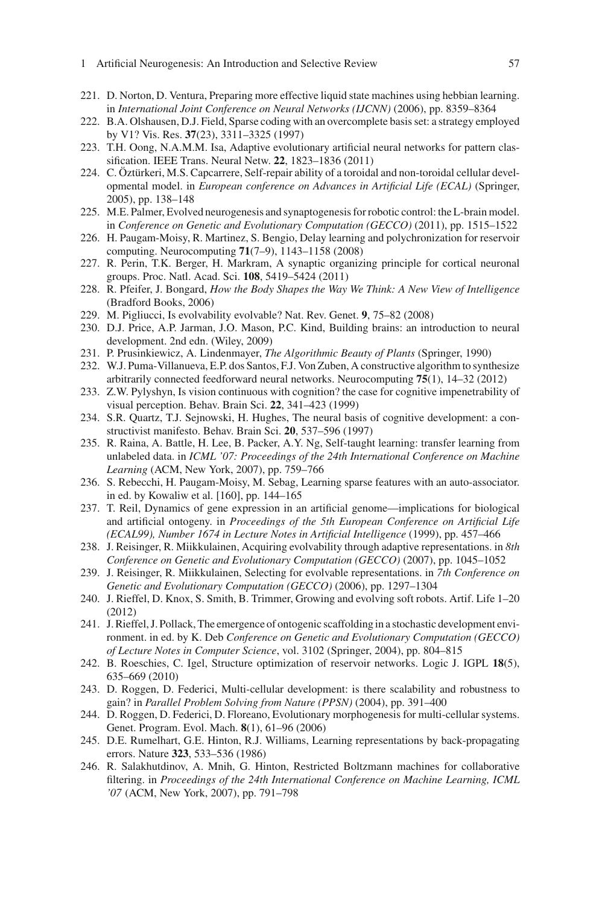221. D. Norton, D. Ventura, Preparing more effective liquid state machines using hebbian learning. in *International Joint Conference on Neural Networks (IJCNN)* (2006), pp. 8359–8364
222. B.A. Olshausen, D.J. Field, Sparse coding with an overcomplete basis set: a strategy employed by V1? Vis. Res. **37**(23), 3311–3325 (1997)
223. T.H. Oong, N.A.M.M. Isa, Adaptive evolutionary artificial neural networks for pattern classification. IEEE Trans. Neural Netw. **22**, 1823–1836 (2011)
224. C. Öztürkeri, M.S. Capcarrere, Self-repair ability of a toroidal and non-toroidal cellular developmental model. in *European conference on Advances in Artificial Life (ECAL)* (Springer, 2005), pp. 138–148
225. M.E. Palmer, Evolved neurogenesis and synaptogenesis for robotic control: the L-brain model. in *Conference on Genetic and Evolutionary Computation (GECCO)* (2011), pp. 1515–1522
226. H. Paugam-Moisy, R. Martinez, S. Bengio, Delay learning and polychronization for reservoir computing. Neurocomputing **71**(7–9), 1143–1158 (2008)
227. R. Perin, T.K. Berger, H. Markram, A synaptic organizing principle for cortical neuronal groups. Proc. Natl. Acad. Sci. **108**, 5419–5424 (2011)
228. R. Pfeifer, J. Bongard, *How the Body Shapes the Way We Think: A New View of Intelligence* (Bradford Books, 2006)
229. M. Pigliucci, Is evolvability evolvable? Nat. Rev. Genet. **9**, 75–82 (2008)
230. D.J. Price, A.P. Jarman, J.O. Mason, P.C. Kind, Building brains: an introduction to neural development. 2nd edn. (Wiley, 2009)
231. P. Prusinkiewicz, A. Lindenmayer, *The Algorithmic Beauty of Plants* (Springer, 1990)
232. W.J. Puma-Villanueva, E.P. dos Santos, F.J. Von Zuben, A constructive algorithm to synthesize arbitrarily connected feedforward neural networks. Neurocomputing **75**(1), 14–32 (2012)
233. Z.W. Pylyshyn, Is vision continuous with cognition? the case for cognitive impenetrability of visual perception. Behav. Brain Sci. **22**, 341–423 (1999)
234. S.R. Quartz, T.J. Sejnowski, H. Hughes, The neural basis of cognitive development: a constructivist manifesto. Behav. Brain Sci. **20**, 537–596 (1997)
235. R. Raina, A. Battle, H. Lee, B. Packer, A.Y. Ng, Self-taught learning: transfer learning from unlabeled data. in *ICML '07: Proceedings of the 24th International Conference on Machine Learning* (ACM, New York, 2007), pp. 759–766
236. S. Rebecchi, H. Paugam-Moisy, M. Sebag, Learning sparse features with an auto-associator. in ed. by Kowaliw et al. [160], pp. 144–165
237. T. Reil, Dynamics of gene expression in an artificial genome—implications for biological and artificial ontogeny. in *Proceedings of the 5th European Conference on Artificial Life (ECAL99), Number 1674 in Lecture Notes in Artificial Intelligence* (1999), pp. 457–466
238. J. Reisinger, R. Miikkulainen, Acquiring evolvability through adaptive representations. in *8th Conference on Genetic and Evolutionary Computation (GECCO)* (2007), pp. 1045–1052
239. J. Reisinger, R. Miikkulainen, Selecting for evolvable representations. in *7th Conference on Genetic and Evolutionary Computation (GECCO)* (2006), pp. 1297–1304
240. J. Rieffel, D. Knox, S. Smith, B. Trimmer, Growing and evolving soft robots. Artif. Life 1–20 (2012)
241. J. Rieffel, J. Pollack, The emergence of ontogenic scaffolding in a stochastic development environment. in ed. by K. Deb *Conference on Genetic and Evolutionary Computation (GECCO) of Lecture Notes in Computer Science*, vol. 3102 (Springer, 2004), pp. 804–815
242. B. Roeschies, C. Igel, Structure optimization of reservoir networks. Logic J. IGPL **18**(5), 635–669 (2010)
243. D. Roggen, D. Federici, Multi-cellular development: is there scalability and robustness to gain? in *Parallel Problem Solving from Nature (PPSN)* (2004), pp. 391–400
244. D. Roggen, D. Federici, D. Floreano, Evolutionary morphogenesis for multi-cellular systems. Genet. Program. Evol. Mach. **8**(1), 61–96 (2006)
245. D.E. Rumelhart, G.E. Hinton, R.J. Williams, Learning representations by back-propagating errors. Nature **323**, 533–536 (1986)
246. R. Salakhutdinov, A. Mnih, G. Hinton, Restricted Boltzmann machines for collaborative filtering. in *Proceedings of the 24th International Conference on Machine Learning, ICML '07* (ACM, New York, 2007), pp. 791–798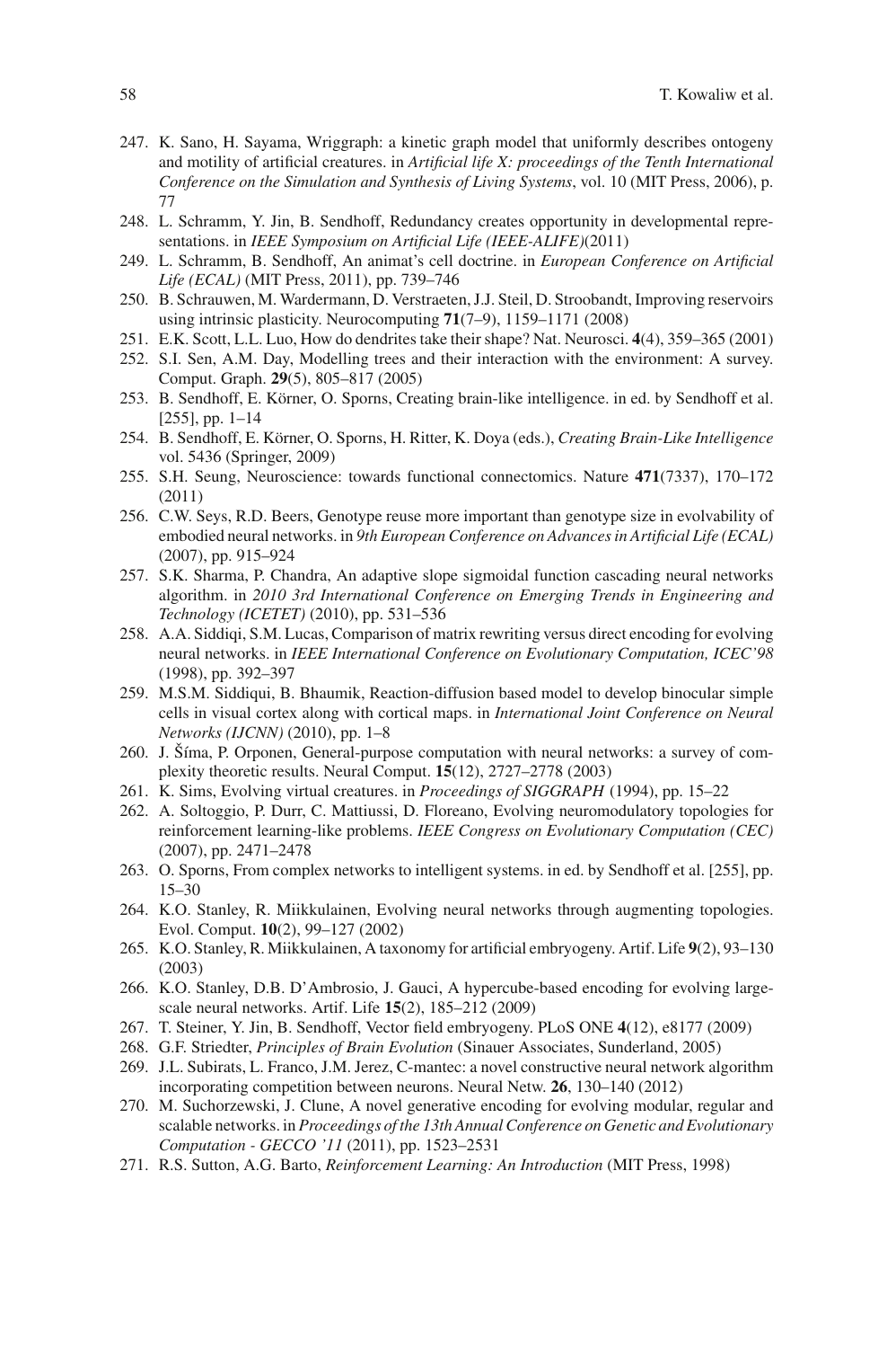247. K. Sano, H. Sayama, Wriggraph: a kinetic graph model that uniformly describes ontogeny and motility of artificial creatures. in *Artificial life X: proceedings of the Tenth International Conference on the Simulation and Synthesis of Living Systems*, vol. 10 (MIT Press, 2006), p. 77
248. L. Schramm, Y. Jin, B. Sendhoff, Redundancy creates opportunity in developmental representations. in *IEEE Symposium on Artificial Life (IEEE-ALIFE)*(2011)
249. L. Schramm, B. Sendhoff, An animat's cell doctrine. in *European Conference on Artificial Life (ECAL)* (MIT Press, 2011), pp. 739–746
250. B. Schrauwen, M. Wardermann, D. Verstraeten, J.J. Steil, D. Stroobandt, Improving reservoirs using intrinsic plasticity. Neurocomputing **71**(7–9), 1159–1171 (2008)
251. E.K. Scott, L.L. Luo, How do dendrites take their shape? Nat. Neurosci. **4**(4), 359–365 (2001)
252. S.I. Sen, A.M. Day, Modelling trees and their interaction with the environment: A survey. Comput. Graph. **29**(5), 805–817 (2005)
253. B. Sendhoff, E. Körner, O. Sporns, Creating brain-like intelligence. in ed. by Sendhoff et al. [255], pp. 1–14
254. B. Sendhoff, E. Körner, O. Sporns, H. Ritter, K. Doya (eds.), *Creating Brain-Like Intelligence* vol. 5436 (Springer, 2009)
255. S.H. Seung, Neuroscience: towards functional connectomics. Nature **471**(7337), 170–172 (2011)
256. C.W. Seys, R.D. Beers, Genotype reuse more important than genotype size in evolvability of embodied neural networks. in *9th European Conference on Advances in Artificial Life (ECAL)* (2007), pp. 915–924
257. S.K. Sharma, P. Chandra, An adaptive slope sigmoidal function cascading neural networks algorithm. in *2010 3rd International Conference on Emerging Trends in Engineering and Technology (ICETET)* (2010), pp. 531–536
258. A.A. Siddiqi, S.M. Lucas, Comparison of matrix rewriting versus direct encoding for evolving neural networks. in *IEEE International Conference on Evolutionary Computation, ICEC'98* (1998), pp. 392–397
259. M.S.M. Siddiqui, B. Bhaumik, Reaction-diffusion based model to develop binocular simple cells in visual cortex along with cortical maps. in *International Joint Conference on Neural Networks (IJCNN)* (2010), pp. 1–8
260. J. Šíma, P. Orponen, General-purpose computation with neural networks: a survey of complexity theoretic results. Neural Comput. **15**(12), 2727–2778 (2003)
261. K. Sims, Evolving virtual creatures. in *Proceedings of SIGGRAPH* (1994), pp. 15–22
262. A. Soltoggio, P. Durr, C. Mattiussi, D. Floreano, Evolving neuromodulatory topologies for reinforcement learning-like problems. *IEEE Congress on Evolutionary Computation (CEC)* (2007), pp. 2471–2478
263. O. Sporns, From complex networks to intelligent systems. in ed. by Sendhoff et al. [255], pp. 15–30
264. K.O. Stanley, R. Miikkulainen, Evolving neural networks through augmenting topologies. Evol. Comput. **10**(2), 99–127 (2002)
265. K.O. Stanley, R. Miikkulainen, A taxonomy for artificial embryogeny. Artif. Life **9**(2), 93–130 (2003)
266. K.O. Stanley, D.B. D'Ambrosio, J. Gauci, A hypercube-based encoding for evolving large-scale neural networks. Artif. Life **15**(2), 185–212 (2009)
267. T. Steiner, Y. Jin, B. Sendhoff, Vector field embryogeny. PLoS ONE **4**(12), e8177 (2009)
268. G.F. Striedter, *Principles of Brain Evolution* (Sinauer Associates, Sunderland, 2005)
269. J.L. Subirats, L. Franco, J.M. Jerez, C-mantec: a novel constructive neural network algorithm incorporating competition between neurons. Neural Netw. **26**, 130–140 (2012)
270. M. Suchorzewski, J. Clune, A novel generative encoding for evolving modular, regular and scalable networks. in *Proceedings of the 13th Annual Conference on Genetic and Evolutionary Computation - GECCO '11* (2011), pp. 1523–2531
271. R.S. Sutton, A.G. Barto, *Reinforcement Learning: An Introduction* (MIT Press, 1998)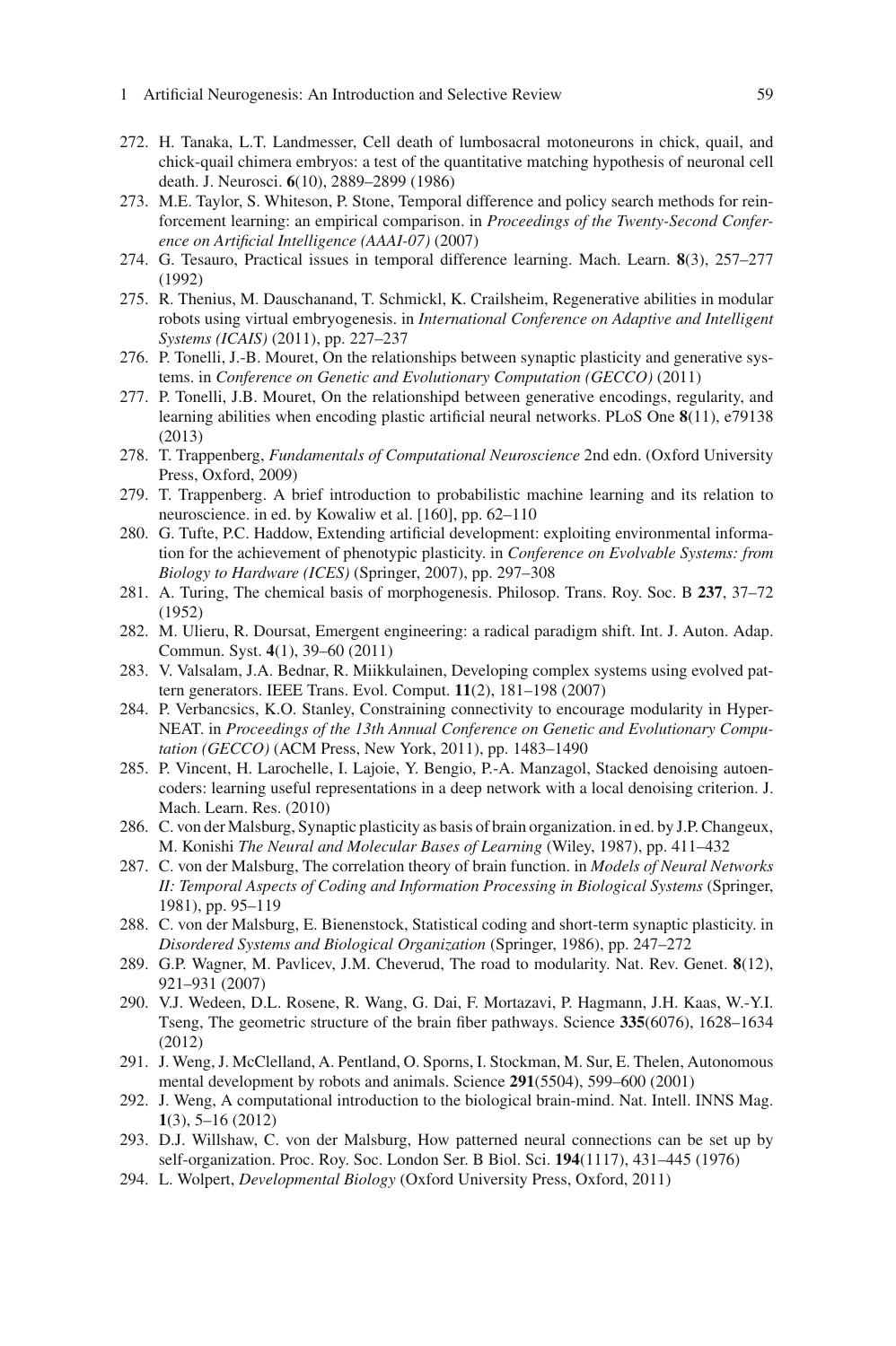272. H. Tanaka, L.T. Landmesser, Cell death of lumbosacral motoneurons in chick, quail, and chick-quail chimera embryos: a test of the quantitative matching hypothesis of neuronal cell death. J. Neurosci. **6**(10), 2889–2899 (1986)
273. M.E. Taylor, S. Whiteson, P. Stone, Temporal difference and policy search methods for reinforcement learning: an empirical comparison. in *Proceedings of the Twenty-Second Conference on Artificial Intelligence (AAAI-07)* (2007)
274. G. Tesauro, Practical issues in temporal difference learning. Mach. Learn. **8**(3), 257–277 (1992)
275. R. Thenius, M. Dauschanand, T. Schmickl, K. Crailsheim, Regenerative abilities in modular robots using virtual embryogenesis. in *International Conference on Adaptive and Intelligent Systems (ICAIS)* (2011), pp. 227–237
276. P. Tonelli, J.-B. Mouret, On the relationships between synaptic plasticity and generative systems. in *Conference on Genetic and Evolutionary Computation (GECCO)* (2011)
277. P. Tonelli, J.B. Mouret, On the relationshipd between generative encodings, regularity, and learning abilities when encoding plastic artificial neural networks. PLoS One **8**(11), e79138 (2013)
278. T. Trappenberg, *Fundamentals of Computational Neuroscience* 2nd edn. (Oxford University Press, Oxford, 2009)
279. T. Trappenberg. A brief introduction to probabilistic machine learning and its relation to neuroscience. in ed. by Kowaliw et al. [160], pp. 62–110
280. G. Tufte, P.C. Haddow, Extending artificial development: exploiting environmental information for the achievement of phenotypic plasticity. in *Conference on Evolvable Systems: from Biology to Hardware (ICES)* (Springer, 2007), pp. 297–308
281. A. Turing, The chemical basis of morphogenesis. Philosop. Trans. Roy. Soc. B **237**, 37–72 (1952)
282. M. Ulieru, R. Doursat, Emergent engineering: a radical paradigm shift. Int. J. Auton. Adap. Commun. Syst. **4**(1), 39–60 (2011)
283. V. Valsalam, J.A. Bednar, R. Miikkulainen, Developing complex systems using evolved pattern generators. IEEE Trans. Evol. Comput. **11**(2), 181–198 (2007)
284. P. Verbancsics, K.O. Stanley, Constraining connectivity to encourage modularity in HyperNEAT. in *Proceedings of the 13th Annual Conference on Genetic and Evolutionary Computation (GECCO)* (ACM Press, New York, 2011), pp. 1483–1490
285. P. Vincent, H. Larochelle, I. Lajoie, Y. Bengio, P.-A. Manzagol, Stacked denoising autoencoders: learning useful representations in a deep network with a local denoising criterion. J. Mach. Learn. Res. (2010)
286. C. von der Malsburg, Synaptic plasticity as basis of brain organization. in ed. by J.P. Changeux, M. Konishi *The Neural and Molecular Bases of Learning* (Wiley, 1987), pp. 411–432
287. C. von der Malsburg, The correlation theory of brain function. in *Models of Neural Networks II: Temporal Aspects of Coding and Information Processing in Biological Systems* (Springer, 1981), pp. 95–119
288. C. von der Malsburg, E. Bienenstock, Statistical coding and short-term synaptic plasticity. in *Disordered Systems and Biological Organization* (Springer, 1986), pp. 247–272
289. G.P. Wagner, M. Pavlicev, J.M. Cheverud, The road to modularity. Nat. Rev. Genet. **8**(12), 921–931 (2007)
290. V.J. Wedeen, D.L. Rosene, R. Wang, G. Dai, F. Mortazavi, P. Hagmann, J.H. Kaas, W.-Y.I. Tseng, The geometric structure of the brain fiber pathways. Science **335**(6076), 1628–1634 (2012)
291. J. Weng, J. McClelland, A. Pentland, O. Sporns, I. Stockman, M. Sur, E. Thelen, Autonomous mental development by robots and animals. Science **291**(5504), 599–600 (2001)
292. J. Weng, A computational introduction to the biological brain-mind. Nat. Intell. INNS Mag. **1**(3), 5–16 (2012)
293. D.J. Willshaw, C. von der Malsburg, How patterned neural connections can be set up by self-organization. Proc. Roy. Soc. London Ser. B Biol. Sci. **194**(1117), 431–445 (1976)
294. L. Wolpert, *Developmental Biology* (Oxford University Press, Oxford, 2011)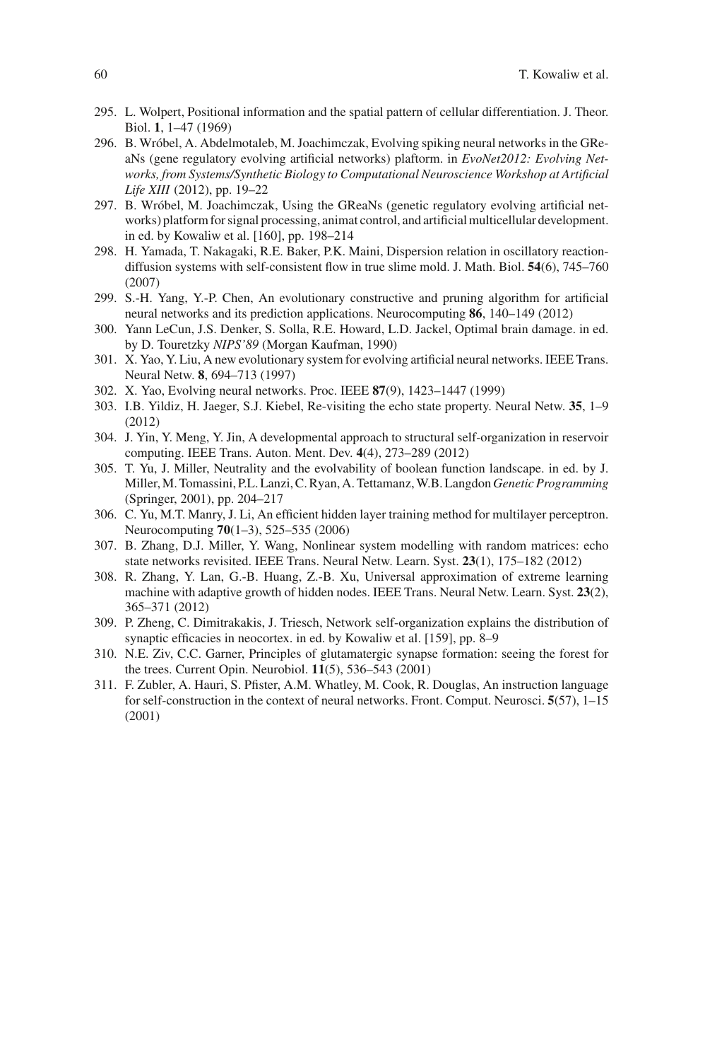295. L. Wolpert, Positional information and the spatial pattern of cellular differentiation. J. Theor. Biol. **1**, 1–47 (1969)
296. B. Wróbel, A. Abdelmotaleb, M. Joachimczak, Evolving spiking neural networks in the GReaNs (gene regulatory evolving artificial networks) plaftorm. in *EvoNet2012: Evolving Networks, from Systems/Synthetic Biology to Computational Neuroscience Workshop at Artificial Life XIII* (2012), pp. 19–22
297. B. Wróbel, M. Joachimczak, Using the GReaNs (genetic regulatory evolving artificial networks) platform for signal processing, animat control, and artificial multicellular development. in ed. by Kowaliw et al. [160], pp. 198–214
298. H. Yamada, T. Nakagaki, R.E. Baker, P.K. Maini, Dispersion relation in oscillatory reaction-diffusion systems with self-consistent flow in true slime mold. J. Math. Biol. **54**(6), 745–760 (2007)
299. S.-H. Yang, Y.-P. Chen, An evolutionary constructive and pruning algorithm for artificial neural networks and its prediction applications. Neurocomputing **86**, 140–149 (2012)
300. Yann LeCun, J.S. Denker, S. Solla, R.E. Howard, L.D. Jackel, Optimal brain damage. in ed. by D. Touretzky *NIPS'89* (Morgan Kaufman, 1990)
301. X. Yao, Y. Liu, A new evolutionary system for evolving artificial neural networks. IEEE Trans. Neural Netw. **8**, 694–713 (1997)
302. X. Yao, Evolving neural networks. Proc. IEEE **87**(9), 1423–1447 (1999)
303. I.B. Yildiz, H. Jaeger, S.J. Kiebel, Re-visiting the echo state property. Neural Netw. **35**, 1–9 (2012)
304. J. Yin, Y. Meng, Y. Jin, A developmental approach to structural self-organization in reservoir computing. IEEE Trans. Auton. Ment. Dev. **4**(4), 273–289 (2012)
305. T. Yu, J. Miller, Neutrality and the evolvability of boolean function landscape. in ed. by J. Miller, M. Tomassini, P.L. Lanzi, C. Ryan, A. Tettamanz, W.B. Langdon *Genetic Programming* (Springer, 2001), pp. 204–217
306. C. Yu, M.T. Manry, J. Li, An efficient hidden layer training method for multilayer perceptron. Neurocomputing **70**(1–3), 525–535 (2006)
307. B. Zhang, D.J. Miller, Y. Wang, Nonlinear system modelling with random matrices: echo state networks revisited. IEEE Trans. Neural Netw. Learn. Syst. **23**(1), 175–182 (2012)
308. R. Zhang, Y. Lan, G.-B. Huang, Z.-B. Xu, Universal approximation of extreme learning machine with adaptive growth of hidden nodes. IEEE Trans. Neural Netw. Learn. Syst. **23**(2), 365–371 (2012)
309. P. Zheng, C. Dimitrakakis, J. Triesch, Network self-organization explains the distribution of synaptic efficacies in neocortex. in ed. by Kowaliw et al. [159], pp. 8–9
310. N.E. Ziv, C.C. Garner, Principles of glutamatergic synapse formation: seeing the forest for the trees. Current Opin. Neurobiol. **11**(5), 536–543 (2001)
311. F. Zubler, A. Hauri, S. Pfister, A.M. Whatley, M. Cook, R. Douglas, An instruction language for self-construction in the context of neural networks. Front. Comput. Neurosci. **5**(57), 1–15 (2001)